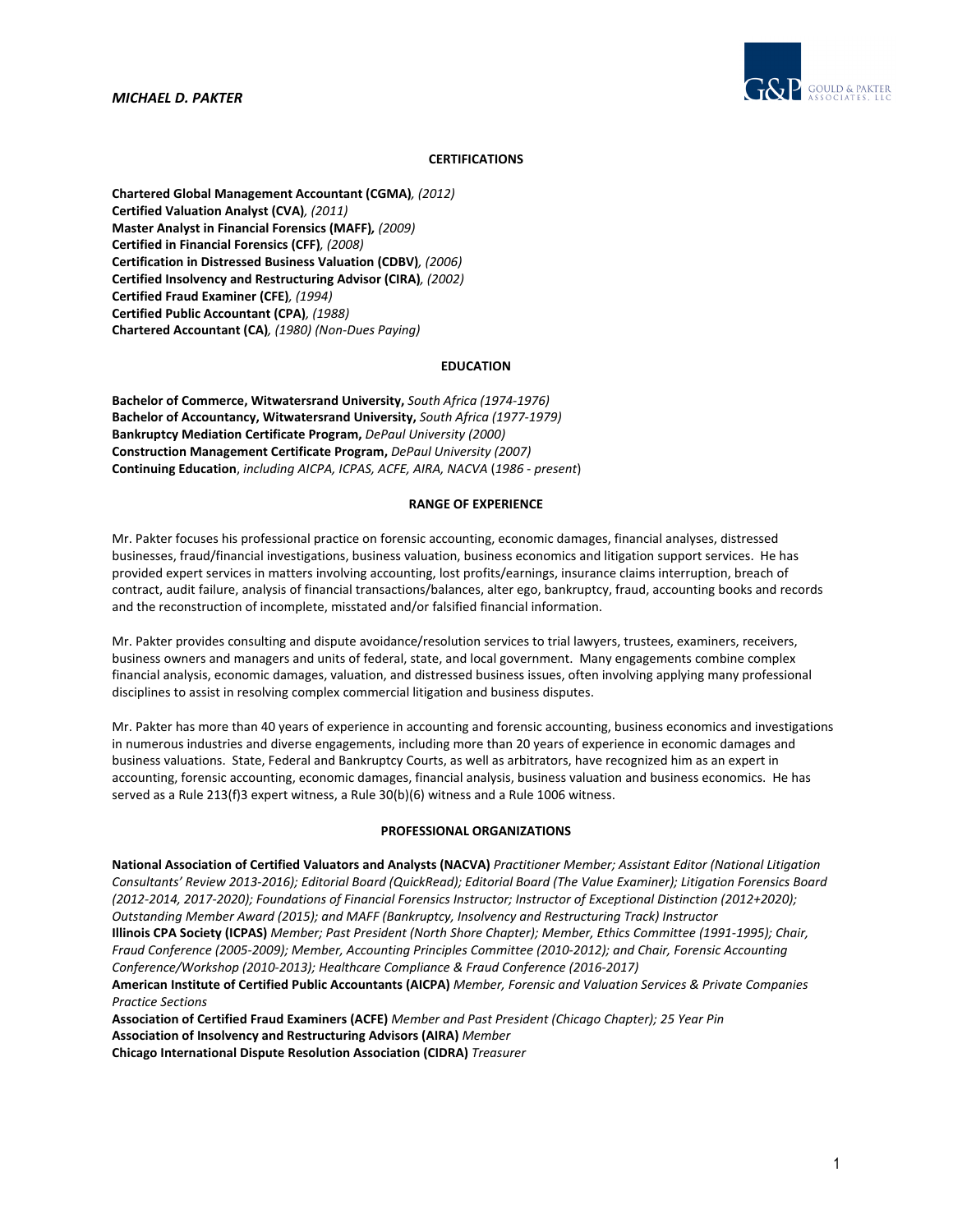# MICHAEL D. PAKTER

## CERTIFICATIONS

**Chartered Global Management Accountant (CGMA)***, (2012)*
**Certified Valuation Analyst (CVA)***, (2011)*
**Master Analyst in Financial Forensics (MAFF)***, (2009)*
**Certified in Financial Forensics (CFF)***, (2008)*
**Certification in Distressed Business Valuation (CDBV)***, (2006)*
**Certified Insolvency and Restructuring Advisor (CIRA)***, (2002)*
**Certified Fraud Examiner (CFE)***, (1994)*
**Certified Public Accountant (CPA)***, (1988)*
**Chartered Accountant (CA)***, (1980) (Non-Dues Paying)*

## EDUCATION

**Bachelor of Commerce, Witwatersrand University,** *South Africa (1974-1976)*
**Bachelor of Accountancy, Witwatersrand University,** *South Africa (1977-1979)*
**Bankruptcy Mediation Certificate Program,** *DePaul University (2000)*
**Construction Management Certificate Program,** *DePaul University (2007)*
**Continuing Education**, *including AICPA, ICPAS, ACFE, AIRA, NACVA* (*1986 - present*)

## RANGE OF EXPERIENCE

Mr. Pakter focuses his professional practice on forensic accounting, economic damages, financial analyses, distressed businesses, fraud/financial investigations, business valuation, business economics and litigation support services. He has provided expert services in matters involving accounting, lost profits/earnings, insurance claims interruption, breach of contract, audit failure, analysis of financial transactions/balances, alter ego, bankruptcy, fraud, accounting books and records and the reconstruction of incomplete, misstated and/or falsified financial information.

Mr. Pakter provides consulting and dispute avoidance/resolution services to trial lawyers, trustees, examiners, receivers, business owners and managers and units of federal, state, and local government. Many engagements combine complex financial analysis, economic damages, valuation, and distressed business issues, often involving applying many professional disciplines to assist in resolving complex commercial litigation and business disputes.

Mr. Pakter has more than 40 years of experience in accounting and forensic accounting, business economics and investigations in numerous industries and diverse engagements, including more than 20 years of experience in economic damages and business valuations. State, Federal and Bankruptcy Courts, as well as arbitrators, have recognized him as an expert in accounting, forensic accounting, economic damages, financial analysis, business valuation and business economics. He has served as a Rule 213(f)3 expert witness, a Rule 30(b)(6) witness and a Rule 1006 witness.

## PROFESSIONAL ORGANIZATIONS

**National Association of Certified Valuators and Analysts (NACVA)** *Practitioner Member; Assistant Editor (National Litigation Consultants' Review 2013-2016); Editorial Board (QuickRead); Editorial Board (The Value Examiner); Litigation Forensics Board (2012-2014, 2017-2020); Foundations of Financial Forensics Instructor; Instructor of Exceptional Distinction (2012+2020); Outstanding Member Award (2015); and MAFF (Bankruptcy, Insolvency and Restructuring Track) Instructor*
**Illinois CPA Society (ICPAS)** *Member; Past President (North Shore Chapter); Member, Ethics Committee (1991-1995); Chair, Fraud Conference (2005-2009); Member, Accounting Principles Committee (2010-2012); and Chair, Forensic Accounting Conference/Workshop (2010-2013); Healthcare Compliance & Fraud Conference (2016-2017)*
**American Institute of Certified Public Accountants (AICPA)** *Member, Forensic and Valuation Services & Private Companies Practice Sections*
**Association of Certified Fraud Examiners (ACFE)** *Member and Past President (Chicago Chapter); 25 Year Pin*
**Association of Insolvency and Restructuring Advisors (AIRA)** *Member*
**Chicago International Dispute Resolution Association (CIDRA)** *Treasurer*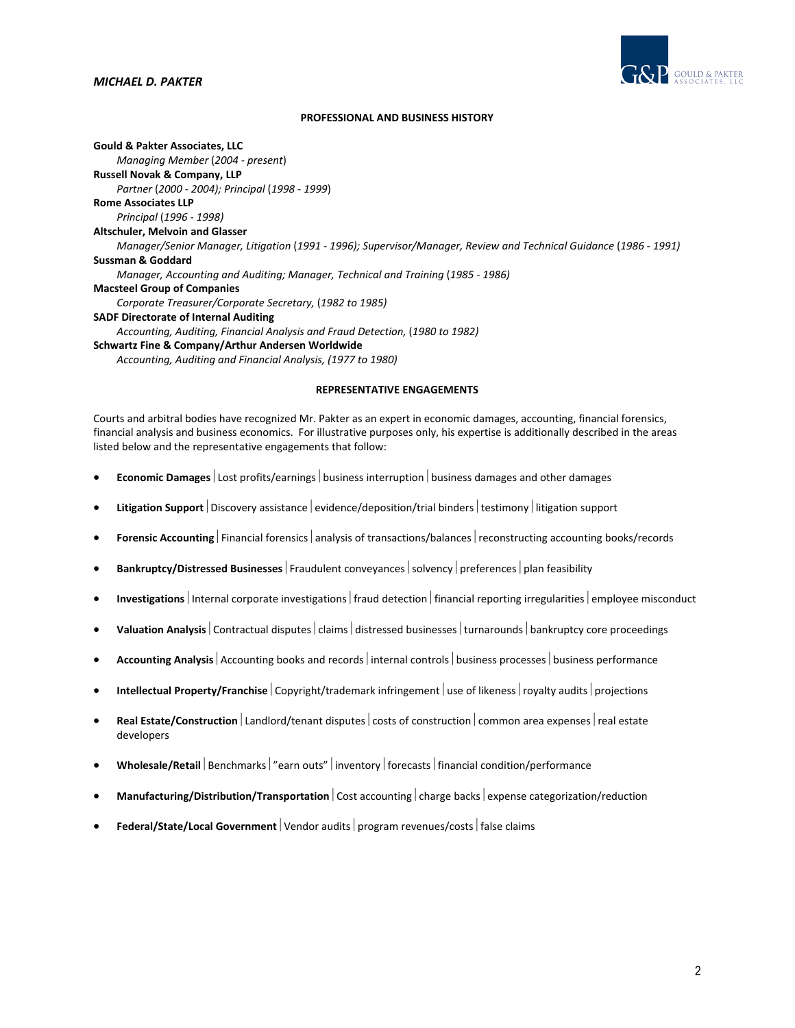## PROFESSIONAL AND BUSINESS HISTORY

**Gould & Pakter Associates, LLC**
*Managing Member* (*2004 - present*)

**Russell Novak & Company, LLP**
*Partner* (*2000 - 2004*)*; Principal* (*1998 - 1999*)

**Rome Associates LLP**
*Principal* (*1996 - 1998*)

**Altschuler, Melvoin and Glasser**
*Manager/Senior Manager, Litigation* (*1991 - 1996*)*; Supervisor/Manager, Review and Technical Guidance* (*1986 - 1991*)

**Sussman & Goddard**
*Manager, Accounting and Auditing; Manager, Technical and Training* (*1985 - 1986*)

**Macsteel Group of Companies**
*Corporate Treasurer/Corporate Secretary,* (*1982 to 1985*)

**SADF Directorate of Internal Auditing**
*Accounting, Auditing, Financial Analysis and Fraud Detection,* (*1980 to 1982*)

**Schwartz Fine & Company/Arthur Andersen Worldwide**
*Accounting, Auditing and Financial Analysis,* (*1977 to 1980*)

## REPRESENTATIVE ENGAGEMENTS

Courts and arbitral bodies have recognized Mr. Pakter as an expert in economic damages, accounting, financial forensics, financial analysis and business economics. For illustrative purposes only, his expertise is additionally described in the areas listed below and the representative engagements that follow:

- **Economic Damages** | Lost profits/earnings | business interruption | business damages and other damages
- **Litigation Support** | Discovery assistance | evidence/deposition/trial binders | testimony | litigation support
- **Forensic Accounting** | Financial forensics | analysis of transactions/balances | reconstructing accounting books/records
- **Bankruptcy/Distressed Businesses** | Fraudulent conveyances | solvency | preferences | plan feasibility
- **Investigations** | Internal corporate investigations | fraud detection | financial reporting irregularities | employee misconduct
- **Valuation Analysis** | Contractual disputes | claims | distressed businesses | turnarounds | bankruptcy core proceedings
- **Accounting Analysis** | Accounting books and records | internal controls | business processes | business performance
- **Intellectual Property/Franchise** | Copyright/trademark infringement | use of likeness | royalty audits | projections
- **Real Estate/Construction** | Landlord/tenant disputes | costs of construction | common area expenses | real estate developers
- **Wholesale/Retail** | Benchmarks | "earn outs" | inventory | forecasts | financial condition/performance
- **Manufacturing/Distribution/Transportation** | Cost accounting | charge backs | expense categorization/reduction
- **Federal/State/Local Government** | Vendor audits | program revenues/costs | false claims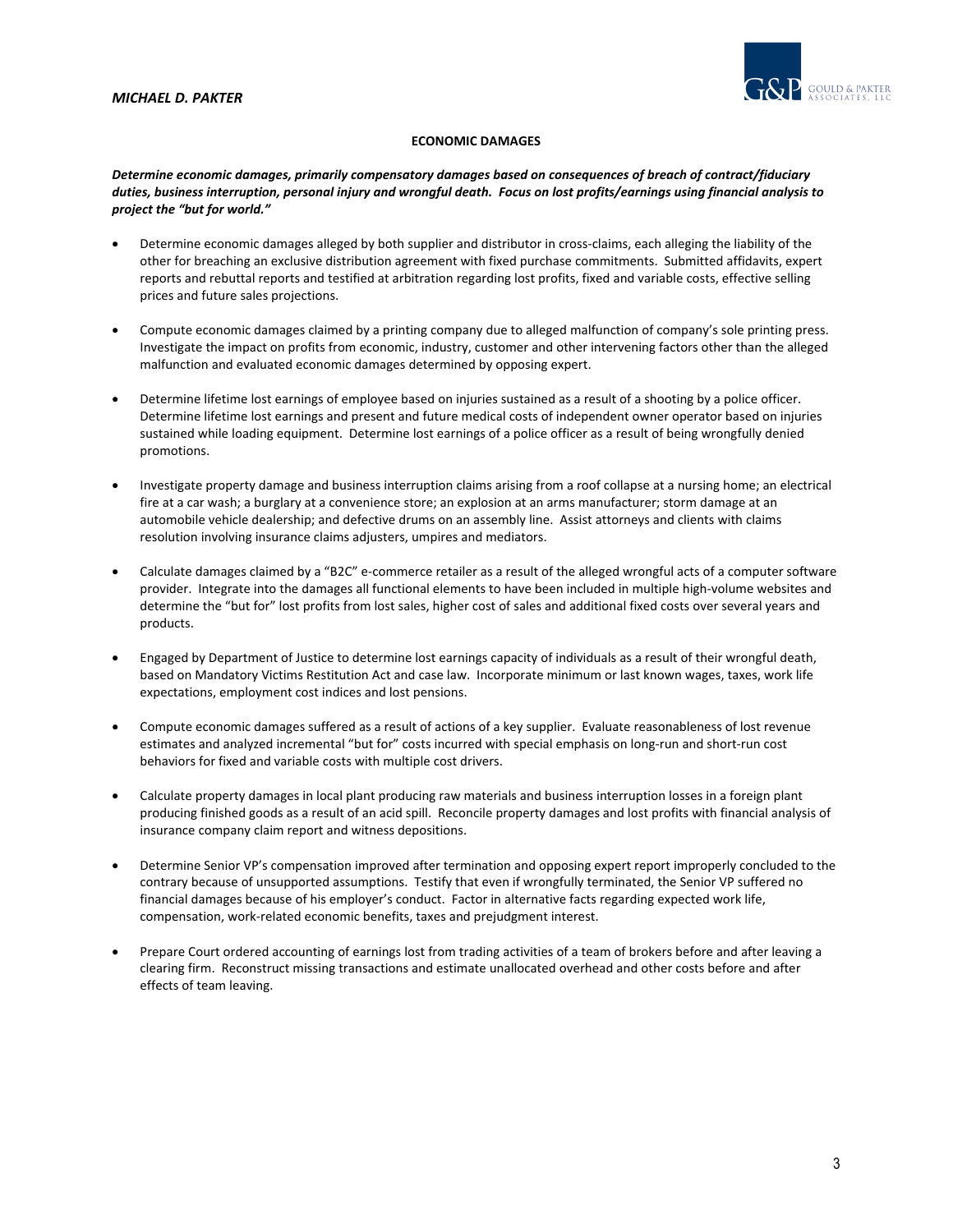## ECONOMIC DAMAGES

***Determine economic damages, primarily compensatory damages based on consequences of breach of contract/fiduciary duties, business interruption, personal injury and wrongful death. Focus on lost profits/earnings using financial analysis to project the "but for world."***

- Determine economic damages alleged by both supplier and distributor in cross-claims, each alleging the liability of the other for breaching an exclusive distribution agreement with fixed purchase commitments. Submitted affidavits, expert reports and rebuttal reports and testified at arbitration regarding lost profits, fixed and variable costs, effective selling prices and future sales projections.

- Compute economic damages claimed by a printing company due to alleged malfunction of company's sole printing press. Investigate the impact on profits from economic, industry, customer and other intervening factors other than the alleged malfunction and evaluated economic damages determined by opposing expert.

- Determine lifetime lost earnings of employee based on injuries sustained as a result of a shooting by a police officer. Determine lifetime lost earnings and present and future medical costs of independent owner operator based on injuries sustained while loading equipment. Determine lost earnings of a police officer as a result of being wrongfully denied promotions.

- Investigate property damage and business interruption claims arising from a roof collapse at a nursing home; an electrical fire at a car wash; a burglary at a convenience store; an explosion at an arms manufacturer; storm damage at an automobile vehicle dealership; and defective drums on an assembly line. Assist attorneys and clients with claims resolution involving insurance claims adjusters, umpires and mediators.

- Calculate damages claimed by a "B2C" e-commerce retailer as a result of the alleged wrongful acts of a computer software provider. Integrate into the damages all functional elements to have been included in multiple high-volume websites and determine the "but for" lost profits from lost sales, higher cost of sales and additional fixed costs over several years and products.

- Engaged by Department of Justice to determine lost earnings capacity of individuals as a result of their wrongful death, based on Mandatory Victims Restitution Act and case law. Incorporate minimum or last known wages, taxes, work life expectations, employment cost indices and lost pensions.

- Compute economic damages suffered as a result of actions of a key supplier. Evaluate reasonableness of lost revenue estimates and analyzed incremental "but for" costs incurred with special emphasis on long-run and short-run cost behaviors for fixed and variable costs with multiple cost drivers.

- Calculate property damages in local plant producing raw materials and business interruption losses in a foreign plant producing finished goods as a result of an acid spill. Reconcile property damages and lost profits with financial analysis of insurance company claim report and witness depositions.

- Determine Senior VP's compensation improved after termination and opposing expert report improperly concluded to the contrary because of unsupported assumptions. Testify that even if wrongfully terminated, the Senior VP suffered no financial damages because of his employer's conduct. Factor in alternative facts regarding expected work life, compensation, work-related economic benefits, taxes and prejudgment interest.

- Prepare Court ordered accounting of earnings lost from trading activities of a team of brokers before and after leaving a clearing firm. Reconstruct missing transactions and estimate unallocated overhead and other costs before and after effects of team leaving.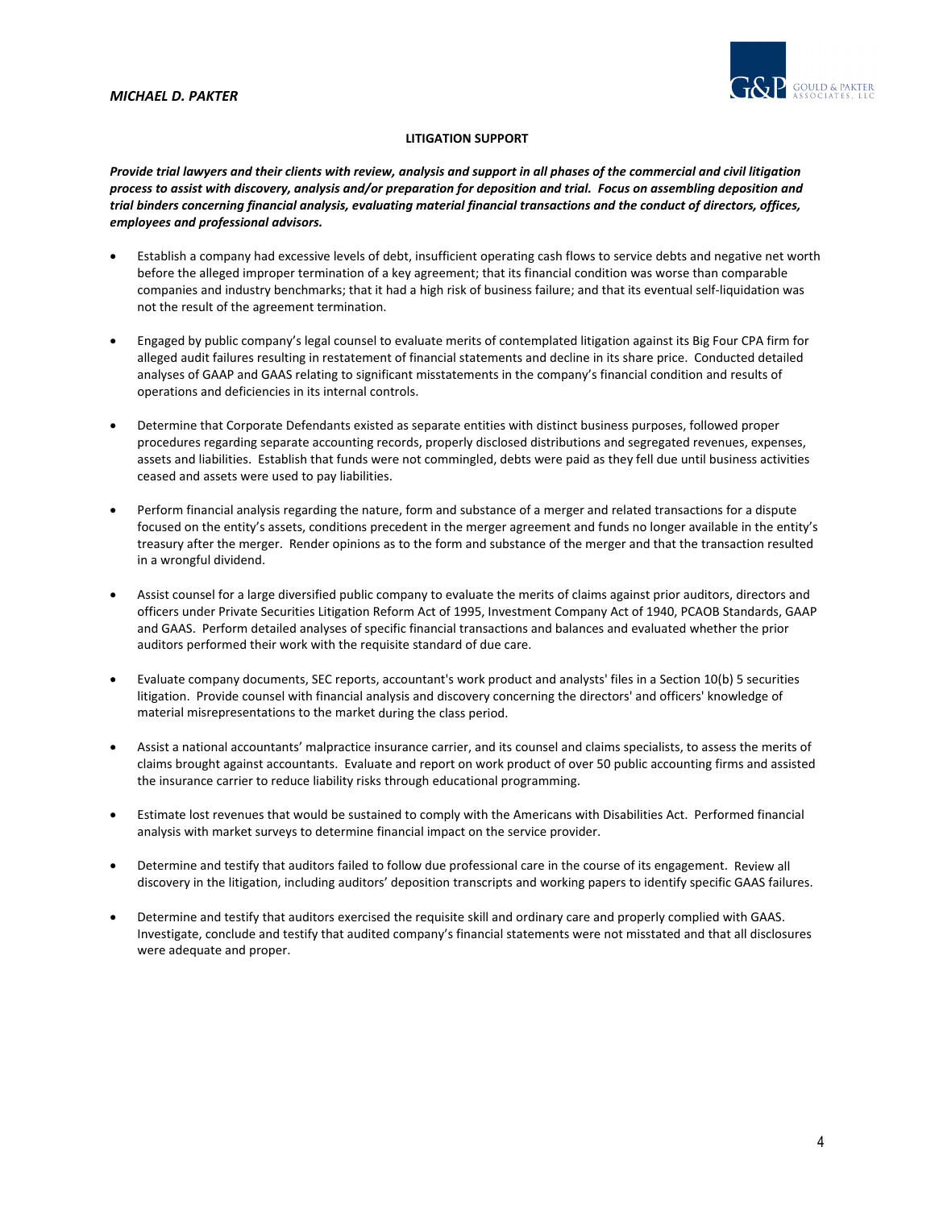## LITIGATION SUPPORT

***Provide trial lawyers and their clients with review, analysis and support in all phases of the commercial and civil litigation process to assist with discovery, analysis and/or preparation for deposition and trial. Focus on assembling deposition and trial binders concerning financial analysis, evaluating material financial transactions and the conduct of directors, offices, employees and professional advisors.***

- Establish a company had excessive levels of debt, insufficient operating cash flows to service debts and negative net worth before the alleged improper termination of a key agreement; that its financial condition was worse than comparable companies and industry benchmarks; that it had a high risk of business failure; and that its eventual self-liquidation was not the result of the agreement termination.

- Engaged by public company's legal counsel to evaluate merits of contemplated litigation against its Big Four CPA firm for alleged audit failures resulting in restatement of financial statements and decline in its share price. Conducted detailed analyses of GAAP and GAAS relating to significant misstatements in the company's financial condition and results of operations and deficiencies in its internal controls.

- Determine that Corporate Defendants existed as separate entities with distinct business purposes, followed proper procedures regarding separate accounting records, properly disclosed distributions and segregated revenues, expenses, assets and liabilities. Establish that funds were not commingled, debts were paid as they fell due until business activities ceased and assets were used to pay liabilities.

- Perform financial analysis regarding the nature, form and substance of a merger and related transactions for a dispute focused on the entity's assets, conditions precedent in the merger agreement and funds no longer available in the entity's treasury after the merger. Render opinions as to the form and substance of the merger and that the transaction resulted in a wrongful dividend.

- Assist counsel for a large diversified public company to evaluate the merits of claims against prior auditors, directors and officers under Private Securities Litigation Reform Act of 1995, Investment Company Act of 1940, PCAOB Standards, GAAP and GAAS. Perform detailed analyses of specific financial transactions and balances and evaluated whether the prior auditors performed their work with the requisite standard of due care.

- Evaluate company documents, SEC reports, accountant's work product and analysts' files in a Section 10(b) 5 securities litigation. Provide counsel with financial analysis and discovery concerning the directors' and officers' knowledge of material misrepresentations to the market during the class period.

- Assist a national accountants' malpractice insurance carrier, and its counsel and claims specialists, to assess the merits of claims brought against accountants. Evaluate and report on work product of over 50 public accounting firms and assisted the insurance carrier to reduce liability risks through educational programming.

- Estimate lost revenues that would be sustained to comply with the Americans with Disabilities Act. Performed financial analysis with market surveys to determine financial impact on the service provider.

- Determine and testify that auditors failed to follow due professional care in the course of its engagement. Review all discovery in the litigation, including auditors' deposition transcripts and working papers to identify specific GAAS failures.

- Determine and testify that auditors exercised the requisite skill and ordinary care and properly complied with GAAS. Investigate, conclude and testify that audited company's financial statements were not misstated and that all disclosures were adequate and proper.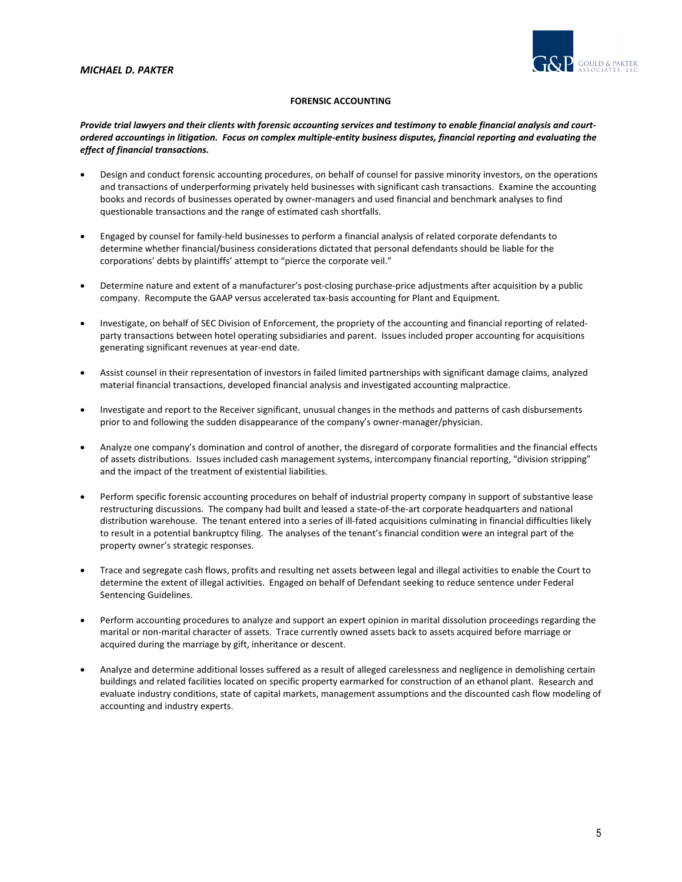## FORENSIC ACCOUNTING

***Provide trial lawyers and their clients with forensic accounting services and testimony to enable financial analysis and court-ordered accountings in litigation. Focus on complex multiple-entity business disputes, financial reporting and evaluating the effect of financial transactions.***

- Design and conduct forensic accounting procedures, on behalf of counsel for passive minority investors, on the operations and transactions of underperforming privately held businesses with significant cash transactions. Examine the accounting books and records of businesses operated by owner-managers and used financial and benchmark analyses to find questionable transactions and the range of estimated cash shortfalls.

- Engaged by counsel for family-held businesses to perform a financial analysis of related corporate defendants to determine whether financial/business considerations dictated that personal defendants should be liable for the corporations' debts by plaintiffs' attempt to "pierce the corporate veil."

- Determine nature and extent of a manufacturer's post-closing purchase-price adjustments after acquisition by a public company. Recompute the GAAP versus accelerated tax-basis accounting for Plant and Equipment.

- Investigate, on behalf of SEC Division of Enforcement, the propriety of the accounting and financial reporting of related-party transactions between hotel operating subsidiaries and parent. Issues included proper accounting for acquisitions generating significant revenues at year-end date.

- Assist counsel in their representation of investors in failed limited partnerships with significant damage claims, analyzed material financial transactions, developed financial analysis and investigated accounting malpractice.

- Investigate and report to the Receiver significant, unusual changes in the methods and patterns of cash disbursements prior to and following the sudden disappearance of the company's owner-manager/physician.

- Analyze one company's domination and control of another, the disregard of corporate formalities and the financial effects of assets distributions. Issues included cash management systems, intercompany financial reporting, "division stripping" and the impact of the treatment of existential liabilities.

- Perform specific forensic accounting procedures on behalf of industrial property company in support of substantive lease restructuring discussions. The company had built and leased a state-of-the-art corporate headquarters and national distribution warehouse. The tenant entered into a series of ill-fated acquisitions culminating in financial difficulties likely to result in a potential bankruptcy filing. The analyses of the tenant's financial condition were an integral part of the property owner's strategic responses.

- Trace and segregate cash flows, profits and resulting net assets between legal and illegal activities to enable the Court to determine the extent of illegal activities. Engaged on behalf of Defendant seeking to reduce sentence under Federal Sentencing Guidelines.

- Perform accounting procedures to analyze and support an expert opinion in marital dissolution proceedings regarding the marital or non-marital character of assets. Trace currently owned assets back to assets acquired before marriage or acquired during the marriage by gift, inheritance or descent.

- Analyze and determine additional losses suffered as a result of alleged carelessness and negligence in demolishing certain buildings and related facilities located on specific property earmarked for construction of an ethanol plant. Research and evaluate industry conditions, state of capital markets, management assumptions and the discounted cash flow modeling of accounting and industry experts.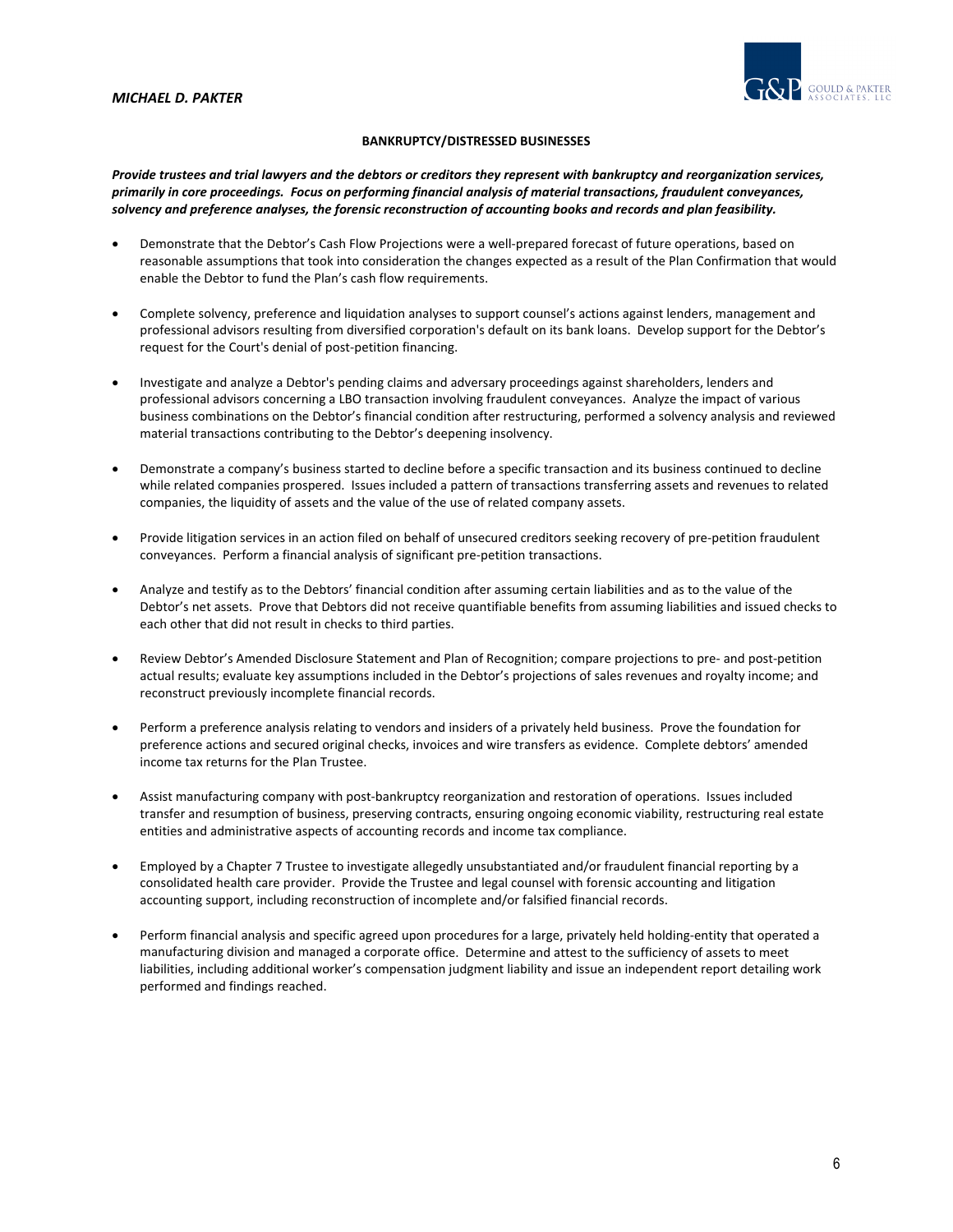## BANKRUPTCY/DISTRESSED BUSINESSES

***Provide trustees and trial lawyers and the debtors or creditors they represent with bankruptcy and reorganization services, primarily in core proceedings. Focus on performing financial analysis of material transactions, fraudulent conveyances, solvency and preference analyses, the forensic reconstruction of accounting books and records and plan feasibility.***

- Demonstrate that the Debtor's Cash Flow Projections were a well-prepared forecast of future operations, based on reasonable assumptions that took into consideration the changes expected as a result of the Plan Confirmation that would enable the Debtor to fund the Plan's cash flow requirements.

- Complete solvency, preference and liquidation analyses to support counsel's actions against lenders, management and professional advisors resulting from diversified corporation's default on its bank loans. Develop support for the Debtor's request for the Court's denial of post-petition financing.

- Investigate and analyze a Debtor's pending claims and adversary proceedings against shareholders, lenders and professional advisors concerning a LBO transaction involving fraudulent conveyances. Analyze the impact of various business combinations on the Debtor's financial condition after restructuring, performed a solvency analysis and reviewed material transactions contributing to the Debtor's deepening insolvency.

- Demonstrate a company's business started to decline before a specific transaction and its business continued to decline while related companies prospered. Issues included a pattern of transactions transferring assets and revenues to related companies, the liquidity of assets and the value of the use of related company assets.

- Provide litigation services in an action filed on behalf of unsecured creditors seeking recovery of pre-petition fraudulent conveyances. Perform a financial analysis of significant pre-petition transactions.

- Analyze and testify as to the Debtors' financial condition after assuming certain liabilities and as to the value of the Debtor's net assets. Prove that Debtors did not receive quantifiable benefits from assuming liabilities and issued checks to each other that did not result in checks to third parties.

- Review Debtor's Amended Disclosure Statement and Plan of Recognition; compare projections to pre- and post-petition actual results; evaluate key assumptions included in the Debtor's projections of sales revenues and royalty income; and reconstruct previously incomplete financial records.

- Perform a preference analysis relating to vendors and insiders of a privately held business. Prove the foundation for preference actions and secured original checks, invoices and wire transfers as evidence. Complete debtors' amended income tax returns for the Plan Trustee.

- Assist manufacturing company with post-bankruptcy reorganization and restoration of operations. Issues included transfer and resumption of business, preserving contracts, ensuring ongoing economic viability, restructuring real estate entities and administrative aspects of accounting records and income tax compliance.

- Employed by a Chapter 7 Trustee to investigate allegedly unsubstantiated and/or fraudulent financial reporting by a consolidated health care provider. Provide the Trustee and legal counsel with forensic accounting and litigation accounting support, including reconstruction of incomplete and/or falsified financial records.

- Perform financial analysis and specific agreed upon procedures for a large, privately held holding-entity that operated a manufacturing division and managed a corporate office. Determine and attest to the sufficiency of assets to meet liabilities, including additional worker's compensation judgment liability and issue an independent report detailing work performed and findings reached.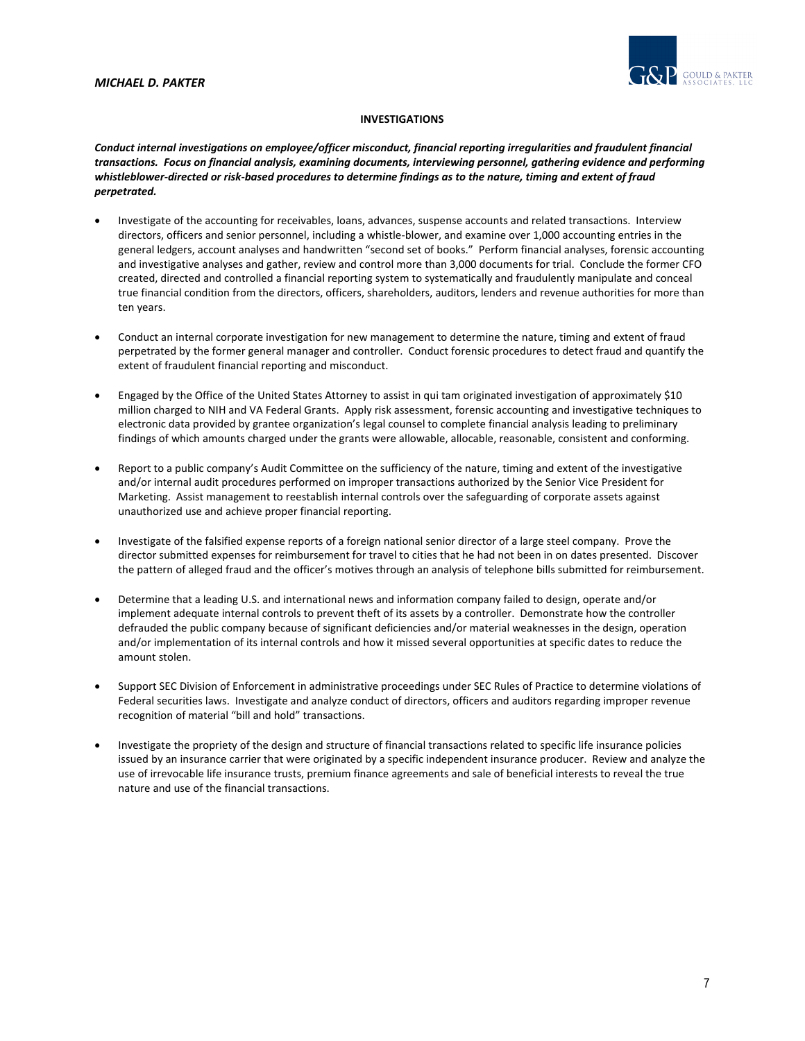## INVESTIGATIONS

***Conduct internal investigations on employee/officer misconduct, financial reporting irregularities and fraudulent financial transactions. Focus on financial analysis, examining documents, interviewing personnel, gathering evidence and performing whistleblower-directed or risk-based procedures to determine findings as to the nature, timing and extent of fraud perpetrated.***

- Investigate of the accounting for receivables, loans, advances, suspense accounts and related transactions. Interview directors, officers and senior personnel, including a whistle-blower, and examine over 1,000 accounting entries in the general ledgers, account analyses and handwritten "second set of books." Perform financial analyses, forensic accounting and investigative analyses and gather, review and control more than 3,000 documents for trial. Conclude the former CFO created, directed and controlled a financial reporting system to systematically and fraudulently manipulate and conceal true financial condition from the directors, officers, shareholders, auditors, lenders and revenue authorities for more than ten years.

- Conduct an internal corporate investigation for new management to determine the nature, timing and extent of fraud perpetrated by the former general manager and controller. Conduct forensic procedures to detect fraud and quantify the extent of fraudulent financial reporting and misconduct.

- Engaged by the Office of the United States Attorney to assist in qui tam originated investigation of approximately $10 million charged to NIH and VA Federal Grants. Apply risk assessment, forensic accounting and investigative techniques to electronic data provided by grantee organization's legal counsel to complete financial analysis leading to preliminary findings of which amounts charged under the grants were allowable, allocable, reasonable, consistent and conforming.

- Report to a public company's Audit Committee on the sufficiency of the nature, timing and extent of the investigative and/or internal audit procedures performed on improper transactions authorized by the Senior Vice President for Marketing. Assist management to reestablish internal controls over the safeguarding of corporate assets against unauthorized use and achieve proper financial reporting.

- Investigate of the falsified expense reports of a foreign national senior director of a large steel company. Prove the director submitted expenses for reimbursement for travel to cities that he had not been in on dates presented. Discover the pattern of alleged fraud and the officer's motives through an analysis of telephone bills submitted for reimbursement.

- Determine that a leading U.S. and international news and information company failed to design, operate and/or implement adequate internal controls to prevent theft of its assets by a controller. Demonstrate how the controller defrauded the public company because of significant deficiencies and/or material weaknesses in the design, operation and/or implementation of its internal controls and how it missed several opportunities at specific dates to reduce the amount stolen.

- Support SEC Division of Enforcement in administrative proceedings under SEC Rules of Practice to determine violations of Federal securities laws. Investigate and analyze conduct of directors, officers and auditors regarding improper revenue recognition of material "bill and hold" transactions.

- Investigate the propriety of the design and structure of financial transactions related to specific life insurance policies issued by an insurance carrier that were originated by a specific independent insurance producer. Review and analyze the use of irrevocable life insurance trusts, premium finance agreements and sale of beneficial interests to reveal the true nature and use of the financial transactions.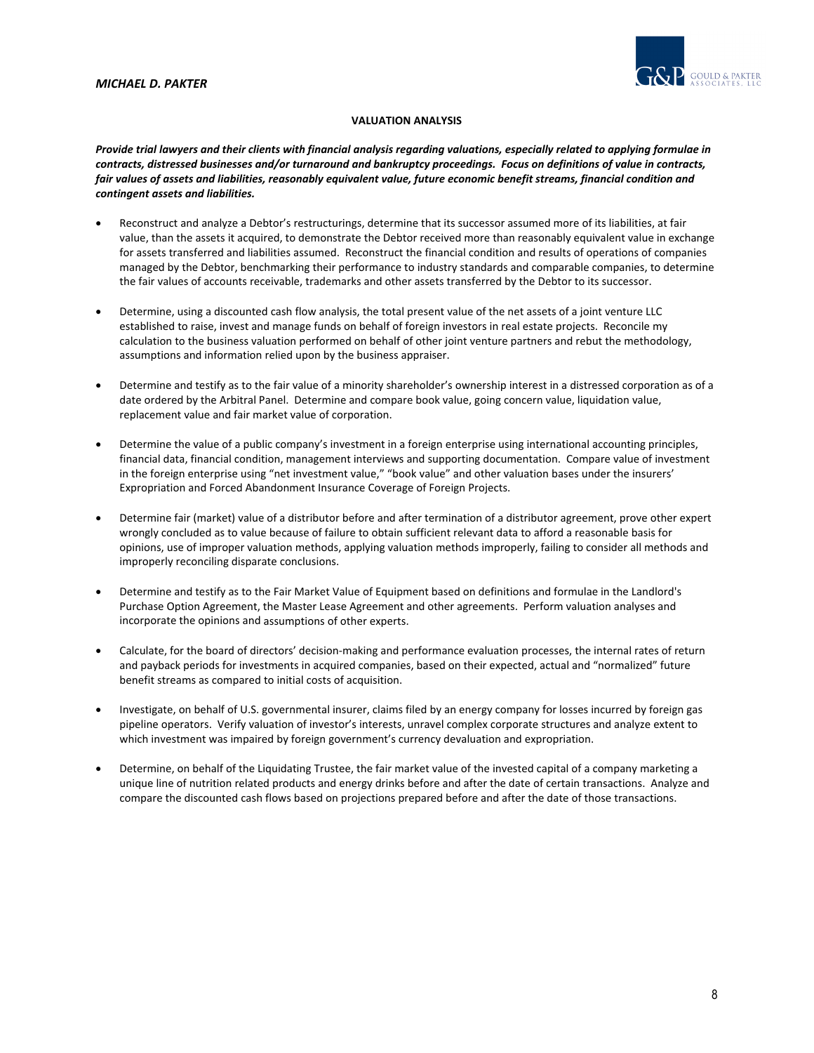## VALUATION ANALYSIS

***Provide trial lawyers and their clients with financial analysis regarding valuations, especially related to applying formulae in contracts, distressed businesses and/or turnaround and bankruptcy proceedings. Focus on definitions of value in contracts, fair values of assets and liabilities, reasonably equivalent value, future economic benefit streams, financial condition and contingent assets and liabilities.***

- Reconstruct and analyze a Debtor's restructurings, determine that its successor assumed more of its liabilities, at fair value, than the assets it acquired, to demonstrate the Debtor received more than reasonably equivalent value in exchange for assets transferred and liabilities assumed. Reconstruct the financial condition and results of operations of companies managed by the Debtor, benchmarking their performance to industry standards and comparable companies, to determine the fair values of accounts receivable, trademarks and other assets transferred by the Debtor to its successor.

- Determine, using a discounted cash flow analysis, the total present value of the net assets of a joint venture LLC established to raise, invest and manage funds on behalf of foreign investors in real estate projects. Reconcile my calculation to the business valuation performed on behalf of other joint venture partners and rebut the methodology, assumptions and information relied upon by the business appraiser.

- Determine and testify as to the fair value of a minority shareholder's ownership interest in a distressed corporation as of a date ordered by the Arbitral Panel. Determine and compare book value, going concern value, liquidation value, replacement value and fair market value of corporation.

- Determine the value of a public company's investment in a foreign enterprise using international accounting principles, financial data, financial condition, management interviews and supporting documentation. Compare value of investment in the foreign enterprise using "net investment value," "book value" and other valuation bases under the insurers' Expropriation and Forced Abandonment Insurance Coverage of Foreign Projects.

- Determine fair (market) value of a distributor before and after termination of a distributor agreement, prove other expert wrongly concluded as to value because of failure to obtain sufficient relevant data to afford a reasonable basis for opinions, use of improper valuation methods, applying valuation methods improperly, failing to consider all methods and improperly reconciling disparate conclusions.

- Determine and testify as to the Fair Market Value of Equipment based on definitions and formulae in the Landlord's Purchase Option Agreement, the Master Lease Agreement and other agreements. Perform valuation analyses and incorporate the opinions and assumptions of other experts.

- Calculate, for the board of directors' decision-making and performance evaluation processes, the internal rates of return and payback periods for investments in acquired companies, based on their expected, actual and "normalized" future benefit streams as compared to initial costs of acquisition.

- Investigate, on behalf of U.S. governmental insurer, claims filed by an energy company for losses incurred by foreign gas pipeline operators. Verify valuation of investor's interests, unravel complex corporate structures and analyze extent to which investment was impaired by foreign government's currency devaluation and expropriation.

- Determine, on behalf of the Liquidating Trustee, the fair market value of the invested capital of a company marketing a unique line of nutrition related products and energy drinks before and after the date of certain transactions. Analyze and compare the discounted cash flows based on projections prepared before and after the date of those transactions.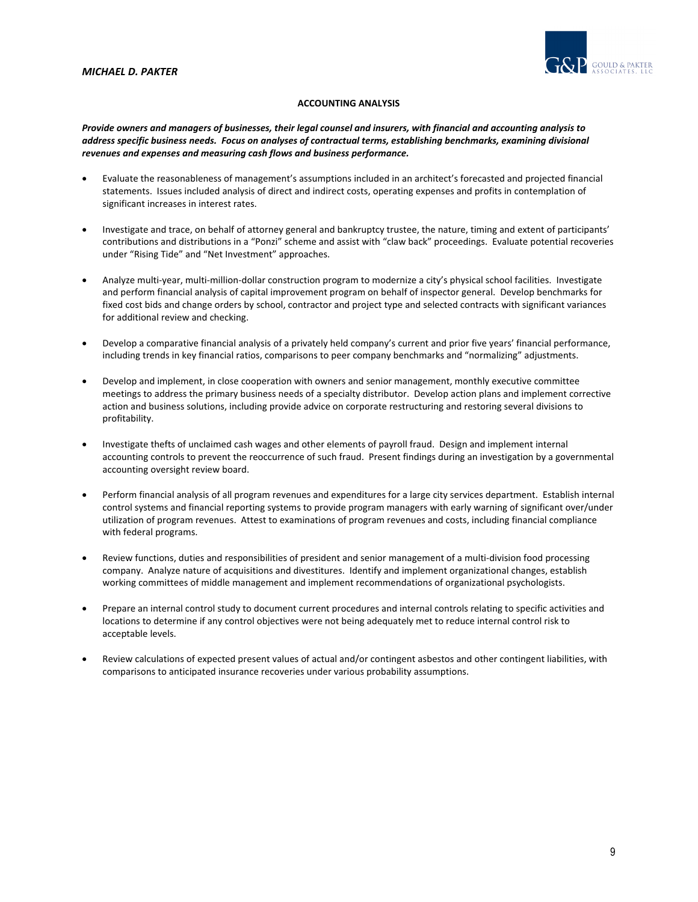## ACCOUNTING ANALYSIS

***Provide owners and managers of businesses, their legal counsel and insurers, with financial and accounting analysis to address specific business needs. Focus on analyses of contractual terms, establishing benchmarks, examining divisional revenues and expenses and measuring cash flows and business performance.***

- Evaluate the reasonableness of management's assumptions included in an architect's forecasted and projected financial statements. Issues included analysis of direct and indirect costs, operating expenses and profits in contemplation of significant increases in interest rates.

- Investigate and trace, on behalf of attorney general and bankruptcy trustee, the nature, timing and extent of participants' contributions and distributions in a "Ponzi" scheme and assist with "claw back" proceedings. Evaluate potential recoveries under "Rising Tide" and "Net Investment" approaches.

- Analyze multi-year, multi-million-dollar construction program to modernize a city's physical school facilities. Investigate and perform financial analysis of capital improvement program on behalf of inspector general. Develop benchmarks for fixed cost bids and change orders by school, contractor and project type and selected contracts with significant variances for additional review and checking.

- Develop a comparative financial analysis of a privately held company's current and prior five years' financial performance, including trends in key financial ratios, comparisons to peer company benchmarks and "normalizing" adjustments.

- Develop and implement, in close cooperation with owners and senior management, monthly executive committee meetings to address the primary business needs of a specialty distributor. Develop action plans and implement corrective action and business solutions, including provide advice on corporate restructuring and restoring several divisions to profitability.

- Investigate thefts of unclaimed cash wages and other elements of payroll fraud. Design and implement internal accounting controls to prevent the reoccurrence of such fraud. Present findings during an investigation by a governmental accounting oversight review board.

- Perform financial analysis of all program revenues and expenditures for a large city services department. Establish internal control systems and financial reporting systems to provide program managers with early warning of significant over/under utilization of program revenues. Attest to examinations of program revenues and costs, including financial compliance with federal programs.

- Review functions, duties and responsibilities of president and senior management of a multi-division food processing company. Analyze nature of acquisitions and divestitures. Identify and implement organizational changes, establish working committees of middle management and implement recommendations of organizational psychologists.

- Prepare an internal control study to document current procedures and internal controls relating to specific activities and locations to determine if any control objectives were not being adequately met to reduce internal control risk to acceptable levels.

- Review calculations of expected present values of actual and/or contingent asbestos and other contingent liabilities, with comparisons to anticipated insurance recoveries under various probability assumptions.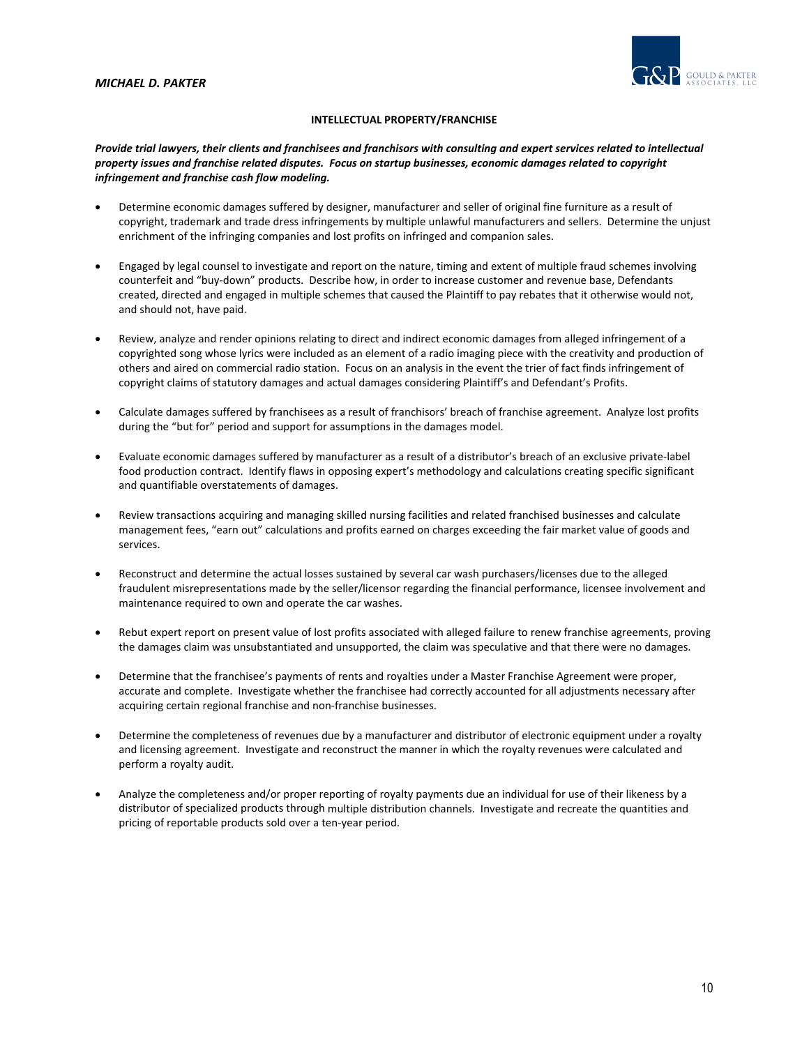## INTELLECTUAL PROPERTY/FRANCHISE

***Provide trial lawyers, their clients and franchisees and franchisors with consulting and expert services related to intellectual property issues and franchise related disputes. Focus on startup businesses, economic damages related to copyright infringement and franchise cash flow modeling.***

- Determine economic damages suffered by designer, manufacturer and seller of original fine furniture as a result of copyright, trademark and trade dress infringements by multiple unlawful manufacturers and sellers. Determine the unjust enrichment of the infringing companies and lost profits on infringed and companion sales.
- Engaged by legal counsel to investigate and report on the nature, timing and extent of multiple fraud schemes involving counterfeit and "buy-down" products. Describe how, in order to increase customer and revenue base, Defendants created, directed and engaged in multiple schemes that caused the Plaintiff to pay rebates that it otherwise would not, and should not, have paid.
- Review, analyze and render opinions relating to direct and indirect economic damages from alleged infringement of a copyrighted song whose lyrics were included as an element of a radio imaging piece with the creativity and production of others and aired on commercial radio station. Focus on an analysis in the event the trier of fact finds infringement of copyright claims of statutory damages and actual damages considering Plaintiff's and Defendant's Profits.
- Calculate damages suffered by franchisees as a result of franchisors' breach of franchise agreement. Analyze lost profits during the "but for" period and support for assumptions in the damages model.
- Evaluate economic damages suffered by manufacturer as a result of a distributor's breach of an exclusive private-label food production contract. Identify flaws in opposing expert's methodology and calculations creating specific significant and quantifiable overstatements of damages.
- Review transactions acquiring and managing skilled nursing facilities and related franchised businesses and calculate management fees, "earn out" calculations and profits earned on charges exceeding the fair market value of goods and services.
- Reconstruct and determine the actual losses sustained by several car wash purchasers/licenses due to the alleged fraudulent misrepresentations made by the seller/licensor regarding the financial performance, licensee involvement and maintenance required to own and operate the car washes.
- Rebut expert report on present value of lost profits associated with alleged failure to renew franchise agreements, proving the damages claim was unsubstantiated and unsupported, the claim was speculative and that there were no damages.
- Determine that the franchisee's payments of rents and royalties under a Master Franchise Agreement were proper, accurate and complete. Investigate whether the franchisee had correctly accounted for all adjustments necessary after acquiring certain regional franchise and non-franchise businesses.
- Determine the completeness of revenues due by a manufacturer and distributor of electronic equipment under a royalty and licensing agreement. Investigate and reconstruct the manner in which the royalty revenues were calculated and perform a royalty audit.
- Analyze the completeness and/or proper reporting of royalty payments due an individual for use of their likeness by a distributor of specialized products through multiple distribution channels. Investigate and recreate the quantities and pricing of reportable products sold over a ten-year period.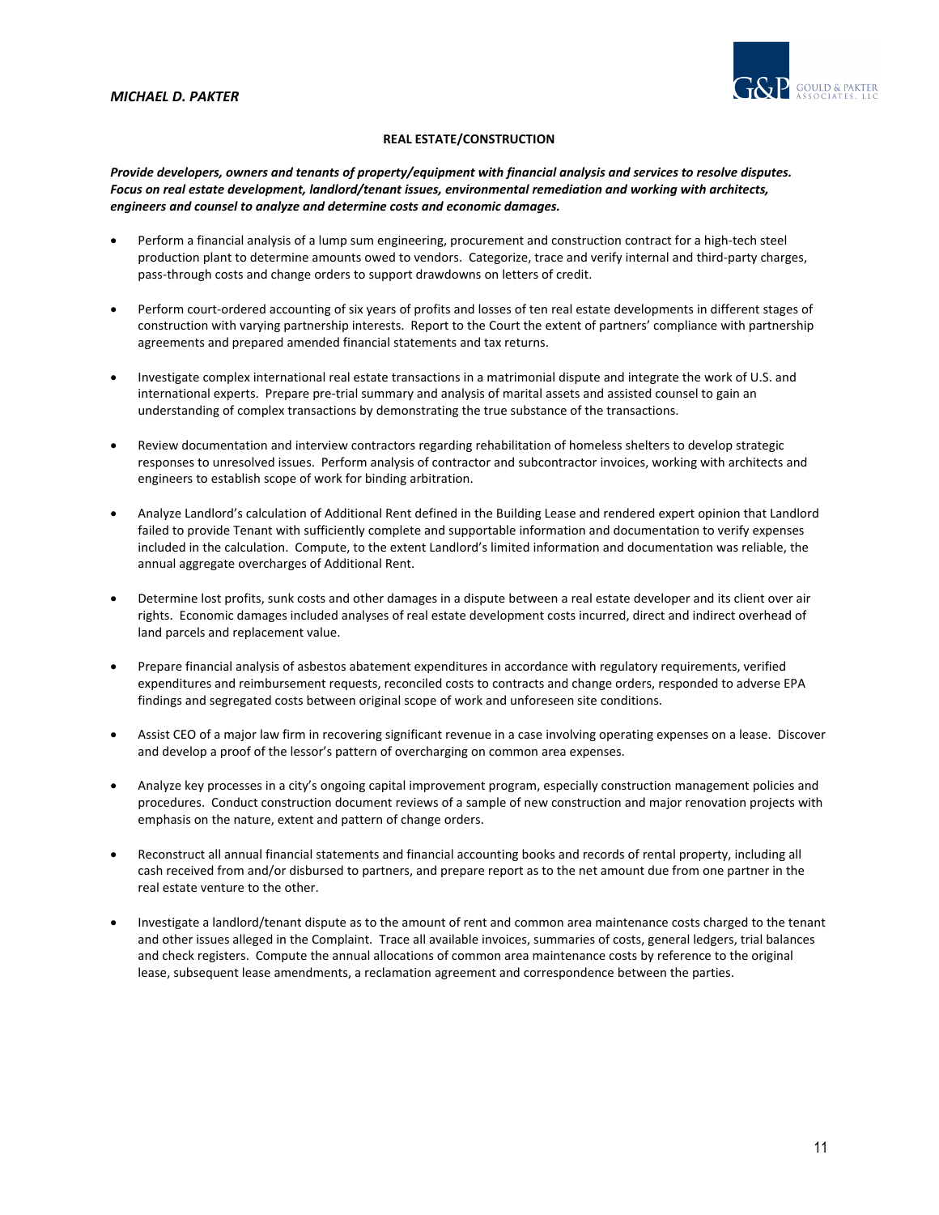## REAL ESTATE/CONSTRUCTION

***Provide developers, owners and tenants of property/equipment with financial analysis and services to resolve disputes. Focus on real estate development, landlord/tenant issues, environmental remediation and working with architects, engineers and counsel to analyze and determine costs and economic damages.***

- Perform a financial analysis of a lump sum engineering, procurement and construction contract for a high-tech steel production plant to determine amounts owed to vendors. Categorize, trace and verify internal and third-party charges, pass-through costs and change orders to support drawdowns on letters of credit.

- Perform court-ordered accounting of six years of profits and losses of ten real estate developments in different stages of construction with varying partnership interests. Report to the Court the extent of partners' compliance with partnership agreements and prepared amended financial statements and tax returns.

- Investigate complex international real estate transactions in a matrimonial dispute and integrate the work of U.S. and international experts. Prepare pre-trial summary and analysis of marital assets and assisted counsel to gain an understanding of complex transactions by demonstrating the true substance of the transactions.

- Review documentation and interview contractors regarding rehabilitation of homeless shelters to develop strategic responses to unresolved issues. Perform analysis of contractor and subcontractor invoices, working with architects and engineers to establish scope of work for binding arbitration.

- Analyze Landlord's calculation of Additional Rent defined in the Building Lease and rendered expert opinion that Landlord failed to provide Tenant with sufficiently complete and supportable information and documentation to verify expenses included in the calculation. Compute, to the extent Landlord's limited information and documentation was reliable, the annual aggregate overcharges of Additional Rent.

- Determine lost profits, sunk costs and other damages in a dispute between a real estate developer and its client over air rights. Economic damages included analyses of real estate development costs incurred, direct and indirect overhead of land parcels and replacement value.

- Prepare financial analysis of asbestos abatement expenditures in accordance with regulatory requirements, verified expenditures and reimbursement requests, reconciled costs to contracts and change orders, responded to adverse EPA findings and segregated costs between original scope of work and unforeseen site conditions.

- Assist CEO of a major law firm in recovering significant revenue in a case involving operating expenses on a lease. Discover and develop a proof of the lessor's pattern of overcharging on common area expenses.

- Analyze key processes in a city's ongoing capital improvement program, especially construction management policies and procedures. Conduct construction document reviews of a sample of new construction and major renovation projects with emphasis on the nature, extent and pattern of change orders.

- Reconstruct all annual financial statements and financial accounting books and records of rental property, including all cash received from and/or disbursed to partners, and prepare report as to the net amount due from one partner in the real estate venture to the other.

- Investigate a landlord/tenant dispute as to the amount of rent and common area maintenance costs charged to the tenant and other issues alleged in the Complaint. Trace all available invoices, summaries of costs, general ledgers, trial balances and check registers. Compute the annual allocations of common area maintenance costs by reference to the original lease, subsequent lease amendments, a reclamation agreement and correspondence between the parties.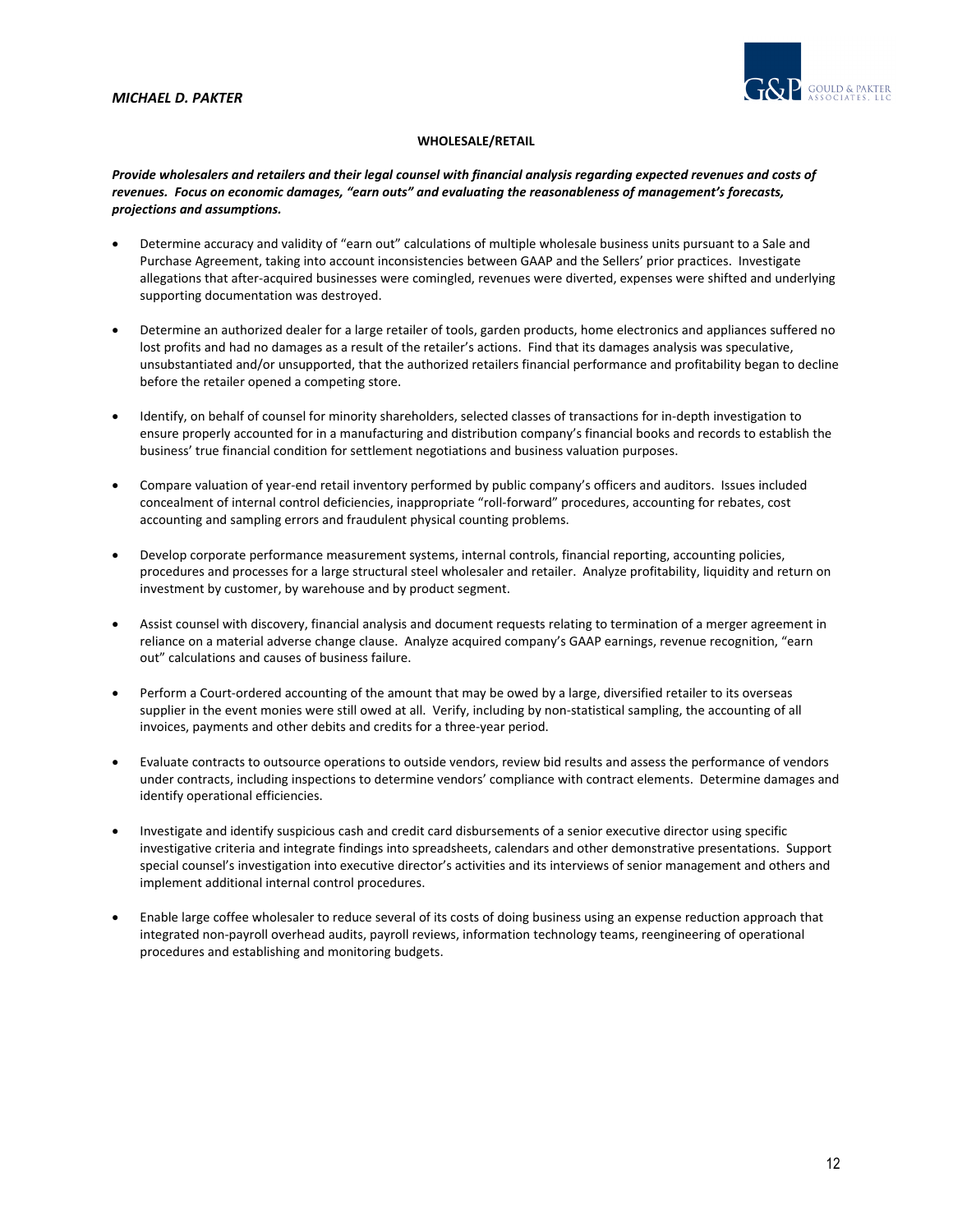## WHOLESALE/RETAIL

***Provide wholesalers and retailers and their legal counsel with financial analysis regarding expected revenues and costs of revenues. Focus on economic damages, "earn outs" and evaluating the reasonableness of management's forecasts, projections and assumptions.***

- Determine accuracy and validity of "earn out" calculations of multiple wholesale business units pursuant to a Sale and Purchase Agreement, taking into account inconsistencies between GAAP and the Sellers' prior practices. Investigate allegations that after-acquired businesses were comingled, revenues were diverted, expenses were shifted and underlying supporting documentation was destroyed.

- Determine an authorized dealer for a large retailer of tools, garden products, home electronics and appliances suffered no lost profits and had no damages as a result of the retailer's actions. Find that its damages analysis was speculative, unsubstantiated and/or unsupported, that the authorized retailers financial performance and profitability began to decline before the retailer opened a competing store.

- Identify, on behalf of counsel for minority shareholders, selected classes of transactions for in-depth investigation to ensure properly accounted for in a manufacturing and distribution company's financial books and records to establish the business' true financial condition for settlement negotiations and business valuation purposes.

- Compare valuation of year-end retail inventory performed by public company's officers and auditors. Issues included concealment of internal control deficiencies, inappropriate "roll-forward" procedures, accounting for rebates, cost accounting and sampling errors and fraudulent physical counting problems.

- Develop corporate performance measurement systems, internal controls, financial reporting, accounting policies, procedures and processes for a large structural steel wholesaler and retailer. Analyze profitability, liquidity and return on investment by customer, by warehouse and by product segment.

- Assist counsel with discovery, financial analysis and document requests relating to termination of a merger agreement in reliance on a material adverse change clause. Analyze acquired company's GAAP earnings, revenue recognition, "earn out" calculations and causes of business failure.

- Perform a Court-ordered accounting of the amount that may be owed by a large, diversified retailer to its overseas supplier in the event monies were still owed at all. Verify, including by non-statistical sampling, the accounting of all invoices, payments and other debits and credits for a three-year period.

- Evaluate contracts to outsource operations to outside vendors, review bid results and assess the performance of vendors under contracts, including inspections to determine vendors' compliance with contract elements. Determine damages and identify operational efficiencies.

- Investigate and identify suspicious cash and credit card disbursements of a senior executive director using specific investigative criteria and integrate findings into spreadsheets, calendars and other demonstrative presentations. Support special counsel's investigation into executive director's activities and its interviews of senior management and others and implement additional internal control procedures.

- Enable large coffee wholesaler to reduce several of its costs of doing business using an expense reduction approach that integrated non-payroll overhead audits, payroll reviews, information technology teams, reengineering of operational procedures and establishing and monitoring budgets.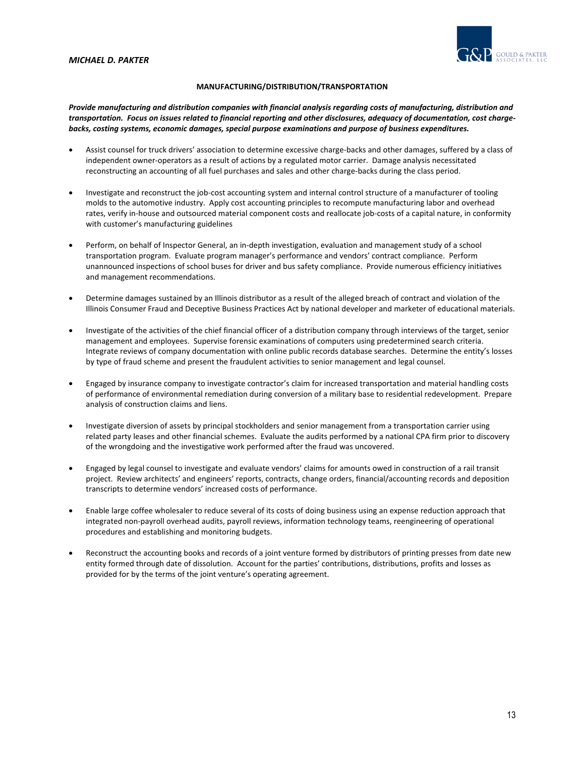## MANUFACTURING/DISTRIBUTION/TRANSPORTATION

***Provide manufacturing and distribution companies with financial analysis regarding costs of manufacturing, distribution and transportation. Focus on issues related to financial reporting and other disclosures, adequacy of documentation, cost charge-backs, costing systems, economic damages, special purpose examinations and purpose of business expenditures.***

- Assist counsel for truck drivers' association to determine excessive charge-backs and other damages, suffered by a class of independent owner-operators as a result of actions by a regulated motor carrier. Damage analysis necessitated reconstructing an accounting of all fuel purchases and sales and other charge-backs during the class period.

- Investigate and reconstruct the job-cost accounting system and internal control structure of a manufacturer of tooling molds to the automotive industry. Apply cost accounting principles to recompute manufacturing labor and overhead rates, verify in-house and outsourced material component costs and reallocate job-costs of a capital nature, in conformity with customer's manufacturing guidelines

- Perform, on behalf of Inspector General, an in-depth investigation, evaluation and management study of a school transportation program. Evaluate program manager's performance and vendors' contract compliance. Perform unannounced inspections of school buses for driver and bus safety compliance. Provide numerous efficiency initiatives and management recommendations.

- Determine damages sustained by an Illinois distributor as a result of the alleged breach of contract and violation of the Illinois Consumer Fraud and Deceptive Business Practices Act by national developer and marketer of educational materials.

- Investigate of the activities of the chief financial officer of a distribution company through interviews of the target, senior management and employees. Supervise forensic examinations of computers using predetermined search criteria. Integrate reviews of company documentation with online public records database searches. Determine the entity's losses by type of fraud scheme and present the fraudulent activities to senior management and legal counsel.

- Engaged by insurance company to investigate contractor's claim for increased transportation and material handling costs of performance of environmental remediation during conversion of a military base to residential redevelopment. Prepare analysis of construction claims and liens.

- Investigate diversion of assets by principal stockholders and senior management from a transportation carrier using related party leases and other financial schemes. Evaluate the audits performed by a national CPA firm prior to discovery of the wrongdoing and the investigative work performed after the fraud was uncovered.

- Engaged by legal counsel to investigate and evaluate vendors' claims for amounts owed in construction of a rail transit project. Review architects' and engineers' reports, contracts, change orders, financial/accounting records and deposition transcripts to determine vendors' increased costs of performance.

- Enable large coffee wholesaler to reduce several of its costs of doing business using an expense reduction approach that integrated non-payroll overhead audits, payroll reviews, information technology teams, reengineering of operational procedures and establishing and monitoring budgets.

- Reconstruct the accounting books and records of a joint venture formed by distributors of printing presses from date new entity formed through date of dissolution. Account for the parties' contributions, distributions, profits and losses as provided for by the terms of the joint venture's operating agreement.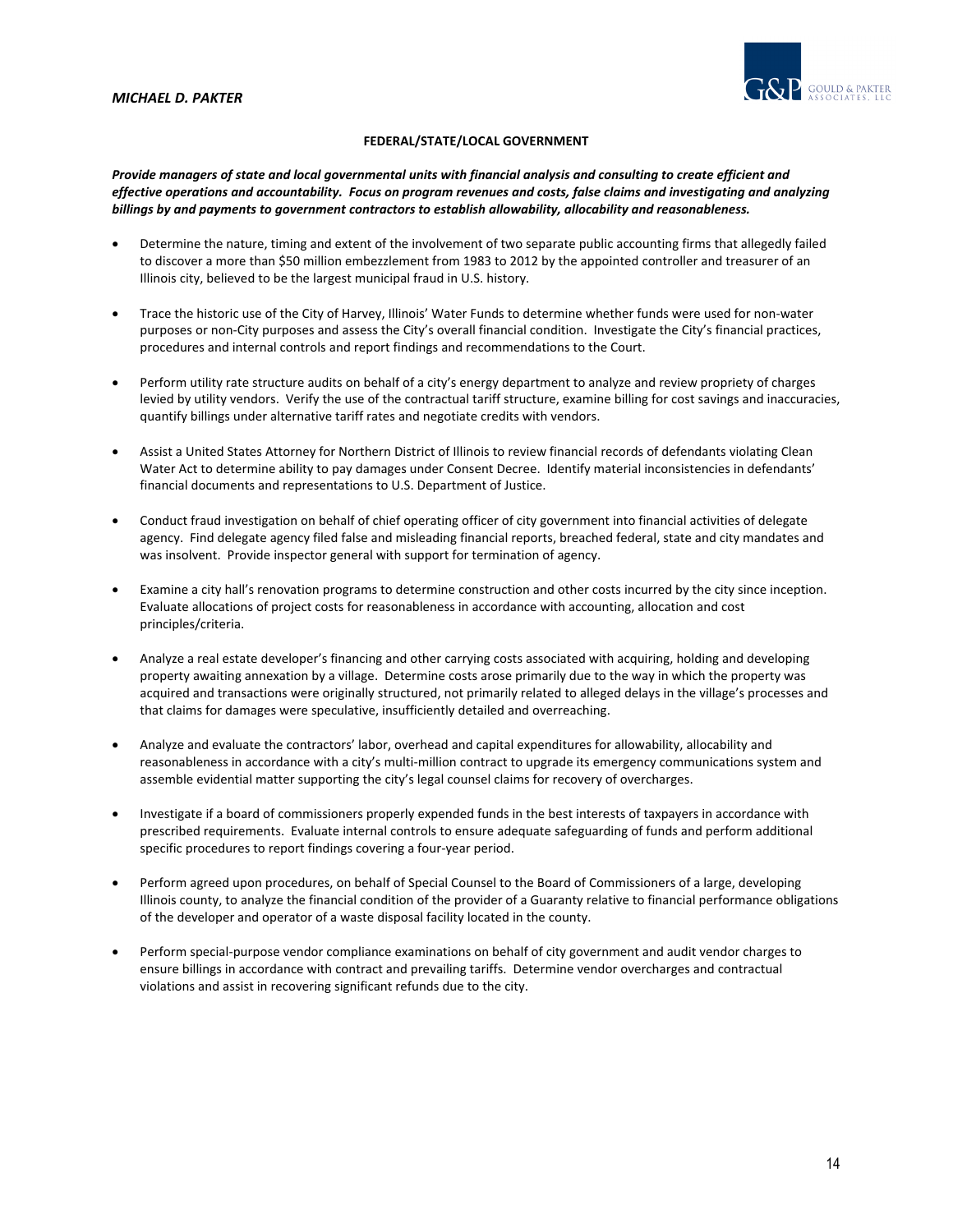## FEDERAL/STATE/LOCAL GOVERNMENT

***Provide managers of state and local governmental units with financial analysis and consulting to create efficient and effective operations and accountability. Focus on program revenues and costs, false claims and investigating and analyzing billings by and payments to government contractors to establish allowability, allocability and reasonableness.***

- Determine the nature, timing and extent of the involvement of two separate public accounting firms that allegedly failed to discover a more than $50 million embezzlement from 1983 to 2012 by the appointed controller and treasurer of an Illinois city, believed to be the largest municipal fraud in U.S. history.

- Trace the historic use of the City of Harvey, Illinois' Water Funds to determine whether funds were used for non-water purposes or non-City purposes and assess the City's overall financial condition. Investigate the City's financial practices, procedures and internal controls and report findings and recommendations to the Court.

- Perform utility rate structure audits on behalf of a city's energy department to analyze and review propriety of charges levied by utility vendors. Verify the use of the contractual tariff structure, examine billing for cost savings and inaccuracies, quantify billings under alternative tariff rates and negotiate credits with vendors.

- Assist a United States Attorney for Northern District of Illinois to review financial records of defendants violating Clean Water Act to determine ability to pay damages under Consent Decree. Identify material inconsistencies in defendants' financial documents and representations to U.S. Department of Justice.

- Conduct fraud investigation on behalf of chief operating officer of city government into financial activities of delegate agency. Find delegate agency filed false and misleading financial reports, breached federal, state and city mandates and was insolvent. Provide inspector general with support for termination of agency.

- Examine a city hall's renovation programs to determine construction and other costs incurred by the city since inception. Evaluate allocations of project costs for reasonableness in accordance with accounting, allocation and cost principles/criteria.

- Analyze a real estate developer's financing and other carrying costs associated with acquiring, holding and developing property awaiting annexation by a village. Determine costs arose primarily due to the way in which the property was acquired and transactions were originally structured, not primarily related to alleged delays in the village's processes and that claims for damages were speculative, insufficiently detailed and overreaching.

- Analyze and evaluate the contractors' labor, overhead and capital expenditures for allowability, allocability and reasonableness in accordance with a city's multi-million contract to upgrade its emergency communications system and assemble evidential matter supporting the city's legal counsel claims for recovery of overcharges.

- Investigate if a board of commissioners properly expended funds in the best interests of taxpayers in accordance with prescribed requirements. Evaluate internal controls to ensure adequate safeguarding of funds and perform additional specific procedures to report findings covering a four-year period.

- Perform agreed upon procedures, on behalf of Special Counsel to the Board of Commissioners of a large, developing Illinois county, to analyze the financial condition of the provider of a Guaranty relative to financial performance obligations of the developer and operator of a waste disposal facility located in the county.

- Perform special-purpose vendor compliance examinations on behalf of city government and audit vendor charges to ensure billings in accordance with contract and prevailing tariffs. Determine vendor overcharges and contractual violations and assist in recovering significant refunds due to the city.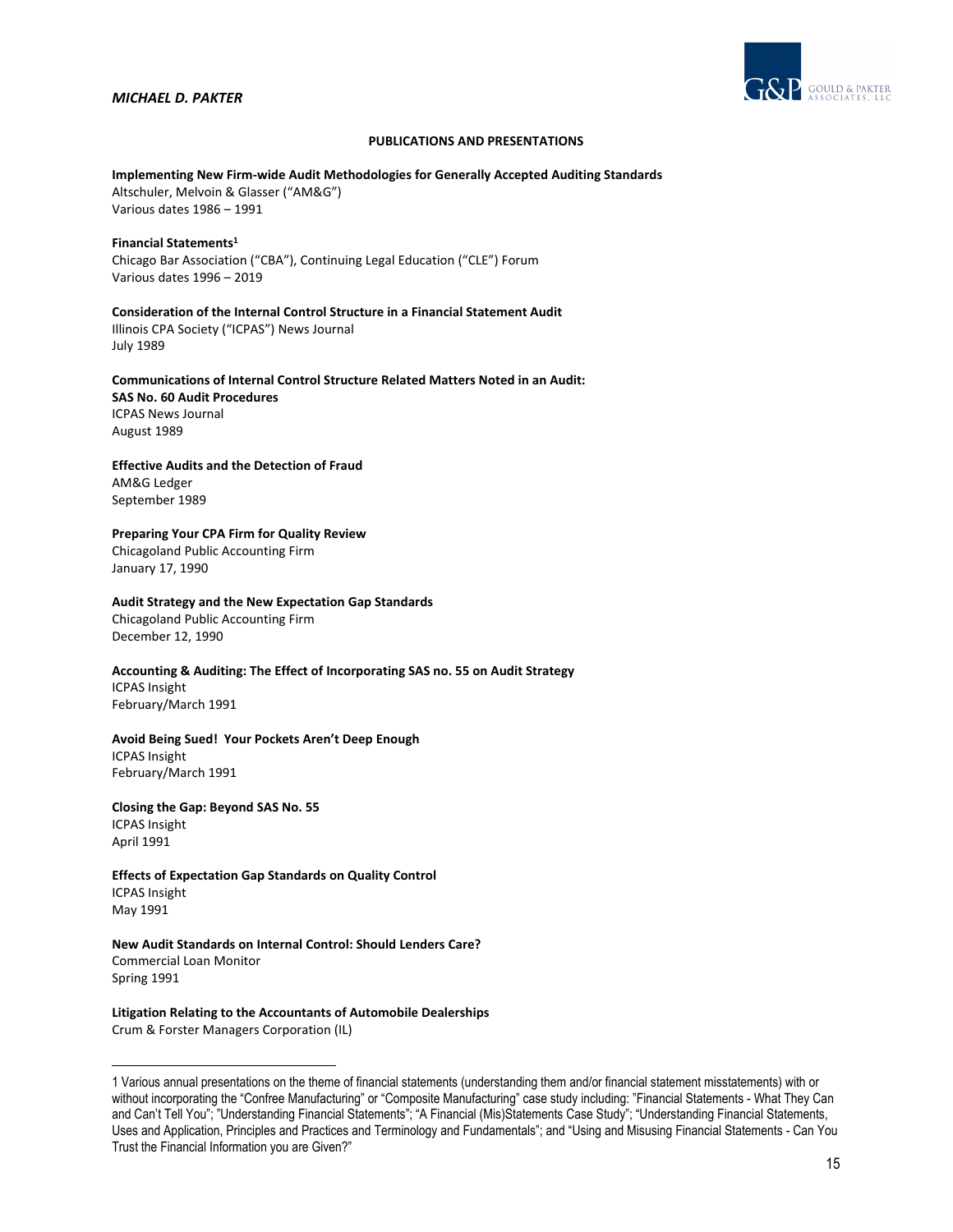## PUBLICATIONS AND PRESENTATIONS

**Implementing New Firm-wide Audit Methodologies for Generally Accepted Auditing Standards**
Altschuler, Melvoin & Glasser ("AM&G")
Various dates 1986 – 1991

**Financial Statements**[1]
Chicago Bar Association ("CBA"), Continuing Legal Education ("CLE") Forum
Various dates 1996 – 2019

**Consideration of the Internal Control Structure in a Financial Statement Audit**
Illinois CPA Society ("ICPAS") News Journal
July 1989

**Communications of Internal Control Structure Related Matters Noted in an Audit: SAS No. 60 Audit Procedures**
ICPAS News Journal
August 1989

**Effective Audits and the Detection of Fraud**
AM&G Ledger
September 1989

**Preparing Your CPA Firm for Quality Review**
Chicagoland Public Accounting Firm
January 17, 1990

**Audit Strategy and the New Expectation Gap Standards**
Chicagoland Public Accounting Firm
December 12, 1990

**Accounting & Auditing: The Effect of Incorporating SAS no. 55 on Audit Strategy**
ICPAS Insight
February/March 1991

**Avoid Being Sued! Your Pockets Aren't Deep Enough**
ICPAS Insight
February/March 1991

**Closing the Gap: Beyond SAS No. 55**
ICPAS Insight
April 1991

**Effects of Expectation Gap Standards on Quality Control**
ICPAS Insight
May 1991

**New Audit Standards on Internal Control: Should Lenders Care?**
Commercial Loan Monitor
Spring 1991

**Litigation Relating to the Accountants of Automobile Dealerships**
Crum & Forster Managers Corporation (IL)

---

[1] Various annual presentations on the theme of financial statements (understanding them and/or financial statement misstatements) with or without incorporating the "Confree Manufacturing" or "Composite Manufacturing" case study including: "Financial Statements - What They Can and Can't Tell You"; "Understanding Financial Statements"; "A Financial (Mis)Statements Case Study"; "Understanding Financial Statements, Uses and Application, Principles and Practices and Terminology and Fundamentals"; and "Using and Misusing Financial Statements - Can You Trust the Financial Information you are Given?"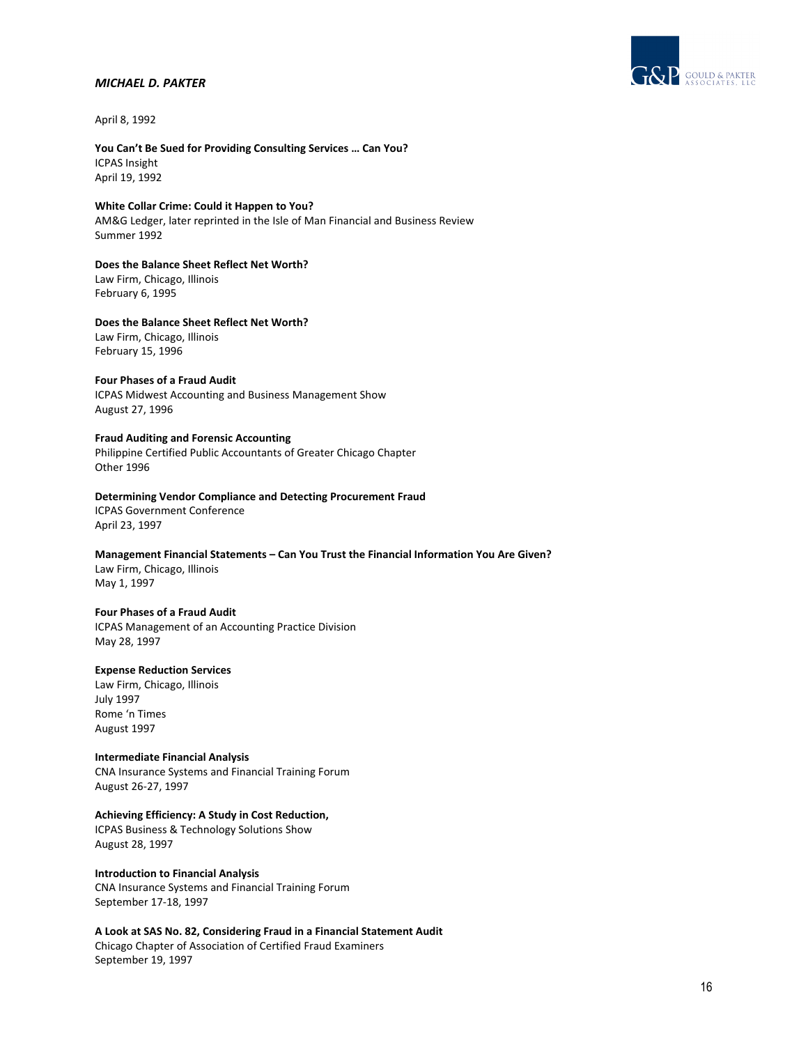April 8, 1992

**You Can't Be Sued for Providing Consulting Services … Can You?**
ICPAS Insight
April 19, 1992

**White Collar Crime: Could it Happen to You?**
AM&G Ledger, later reprinted in the Isle of Man Financial and Business Review
Summer 1992

**Does the Balance Sheet Reflect Net Worth?**
Law Firm, Chicago, Illinois
February 6, 1995

**Does the Balance Sheet Reflect Net Worth?**
Law Firm, Chicago, Illinois
February 15, 1996

**Four Phases of a Fraud Audit**
ICPAS Midwest Accounting and Business Management Show
August 27, 1996

**Fraud Auditing and Forensic Accounting**
Philippine Certified Public Accountants of Greater Chicago Chapter
Other 1996

**Determining Vendor Compliance and Detecting Procurement Fraud**
ICPAS Government Conference
April 23, 1997

**Management Financial Statements – Can You Trust the Financial Information You Are Given?**
Law Firm, Chicago, Illinois
May 1, 1997

**Four Phases of a Fraud Audit**
ICPAS Management of an Accounting Practice Division
May 28, 1997

**Expense Reduction Services**
Law Firm, Chicago, Illinois
July 1997
Rome 'n Times
August 1997

**Intermediate Financial Analysis**
CNA Insurance Systems and Financial Training Forum
August 26-27, 1997

**Achieving Efficiency: A Study in Cost Reduction,**
ICPAS Business & Technology Solutions Show
August 28, 1997

**Introduction to Financial Analysis**
CNA Insurance Systems and Financial Training Forum
September 17-18, 1997

**A Look at SAS No. 82, Considering Fraud in a Financial Statement Audit**
Chicago Chapter of Association of Certified Fraud Examiners
September 19, 1997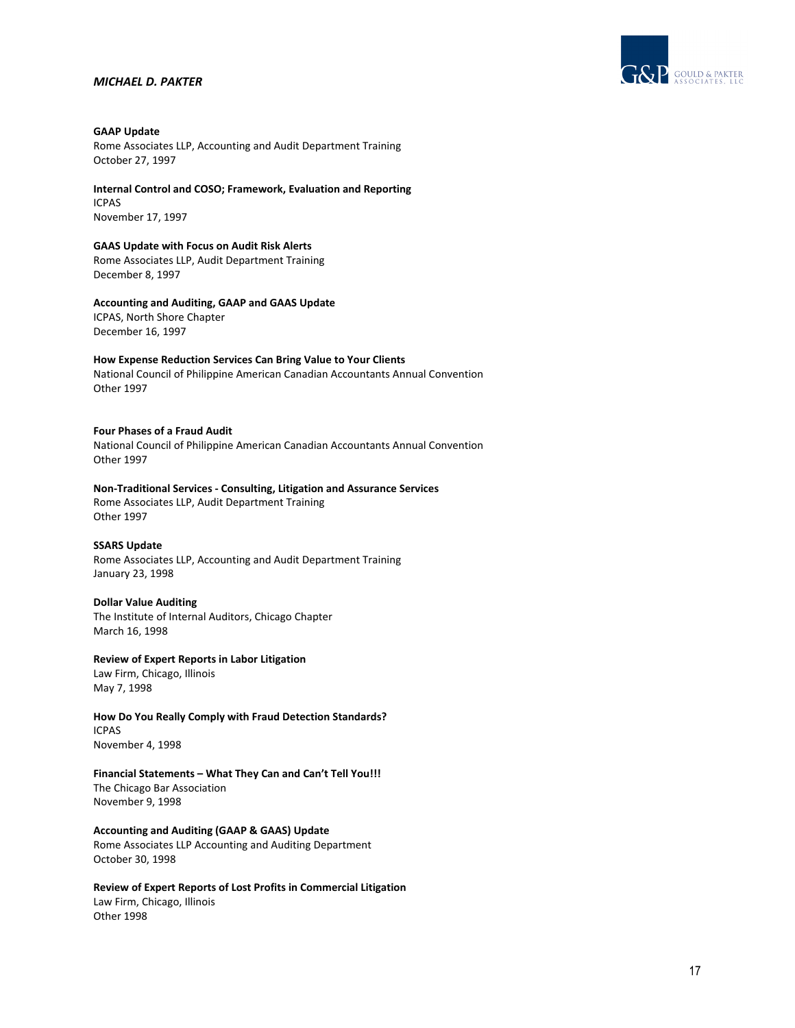**GAAP Update**
Rome Associates LLP, Accounting and Audit Department Training
October 27, 1997

**Internal Control and COSO; Framework, Evaluation and Reporting**
ICPAS
November 17, 1997

**GAAS Update with Focus on Audit Risk Alerts**
Rome Associates LLP, Audit Department Training
December 8, 1997

**Accounting and Auditing, GAAP and GAAS Update**
ICPAS, North Shore Chapter
December 16, 1997

**How Expense Reduction Services Can Bring Value to Your Clients**
National Council of Philippine American Canadian Accountants Annual Convention
Other 1997

**Four Phases of a Fraud Audit**
National Council of Philippine American Canadian Accountants Annual Convention
Other 1997

**Non-Traditional Services - Consulting, Litigation and Assurance Services**
Rome Associates LLP, Audit Department Training
Other 1997

**SSARS Update**
Rome Associates LLP, Accounting and Audit Department Training
January 23, 1998

**Dollar Value Auditing**
The Institute of Internal Auditors, Chicago Chapter
March 16, 1998

**Review of Expert Reports in Labor Litigation**
Law Firm, Chicago, Illinois
May 7, 1998

**How Do You Really Comply with Fraud Detection Standards?**
ICPAS
November 4, 1998

**Financial Statements – What They Can and Can't Tell You!!!**
The Chicago Bar Association
November 9, 1998

**Accounting and Auditing (GAAP & GAAS) Update**
Rome Associates LLP Accounting and Auditing Department
October 30, 1998

**Review of Expert Reports of Lost Profits in Commercial Litigation**
Law Firm, Chicago, Illinois
Other 1998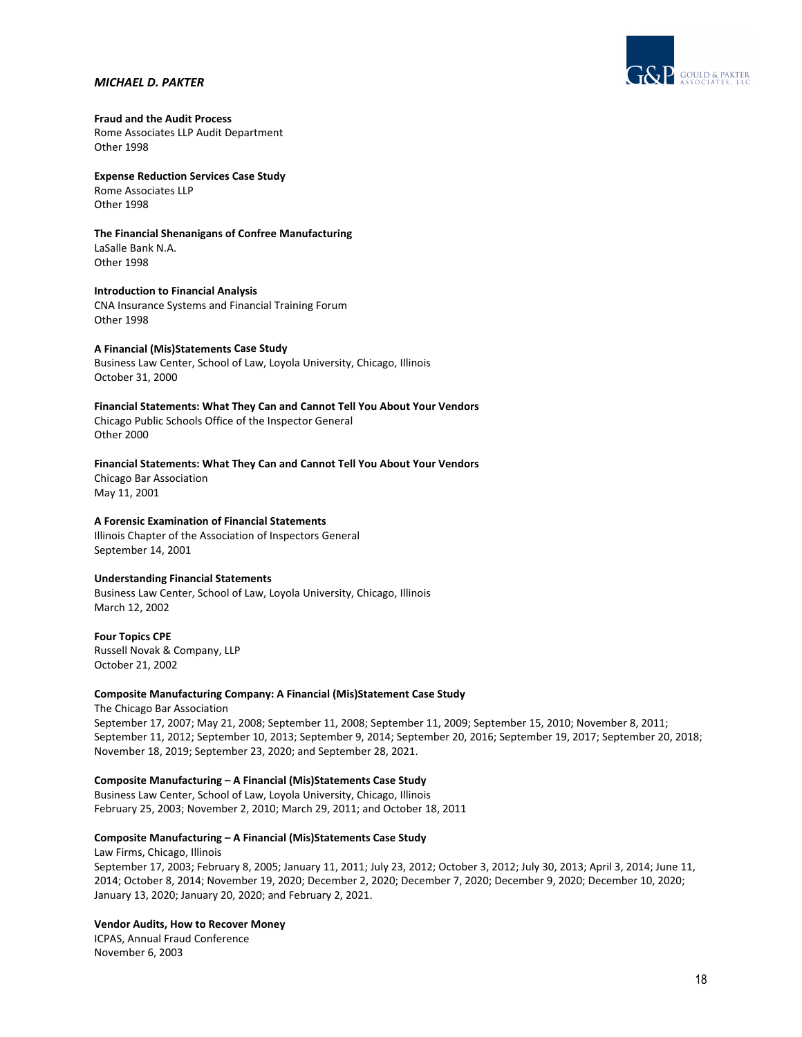**Fraud and the Audit Process**
Rome Associates LLP Audit Department
Other 1998

**Expense Reduction Services Case Study**
Rome Associates LLP
Other 1998

**The Financial Shenanigans of Confree Manufacturing**
LaSalle Bank N.A.
Other 1998

**Introduction to Financial Analysis**
CNA Insurance Systems and Financial Training Forum
Other 1998

**A Financial (Mis)Statements Case Study**
Business Law Center, School of Law, Loyola University, Chicago, Illinois
October 31, 2000

**Financial Statements: What They Can and Cannot Tell You About Your Vendors**
Chicago Public Schools Office of the Inspector General
Other 2000

**Financial Statements: What They Can and Cannot Tell You About Your Vendors**
Chicago Bar Association
May 11, 2001

**A Forensic Examination of Financial Statements**
Illinois Chapter of the Association of Inspectors General
September 14, 2001

**Understanding Financial Statements**
Business Law Center, School of Law, Loyola University, Chicago, Illinois
March 12, 2002

**Four Topics CPE**
Russell Novak & Company, LLP
October 21, 2002

**Composite Manufacturing Company: A Financial (Mis)Statement Case Study**
The Chicago Bar Association
September 17, 2007; May 21, 2008; September 11, 2008; September 11, 2009; September 15, 2010; November 8, 2011; September 11, 2012; September 10, 2013; September 9, 2014; September 20, 2016; September 19, 2017; September 20, 2018; November 18, 2019; September 23, 2020; and September 28, 2021.

**Composite Manufacturing – A Financial (Mis)Statements Case Study**
Business Law Center, School of Law, Loyola University, Chicago, Illinois
February 25, 2003; November 2, 2010; March 29, 2011; and October 18, 2011

**Composite Manufacturing – A Financial (Mis)Statements Case Study**
Law Firms, Chicago, Illinois
September 17, 2003; February 8, 2005; January 11, 2011; July 23, 2012; October 3, 2012; July 30, 2013; April 3, 2014; June 11, 2014; October 8, 2014; November 19, 2020; December 2, 2020; December 7, 2020; December 9, 2020; December 10, 2020; January 13, 2020; January 20, 2020; and February 2, 2021.

**Vendor Audits, How to Recover Money**
ICPAS, Annual Fraud Conference
November 6, 2003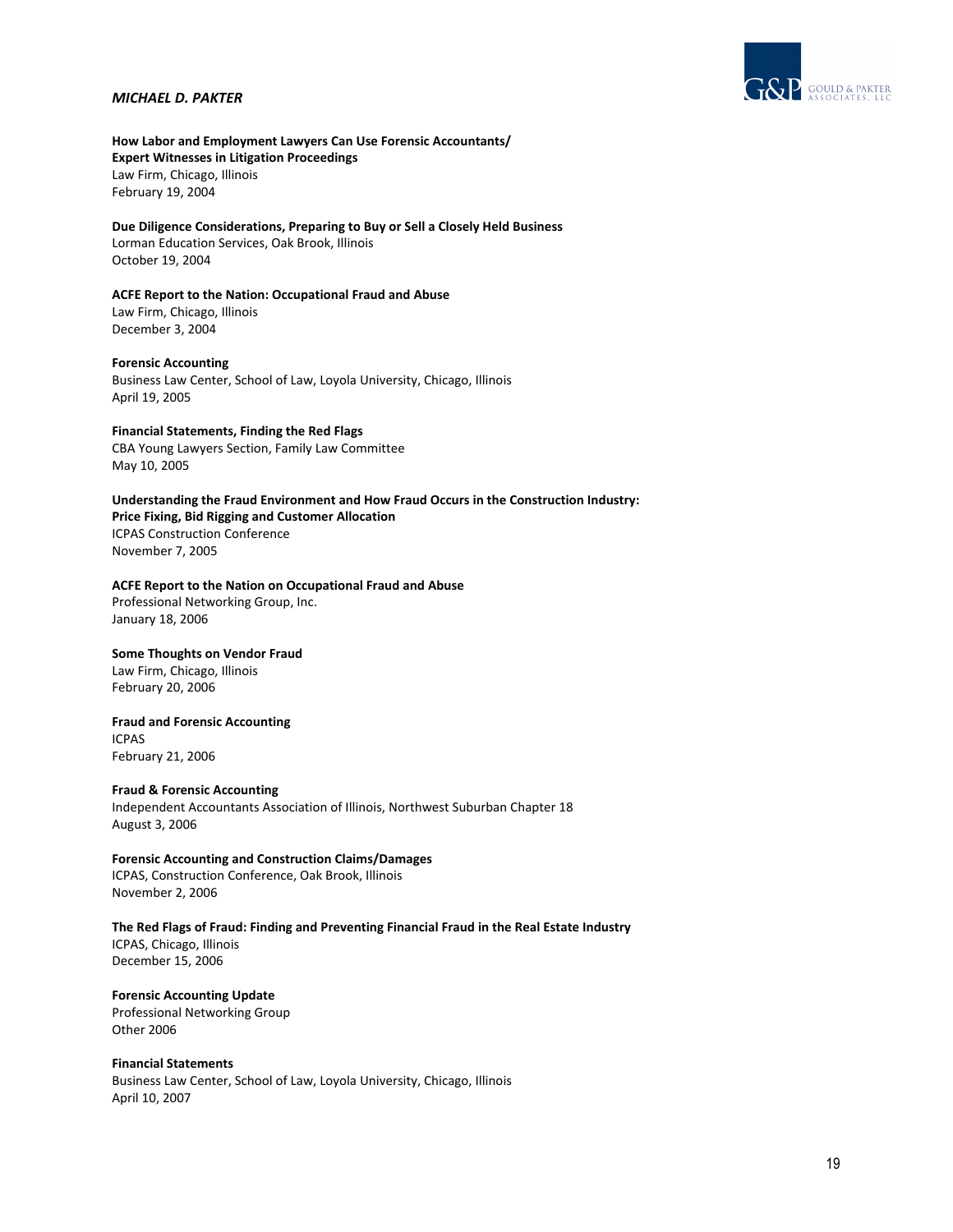**How Labor and Employment Lawyers Can Use Forensic Accountants/ Expert Witnesses in Litigation Proceedings**
Law Firm, Chicago, Illinois
February 19, 2004

**Due Diligence Considerations, Preparing to Buy or Sell a Closely Held Business**
Lorman Education Services, Oak Brook, Illinois
October 19, 2004

**ACFE Report to the Nation: Occupational Fraud and Abuse**
Law Firm, Chicago, Illinois
December 3, 2004

**Forensic Accounting**
Business Law Center, School of Law, Loyola University, Chicago, Illinois
April 19, 2005

**Financial Statements, Finding the Red Flags**
CBA Young Lawyers Section, Family Law Committee
May 10, 2005

**Understanding the Fraud Environment and How Fraud Occurs in the Construction Industry: Price Fixing, Bid Rigging and Customer Allocation**
ICPAS Construction Conference
November 7, 2005

**ACFE Report to the Nation on Occupational Fraud and Abuse**
Professional Networking Group, Inc.
January 18, 2006

**Some Thoughts on Vendor Fraud**
Law Firm, Chicago, Illinois
February 20, 2006

**Fraud and Forensic Accounting**
ICPAS
February 21, 2006

**Fraud & Forensic Accounting**
Independent Accountants Association of Illinois, Northwest Suburban Chapter 18
August 3, 2006

**Forensic Accounting and Construction Claims/Damages**
ICPAS, Construction Conference, Oak Brook, Illinois
November 2, 2006

**The Red Flags of Fraud: Finding and Preventing Financial Fraud in the Real Estate Industry**
ICPAS, Chicago, Illinois
December 15, 2006

**Forensic Accounting Update**
Professional Networking Group
Other 2006

**Financial Statements**
Business Law Center, School of Law, Loyola University, Chicago, Illinois
April 10, 2007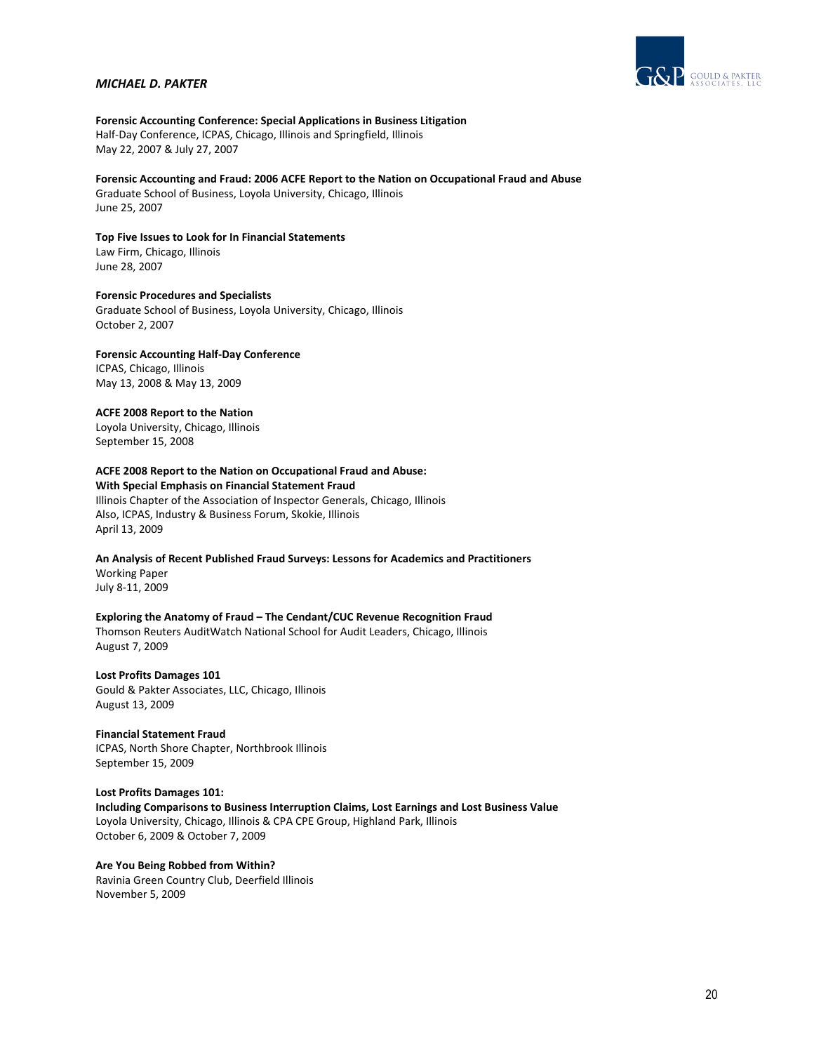**Forensic Accounting Conference: Special Applications in Business Litigation**
Half-Day Conference, ICPAS, Chicago, Illinois and Springfield, Illinois
May 22, 2007 & July 27, 2007

**Forensic Accounting and Fraud: 2006 ACFE Report to the Nation on Occupational Fraud and Abuse**
Graduate School of Business, Loyola University, Chicago, Illinois
June 25, 2007

**Top Five Issues to Look for In Financial Statements**
Law Firm, Chicago, Illinois
June 28, 2007

**Forensic Procedures and Specialists**
Graduate School of Business, Loyola University, Chicago, Illinois
October 2, 2007

**Forensic Accounting Half-Day Conference**
ICPAS, Chicago, Illinois
May 13, 2008 & May 13, 2009

**ACFE 2008 Report to the Nation**
Loyola University, Chicago, Illinois
September 15, 2008

**ACFE 2008 Report to the Nation on Occupational Fraud and Abuse:**
**With Special Emphasis on Financial Statement Fraud**
Illinois Chapter of the Association of Inspector Generals, Chicago, Illinois
Also, ICPAS, Industry & Business Forum, Skokie, Illinois
April 13, 2009

**An Analysis of Recent Published Fraud Surveys: Lessons for Academics and Practitioners**
Working Paper
July 8-11, 2009

**Exploring the Anatomy of Fraud – The Cendant/CUC Revenue Recognition Fraud**
Thomson Reuters AuditWatch National School for Audit Leaders, Chicago, Illinois
August 7, 2009

**Lost Profits Damages 101**
Gould & Pakter Associates, LLC, Chicago, Illinois
August 13, 2009

**Financial Statement Fraud**
ICPAS, North Shore Chapter, Northbrook Illinois
September 15, 2009

**Lost Profits Damages 101:**
**Including Comparisons to Business Interruption Claims, Lost Earnings and Lost Business Value**
Loyola University, Chicago, Illinois & CPA CPE Group, Highland Park, Illinois
October 6, 2009 & October 7, 2009

**Are You Being Robbed from Within?**
Ravinia Green Country Club, Deerfield Illinois
November 5, 2009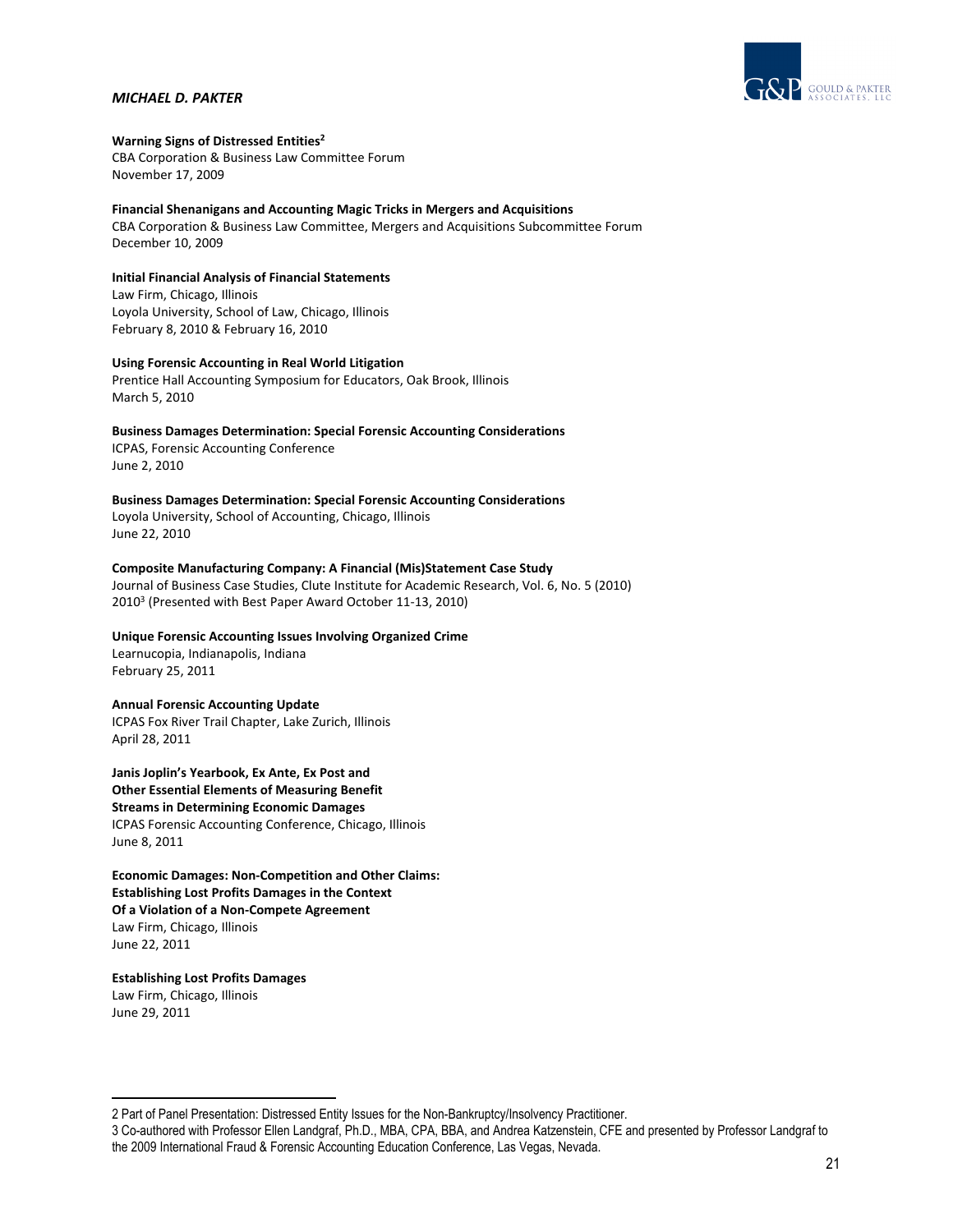**Warning Signs of Distressed Entities**[2]
CBA Corporation & Business Law Committee Forum
November 17, 2009

**Financial Shenanigans and Accounting Magic Tricks in Mergers and Acquisitions**
CBA Corporation & Business Law Committee, Mergers and Acquisitions Subcommittee Forum
December 10, 2009

**Initial Financial Analysis of Financial Statements**
Law Firm, Chicago, Illinois
Loyola University, School of Law, Chicago, Illinois
February 8, 2010 & February 16, 2010

**Using Forensic Accounting in Real World Litigation**
Prentice Hall Accounting Symposium for Educators, Oak Brook, Illinois
March 5, 2010

**Business Damages Determination: Special Forensic Accounting Considerations**
ICPAS, Forensic Accounting Conference
June 2, 2010

**Business Damages Determination: Special Forensic Accounting Considerations**
Loyola University, School of Accounting, Chicago, Illinois
June 22, 2010

**Composite Manufacturing Company: A Financial (Mis)Statement Case Study**
Journal of Business Case Studies, Clute Institute for Academic Research, Vol. 6, No. 5 (2010)
2010[3] (Presented with Best Paper Award October 11-13, 2010)

**Unique Forensic Accounting Issues Involving Organized Crime**
Learnucopia, Indianapolis, Indiana
February 25, 2011

**Annual Forensic Accounting Update**
ICPAS Fox River Trail Chapter, Lake Zurich, Illinois
April 28, 2011

**Janis Joplin's Yearbook, Ex Ante, Ex Post and
Other Essential Elements of Measuring Benefit
Streams in Determining Economic Damages**
ICPAS Forensic Accounting Conference, Chicago, Illinois
June 8, 2011

**Economic Damages: Non-Competition and Other Claims:
Establishing Lost Profits Damages in the Context
Of a Violation of a Non-Compete Agreement**
Law Firm, Chicago, Illinois
June 22, 2011

**Establishing Lost Profits Damages**
Law Firm, Chicago, Illinois
June 29, 2011

---

2 Part of Panel Presentation: Distressed Entity Issues for the Non-Bankruptcy/Insolvency Practitioner.

3 Co-authored with Professor Ellen Landgraf, Ph.D., MBA, CPA, BBA, and Andrea Katzenstein, CFE and presented by Professor Landgraf to the 2009 International Fraud & Forensic Accounting Education Conference, Las Vegas, Nevada.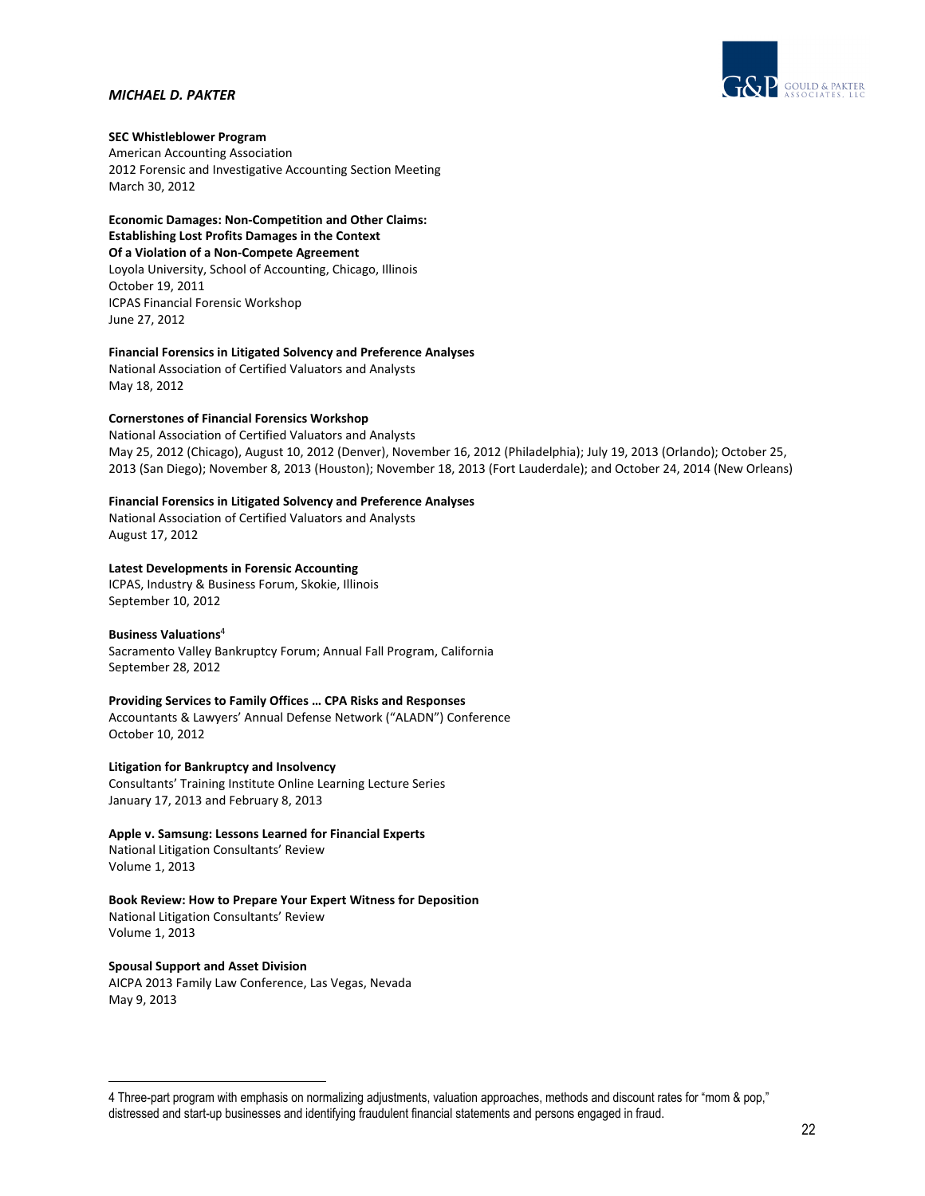**SEC Whistleblower Program**
American Accounting Association
2012 Forensic and Investigative Accounting Section Meeting
March 30, 2012

**Economic Damages: Non-Competition and Other Claims: Establishing Lost Profits Damages in the Context Of a Violation of a Non-Compete Agreement**
Loyola University, School of Accounting, Chicago, Illinois
October 19, 2011
ICPAS Financial Forensic Workshop
June 27, 2012

**Financial Forensics in Litigated Solvency and Preference Analyses**
National Association of Certified Valuators and Analysts
May 18, 2012

**Cornerstones of Financial Forensics Workshop**
National Association of Certified Valuators and Analysts
May 25, 2012 (Chicago), August 10, 2012 (Denver), November 16, 2012 (Philadelphia); July 19, 2013 (Orlando); October 25, 2013 (San Diego); November 8, 2013 (Houston); November 18, 2013 (Fort Lauderdale); and October 24, 2014 (New Orleans)

**Financial Forensics in Litigated Solvency and Preference Analyses**
National Association of Certified Valuators and Analysts
August 17, 2012

**Latest Developments in Forensic Accounting**
ICPAS, Industry & Business Forum, Skokie, Illinois
September 10, 2012

**Business Valuations**[4]
Sacramento Valley Bankruptcy Forum; Annual Fall Program, California
September 28, 2012

**Providing Services to Family Offices … CPA Risks and Responses**
Accountants & Lawyers' Annual Defense Network ("ALADN") Conference
October 10, 2012

**Litigation for Bankruptcy and Insolvency**
Consultants' Training Institute Online Learning Lecture Series
January 17, 2013 and February 8, 2013

**Apple v. Samsung: Lessons Learned for Financial Experts**
National Litigation Consultants' Review
Volume 1, 2013

**Book Review: How to Prepare Your Expert Witness for Deposition**
National Litigation Consultants' Review
Volume 1, 2013

**Spousal Support and Asset Division**
AICPA 2013 Family Law Conference, Las Vegas, Nevada
May 9, 2013

---

4 Three-part program with emphasis on normalizing adjustments, valuation approaches, methods and discount rates for "mom & pop," distressed and start-up businesses and identifying fraudulent financial statements and persons engaged in fraud.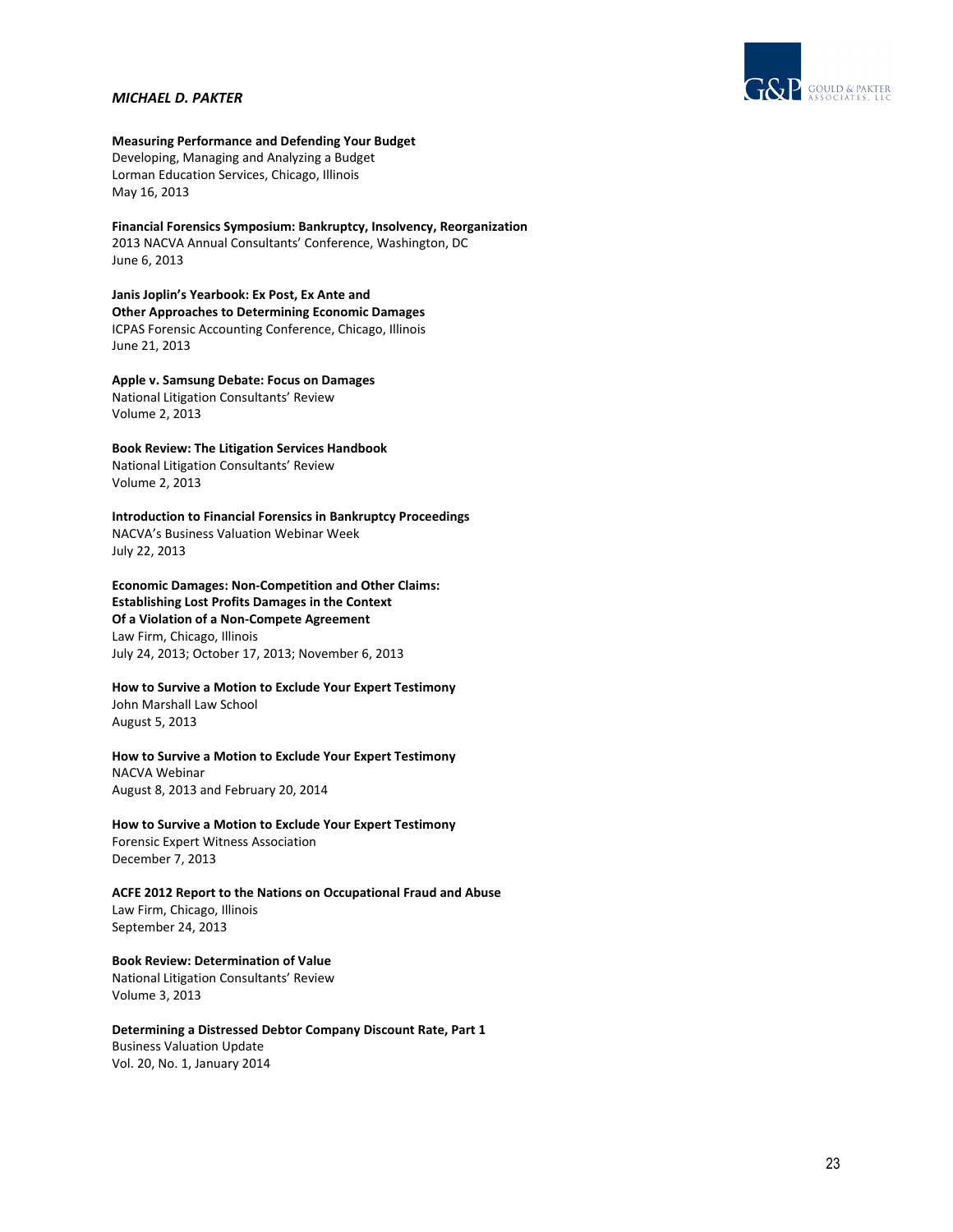**Measuring Performance and Defending Your Budget**
Developing, Managing and Analyzing a Budget
Lorman Education Services, Chicago, Illinois
May 16, 2013

**Financial Forensics Symposium: Bankruptcy, Insolvency, Reorganization**
2013 NACVA Annual Consultants' Conference, Washington, DC
June 6, 2013

**Janis Joplin's Yearbook: Ex Post, Ex Ante and**
**Other Approaches to Determining Economic Damages**
ICPAS Forensic Accounting Conference, Chicago, Illinois
June 21, 2013

**Apple v. Samsung Debate: Focus on Damages**
National Litigation Consultants' Review
Volume 2, 2013

**Book Review: The Litigation Services Handbook**
National Litigation Consultants' Review
Volume 2, 2013

**Introduction to Financial Forensics in Bankruptcy Proceedings**
NACVA's Business Valuation Webinar Week
July 22, 2013

**Economic Damages: Non-Competition and Other Claims:**
**Establishing Lost Profits Damages in the Context**
**Of a Violation of a Non-Compete Agreement**
Law Firm, Chicago, Illinois
July 24, 2013; October 17, 2013; November 6, 2013

**How to Survive a Motion to Exclude Your Expert Testimony**
John Marshall Law School
August 5, 2013

**How to Survive a Motion to Exclude Your Expert Testimony**
NACVA Webinar
August 8, 2013 and February 20, 2014

**How to Survive a Motion to Exclude Your Expert Testimony**
Forensic Expert Witness Association
December 7, 2013

**ACFE 2012 Report to the Nations on Occupational Fraud and Abuse**
Law Firm, Chicago, Illinois
September 24, 2013

**Book Review: Determination of Value**
National Litigation Consultants' Review
Volume 3, 2013

**Determining a Distressed Debtor Company Discount Rate, Part 1**
Business Valuation Update
Vol. 20, No. 1, January 2014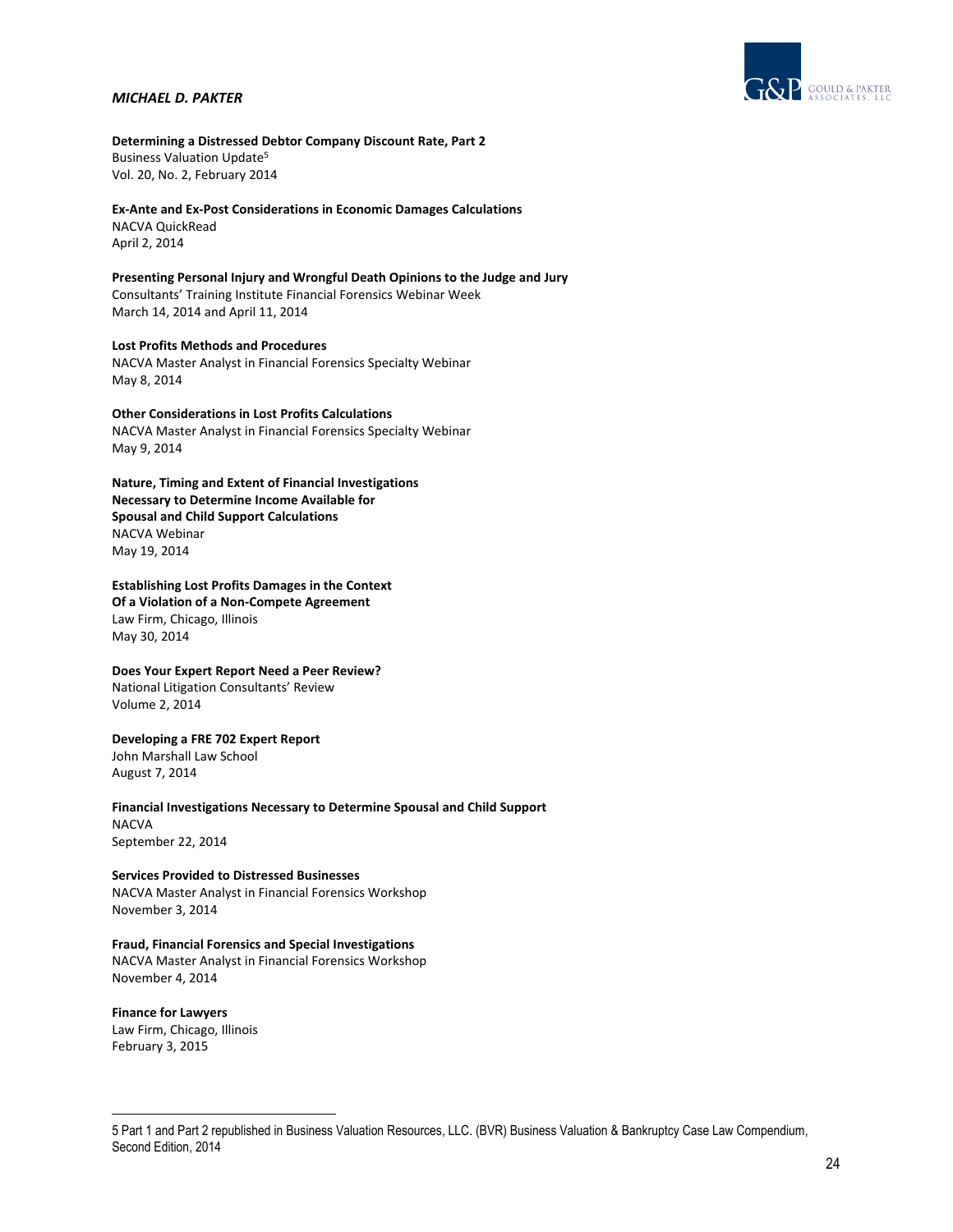**Determining a Distressed Debtor Company Discount Rate, Part 2**
Business Valuation Update[5]
Vol. 20, No. 2, February 2014

**Ex-Ante and Ex-Post Considerations in Economic Damages Calculations**
NACVA QuickRead
April 2, 2014

**Presenting Personal Injury and Wrongful Death Opinions to the Judge and Jury**
Consultants' Training Institute Financial Forensics Webinar Week
March 14, 2014 and April 11, 2014

**Lost Profits Methods and Procedures**
NACVA Master Analyst in Financial Forensics Specialty Webinar
May 8, 2014

**Other Considerations in Lost Profits Calculations**
NACVA Master Analyst in Financial Forensics Specialty Webinar
May 9, 2014

**Nature, Timing and Extent of Financial Investigations Necessary to Determine Income Available for Spousal and Child Support Calculations**
NACVA Webinar
May 19, 2014

**Establishing Lost Profits Damages in the Context Of a Violation of a Non-Compete Agreement**
Law Firm, Chicago, Illinois
May 30, 2014

**Does Your Expert Report Need a Peer Review?**
National Litigation Consultants' Review
Volume 2, 2014

**Developing a FRE 702 Expert Report**
John Marshall Law School
August 7, 2014

**Financial Investigations Necessary to Determine Spousal and Child Support**
NACVA
September 22, 2014

**Services Provided to Distressed Businesses**
NACVA Master Analyst in Financial Forensics Workshop
November 3, 2014

**Fraud, Financial Forensics and Special Investigations**
NACVA Master Analyst in Financial Forensics Workshop
November 4, 2014

**Finance for Lawyers**
Law Firm, Chicago, Illinois
February 3, 2015

---

[5] Part 1 and Part 2 republished in Business Valuation Resources, LLC. (BVR) Business Valuation & Bankruptcy Case Law Compendium, Second Edition, 2014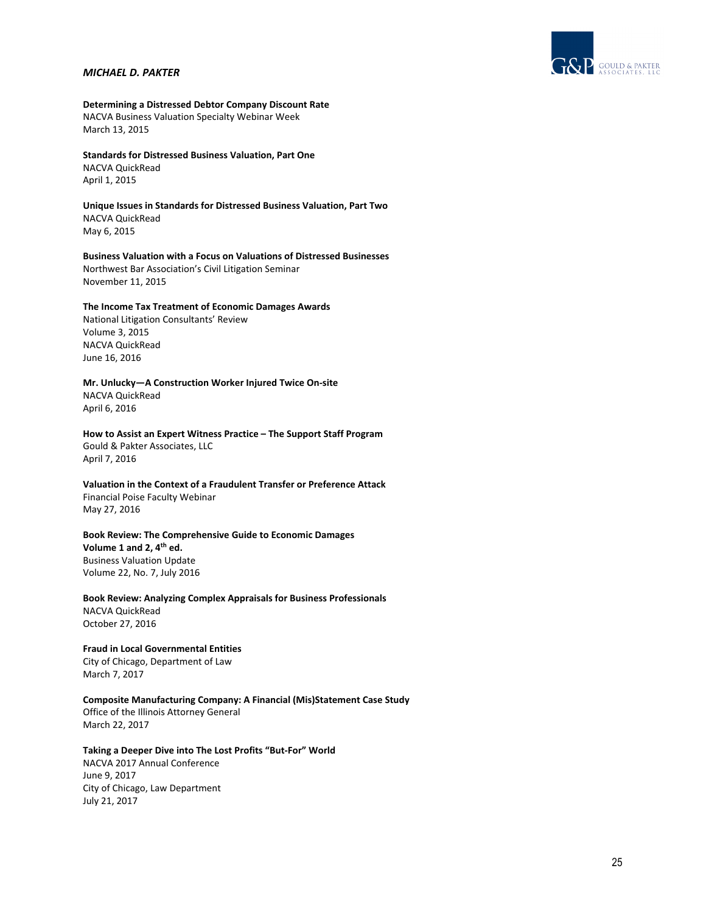**Determining a Distressed Debtor Company Discount Rate**
NACVA Business Valuation Specialty Webinar Week
March 13, 2015

**Standards for Distressed Business Valuation, Part One**
NACVA QuickRead
April 1, 2015

**Unique Issues in Standards for Distressed Business Valuation, Part Two**
NACVA QuickRead
May 6, 2015

**Business Valuation with a Focus on Valuations of Distressed Businesses**
Northwest Bar Association's Civil Litigation Seminar
November 11, 2015

**The Income Tax Treatment of Economic Damages Awards**
National Litigation Consultants' Review
Volume 3, 2015
NACVA QuickRead
June 16, 2016

**Mr. Unlucky—A Construction Worker Injured Twice On-site**
NACVA QuickRead
April 6, 2016

**How to Assist an Expert Witness Practice – The Support Staff Program**
Gould & Pakter Associates, LLC
April 7, 2016

**Valuation in the Context of a Fraudulent Transfer or Preference Attack**
Financial Poise Faculty Webinar
May 27, 2016

**Book Review: The Comprehensive Guide to Economic Damages Volume 1 and 2, 4th ed.**
Business Valuation Update
Volume 22, No. 7, July 2016

**Book Review: Analyzing Complex Appraisals for Business Professionals**
NACVA QuickRead
October 27, 2016

**Fraud in Local Governmental Entities**
City of Chicago, Department of Law
March 7, 2017

**Composite Manufacturing Company: A Financial (Mis)Statement Case Study**
Office of the Illinois Attorney General
March 22, 2017

**Taking a Deeper Dive into The Lost Profits "But-For" World**
NACVA 2017 Annual Conference
June 9, 2017
City of Chicago, Law Department
July 21, 2017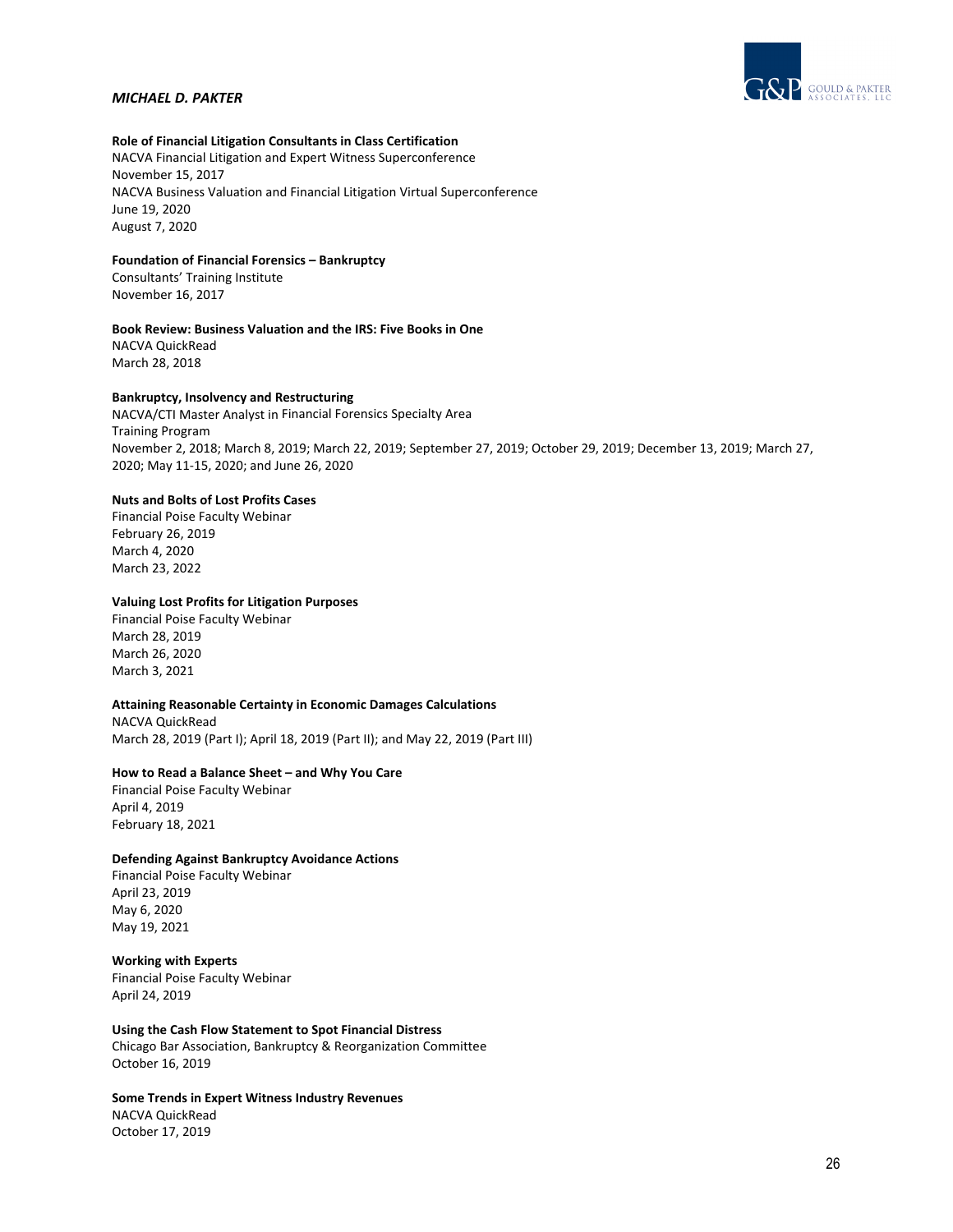**Role of Financial Litigation Consultants in Class Certification**
NACVA Financial Litigation and Expert Witness Superconference
November 15, 2017
NACVA Business Valuation and Financial Litigation Virtual Superconference
June 19, 2020
August 7, 2020

**Foundation of Financial Forensics – Bankruptcy**
Consultants' Training Institute
November 16, 2017

**Book Review: Business Valuation and the IRS: Five Books in One**
NACVA QuickRead
March 28, 2018

**Bankruptcy, Insolvency and Restructuring**
NACVA/CTI Master Analyst in Financial Forensics Specialty Area
Training Program
November 2, 2018; March 8, 2019; March 22, 2019; September 27, 2019; October 29, 2019; December 13, 2019; March 27, 2020; May 11-15, 2020; and June 26, 2020

**Nuts and Bolts of Lost Profits Cases**
Financial Poise Faculty Webinar
February 26, 2019
March 4, 2020
March 23, 2022

**Valuing Lost Profits for Litigation Purposes**
Financial Poise Faculty Webinar
March 28, 2019
March 26, 2020
March 3, 2021

**Attaining Reasonable Certainty in Economic Damages Calculations**
NACVA QuickRead
March 28, 2019 (Part I); April 18, 2019 (Part II); and May 22, 2019 (Part III)

**How to Read a Balance Sheet – and Why You Care**
Financial Poise Faculty Webinar
April 4, 2019
February 18, 2021

**Defending Against Bankruptcy Avoidance Actions**
Financial Poise Faculty Webinar
April 23, 2019
May 6, 2020
May 19, 2021

**Working with Experts**
Financial Poise Faculty Webinar
April 24, 2019

**Using the Cash Flow Statement to Spot Financial Distress**
Chicago Bar Association, Bankruptcy & Reorganization Committee
October 16, 2019

**Some Trends in Expert Witness Industry Revenues**
NACVA QuickRead
October 17, 2019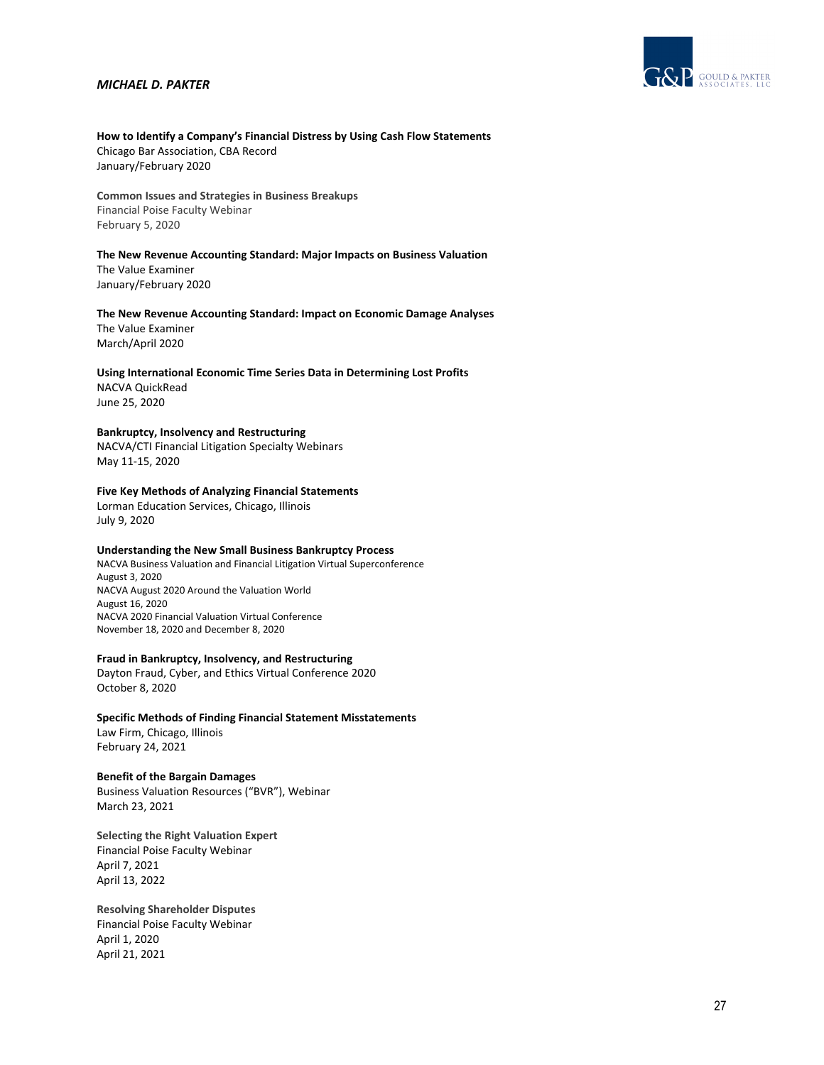**How to Identify a Company's Financial Distress by Using Cash Flow Statements**
Chicago Bar Association, CBA Record
January/February 2020

**Common Issues and Strategies in Business Breakups**
Financial Poise Faculty Webinar
February 5, 2020

**The New Revenue Accounting Standard: Major Impacts on Business Valuation**
The Value Examiner
January/February 2020

**The New Revenue Accounting Standard: Impact on Economic Damage Analyses**
The Value Examiner
March/April 2020

**Using International Economic Time Series Data in Determining Lost Profits**
NACVA QuickRead
June 25, 2020

**Bankruptcy, Insolvency and Restructuring**
NACVA/CTI Financial Litigation Specialty Webinars
May 11-15, 2020

**Five Key Methods of Analyzing Financial Statements**
Lorman Education Services, Chicago, Illinois
July 9, 2020

**Understanding the New Small Business Bankruptcy Process**
NACVA Business Valuation and Financial Litigation Virtual Superconference
August 3, 2020
NACVA August 2020 Around the Valuation World
August 16, 2020
NACVA 2020 Financial Valuation Virtual Conference
November 18, 2020 and December 8, 2020

**Fraud in Bankruptcy, Insolvency, and Restructuring**
Dayton Fraud, Cyber, and Ethics Virtual Conference 2020
October 8, 2020

**Specific Methods of Finding Financial Statement Misstatements**
Law Firm, Chicago, Illinois
February 24, 2021

**Benefit of the Bargain Damages**
Business Valuation Resources ("BVR"), Webinar
March 23, 2021

**Selecting the Right Valuation Expert**
Financial Poise Faculty Webinar
April 7, 2021
April 13, 2022

**Resolving Shareholder Disputes**
Financial Poise Faculty Webinar
April 1, 2020
April 21, 2021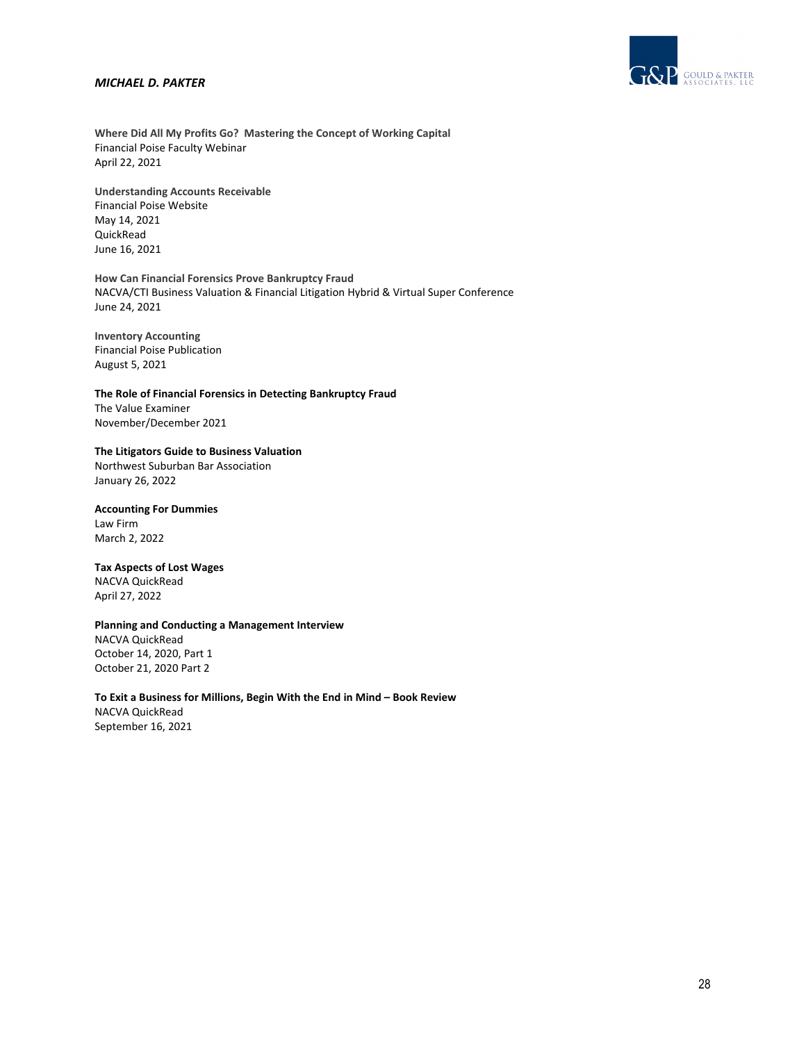**Where Did All My Profits Go? Mastering the Concept of Working Capital**
Financial Poise Faculty Webinar
April 22, 2021

**Understanding Accounts Receivable**
Financial Poise Website
May 14, 2021
QuickRead
June 16, 2021

**How Can Financial Forensics Prove Bankruptcy Fraud**
NACVA/CTI Business Valuation & Financial Litigation Hybrid & Virtual Super Conference
June 24, 2021

**Inventory Accounting**
Financial Poise Publication
August 5, 2021

**The Role of Financial Forensics in Detecting Bankruptcy Fraud**
The Value Examiner
November/December 2021

**The Litigators Guide to Business Valuation**
Northwest Suburban Bar Association
January 26, 2022

**Accounting For Dummies**
Law Firm
March 2, 2022

**Tax Aspects of Lost Wages**
NACVA QuickRead
April 27, 2022

**Planning and Conducting a Management Interview**
NACVA QuickRead
October 14, 2020, Part 1
October 21, 2020 Part 2

**To Exit a Business for Millions, Begin With the End in Mind – Book Review**
NACVA QuickRead
September 16, 2021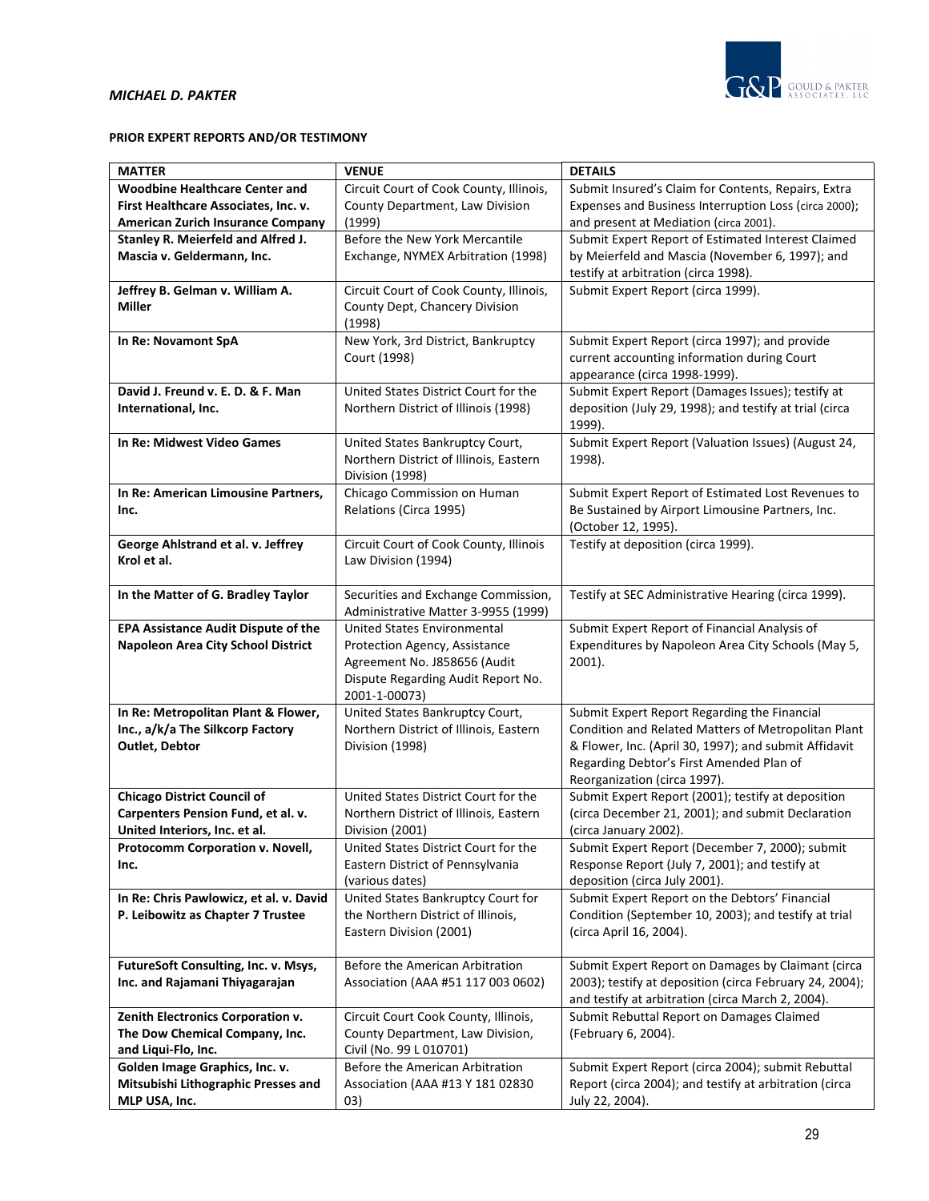**PRIOR EXPERT REPORTS AND/OR TESTIMONY**

| MATTER | VENUE | DETAILS |
|---|---|---|
| **Woodbine Healthcare Center and First Healthcare Associates, Inc. v. American Zurich Insurance Company** | Circuit Court of Cook County, Illinois, County Department, Law Division (1999) | Submit Insured's Claim for Contents, Repairs, Extra Expenses and Business Interruption Loss (circa 2000); and present at Mediation (circa 2001). |
| **Stanley R. Meierfeld and Alfred J. Mascia v. Geldermann, Inc.** | Before the New York Mercantile Exchange, NYMEX Arbitration (1998) | Submit Expert Report of Estimated Interest Claimed by Meierfeld and Mascia (November 6, 1997); and testify at arbitration (circa 1998). |
| **Jeffrey B. Gelman v. William A. Miller** | Circuit Court of Cook County, Illinois, County Dept, Chancery Division (1998) | Submit Expert Report (circa 1999). |
| **In Re: Novamont SpA** | New York, 3rd District, Bankruptcy Court (1998) | Submit Expert Report (circa 1997); and provide current accounting information during Court appearance (circa 1998-1999). |
| **David J. Freund v. E. D. & F. Man International, Inc.** | United States District Court for the Northern District of Illinois (1998) | Submit Expert Report (Damages Issues); testify at deposition (July 29, 1998); and testify at trial (circa 1999). |
| **In Re: Midwest Video Games** | United States Bankruptcy Court, Northern District of Illinois, Eastern Division (1998) | Submit Expert Report (Valuation Issues) (August 24, 1998). |
| **In Re: American Limousine Partners, Inc.** | Chicago Commission on Human Relations (Circa 1995) | Submit Expert Report of Estimated Lost Revenues to Be Sustained by Airport Limousine Partners, Inc. (October 12, 1995). |
| **George Ahlstrand et al. v. Jeffrey Krol et al.** | Circuit Court of Cook County, Illinois Law Division (1994) | Testify at deposition (circa 1999). |
| **In the Matter of G. Bradley Taylor** | Securities and Exchange Commission, Administrative Matter 3-9955 (1999) | Testify at SEC Administrative Hearing (circa 1999). |
| **EPA Assistance Audit Dispute of the Napoleon Area City School District** | United States Environmental Protection Agency, Assistance Agreement No. J858656 (Audit Dispute Regarding Audit Report No. 2001-1-00073) | Submit Expert Report of Financial Analysis of Expenditures by Napoleon Area City Schools (May 5, 2001). |
| **In Re: Metropolitan Plant & Flower, Inc., a/k/a The Silkcorp Factory Outlet, Debtor** | United States Bankruptcy Court, Northern District of Illinois, Eastern Division (1998) | Submit Expert Report Regarding the Financial Condition and Related Matters of Metropolitan Plant & Flower, Inc. (April 30, 1997); and submit Affidavit Regarding Debtor's First Amended Plan of Reorganization (circa 1997). |
| **Chicago District Council of Carpenters Pension Fund, et al. v. United Interiors, Inc. et al.** | United States District Court for the Northern District of Illinois, Eastern Division (2001) | Submit Expert Report (2001); testify at deposition (circa December 21, 2001); and submit Declaration (circa January 2002). |
| **Protocomm Corporation v. Novell, Inc.** | United States District Court for the Eastern District of Pennsylvania (various dates) | Submit Expert Report (December 7, 2000); submit Response Report (July 7, 2001); and testify at deposition (circa July 2001). |
| **In Re: Chris Pawlowicz, et al. v. David P. Leibowitz as Chapter 7 Trustee** | United States Bankruptcy Court for the Northern District of Illinois, Eastern Division (2001) | Submit Expert Report on the Debtors' Financial Condition (September 10, 2003); and testify at trial (circa April 16, 2004). |
| **FutureSoft Consulting, Inc. v. Msys, Inc. and Rajamani Thiyagarajan** | Before the American Arbitration Association (AAA #51 117 003 0602) | Submit Expert Report on Damages by Claimant (circa 2003); testify at deposition (circa February 24, 2004); and testify at arbitration (circa March 2, 2004). |
| **Zenith Electronics Corporation v. The Dow Chemical Company, Inc. and Liqui-Flo, Inc.** | Circuit Court Cook County, Illinois, County Department, Law Division, Civil (No. 99 L 010701) | Submit Rebuttal Report on Damages Claimed (February 6, 2004). |
| **Golden Image Graphics, Inc. v. Mitsubishi Lithographic Presses and MLP USA, Inc.** | Before the American Arbitration Association (AAA #13 Y 181 02830 03) | Submit Expert Report (circa 2004); submit Rebuttal Report (circa 2004); and testify at arbitration (circa July 22, 2004). |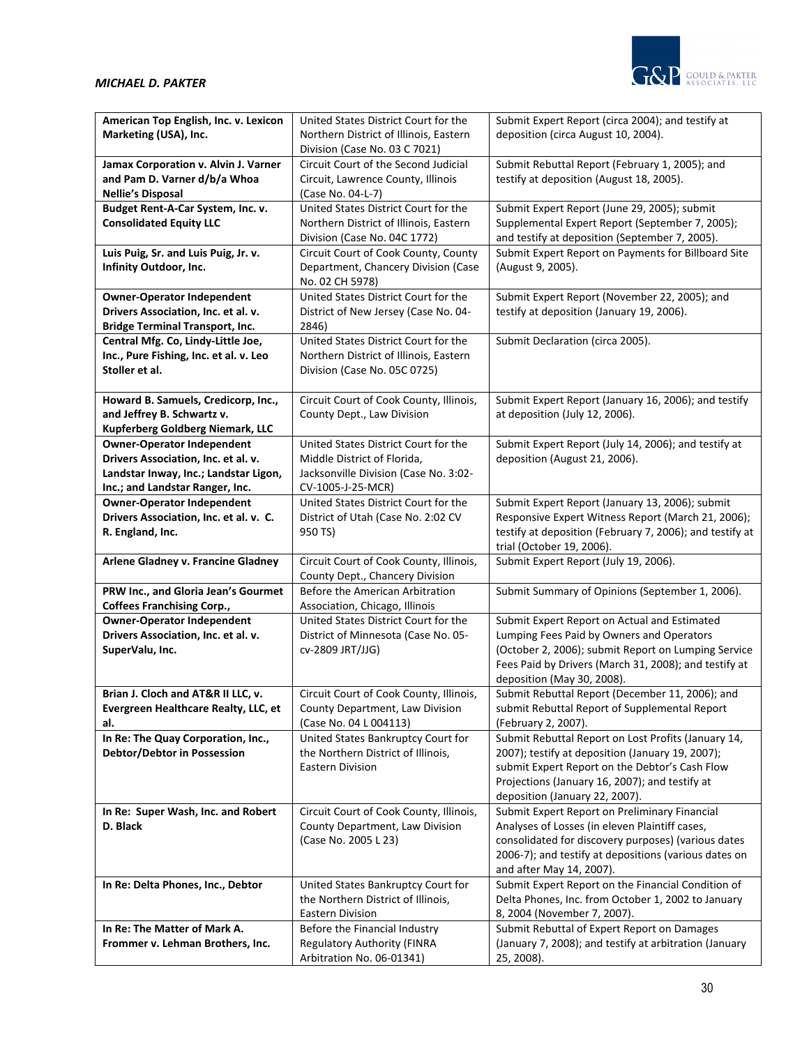| | | |
|---|---|---|
| **American Top English, Inc. v. Lexicon Marketing (USA), Inc.** | United States District Court for the Northern District of Illinois, Eastern Division (Case No. 03 C 7021) | Submit Expert Report (circa 2004); and testify at deposition (circa August 10, 2004). |
| **Jamax Corporation v. Alvin J. Varner and Pam D. Varner d/b/a Whoa Nellie's Disposal** | Circuit Court of the Second Judicial Circuit, Lawrence County, Illinois (Case No. 04-L-7) | Submit Rebuttal Report (February 1, 2005); and testify at deposition (August 18, 2005). |
| **Budget Rent-A-Car System, Inc. v. Consolidated Equity LLC** | United States District Court for the Northern District of Illinois, Eastern Division (Case No. 04C 1772) | Submit Expert Report (June 29, 2005); submit Supplemental Expert Report (September 7, 2005); and testify at deposition (September 7, 2005). |
| **Luis Puig, Sr. and Luis Puig, Jr. v. Infinity Outdoor, Inc.** | Circuit Court of Cook County, County Department, Chancery Division (Case No. 02 CH 5978) | Submit Expert Report on Payments for Billboard Site (August 9, 2005). |
| **Owner-Operator Independent Drivers Association, Inc. et al. v. Bridge Terminal Transport, Inc.** | United States District Court for the District of New Jersey (Case No. 04-2846) | Submit Expert Report (November 22, 2005); and testify at deposition (January 19, 2006). |
| **Central Mfg. Co, Lindy-Little Joe, Inc., Pure Fishing, Inc. et al. v. Leo Stoller et al.** | United States District Court for the Northern District of Illinois, Eastern Division (Case No. 05C 0725) | Submit Declaration (circa 2005). |
| **Howard B. Samuels, Credicorp, Inc., and Jeffrey B. Schwartz v. Kupferberg Goldberg Niemark, LLC** | Circuit Court of Cook County, Illinois, County Dept., Law Division | Submit Expert Report (January 16, 2006); and testify at deposition (July 12, 2006). |
| **Owner-Operator Independent Drivers Association, Inc. et al. v. Landstar Inway, Inc.; Landstar Ligon, Inc.; and Landstar Ranger, Inc.** | United States District Court for the Middle District of Florida, Jacksonville Division (Case No. 3:02-CV-1005-J-25-MCR) | Submit Expert Report (July 14, 2006); and testify at deposition (August 21, 2006). |
| **Owner-Operator Independent Drivers Association, Inc. et al. v. C. R. England, Inc.** | United States District Court for the District of Utah (Case No. 2:02 CV 950 TS) | Submit Expert Report (January 13, 2006); submit Responsive Expert Witness Report (March 21, 2006); testify at deposition (February 7, 2006); and testify at trial (October 19, 2006). |
| **Arlene Gladney v. Francine Gladney** | Circuit Court of Cook County, Illinois, County Dept., Chancery Division | Submit Expert Report (July 19, 2006). |
| **PRW Inc., and Gloria Jean's Gourmet Coffees Franchising Corp.,** | Before the American Arbitration Association, Chicago, Illinois | Submit Summary of Opinions (September 1, 2006). |
| **Owner-Operator Independent Drivers Association, Inc. et al. v. SuperValu, Inc.** | United States District Court for the District of Minnesota (Case No. 05-cv-2809 JRT/JJG) | Submit Expert Report on Actual and Estimated Lumping Fees Paid by Owners and Operators (October 2, 2006); submit Report on Lumping Service Fees Paid by Drivers (March 31, 2008); and testify at deposition (May 30, 2008). |
| **Brian J. Cloch and AT&R II LLC, v. Evergreen Healthcare Realty, LLC, et al.** | Circuit Court of Cook County, Illinois, County Department, Law Division (Case No. 04 L 004113) | Submit Rebuttal Report (December 11, 2006); and submit Rebuttal Report of Supplemental Report (February 2, 2007). |
| **In Re: The Quay Corporation, Inc., Debtor/Debtor in Possession** | United States Bankruptcy Court for the Northern District of Illinois, Eastern Division | Submit Rebuttal Report on Lost Profits (January 14, 2007); testify at deposition (January 19, 2007); submit Expert Report on the Debtor's Cash Flow Projections (January 16, 2007); and testify at deposition (January 22, 2007). |
| **In Re: Super Wash, Inc. and Robert D. Black** | Circuit Court of Cook County, Illinois, County Department, Law Division (Case No. 2005 L 23) | Submit Expert Report on Preliminary Financial Analyses of Losses (in eleven Plaintiff cases, consolidated for discovery purposes) (various dates 2006-7); and testify at depositions (various dates on and after May 14, 2007). |
| **In Re: Delta Phones, Inc., Debtor** | United States Bankruptcy Court for the Northern District of Illinois, Eastern Division | Submit Expert Report on the Financial Condition of Delta Phones, Inc. from October 1, 2002 to January 8, 2004 (November 7, 2007). |
| **In Re: The Matter of Mark A. Frommer v. Lehman Brothers, Inc.** | Before the Financial Industry Regulatory Authority (FINRA Arbitration No. 06-01341) | Submit Rebuttal of Expert Report on Damages (January 7, 2008); and testify at arbitration (January 25, 2008). |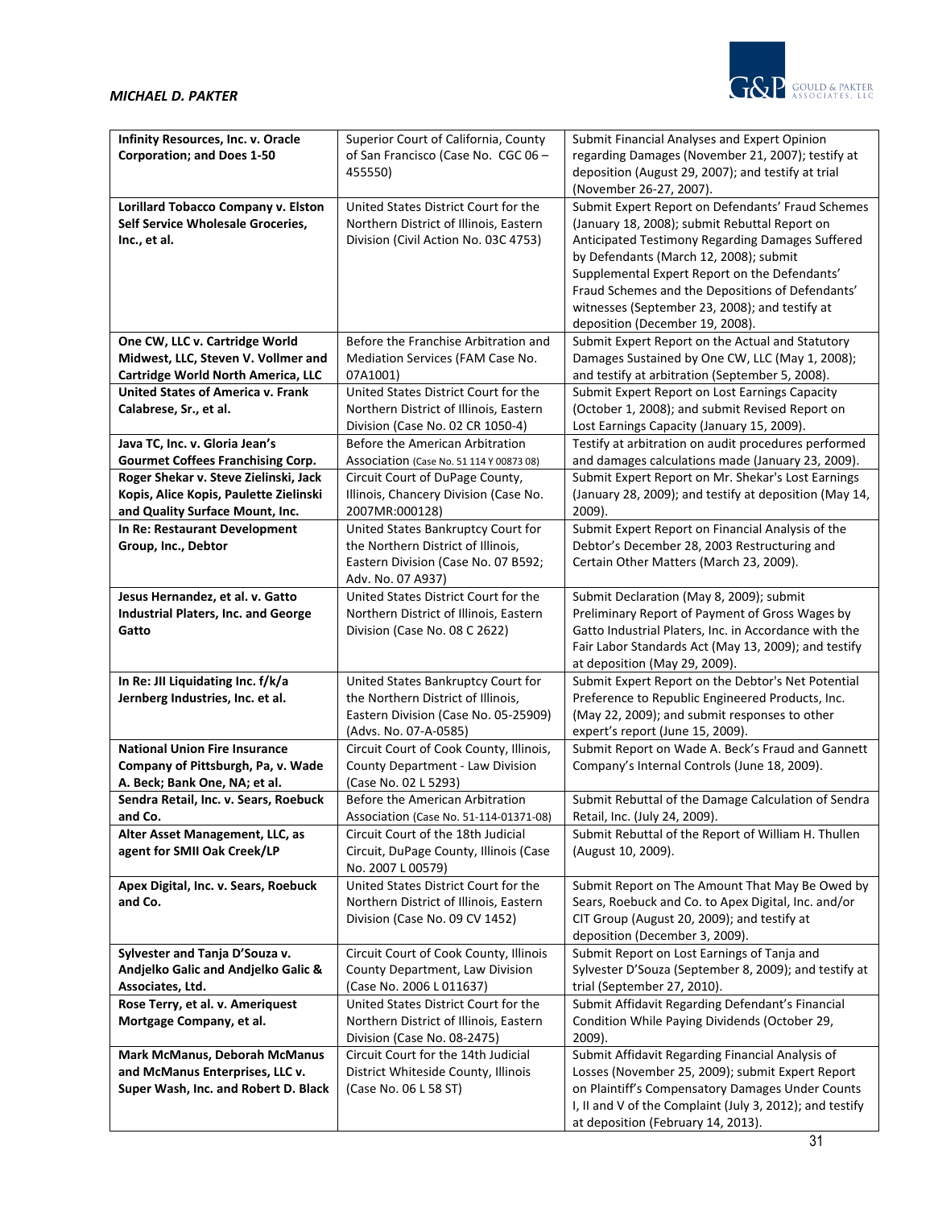| **Infinity Resources, Inc. v. Oracle Corporation; and Does 1-50** | Superior Court of California, County of San Francisco (Case No. CGC 06 – 455550) | Submit Financial Analyses and Expert Opinion regarding Damages (November 21, 2007); testify at deposition (August 29, 2007); and testify at trial (November 26-27, 2007). |
|---|---|---|
| **Lorillard Tobacco Company v. Elston Self Service Wholesale Groceries, Inc., et al.** | United States District Court for the Northern District of Illinois, Eastern Division (Civil Action No. 03C 4753) | Submit Expert Report on Defendants' Fraud Schemes (January 18, 2008); submit Rebuttal Report on Anticipated Testimony Regarding Damages Suffered by Defendants (March 12, 2008); submit Supplemental Expert Report on the Defendants' Fraud Schemes and the Depositions of Defendants' witnesses (September 23, 2008); and testify at deposition (December 19, 2008). |
| **One CW, LLC v. Cartridge World Midwest, LLC, Steven V. Vollmer and Cartridge World North America, LLC** | Before the Franchise Arbitration and Mediation Services (FAM Case No. 07A1001) | Submit Expert Report on the Actual and Statutory Damages Sustained by One CW, LLC (May 1, 2008); and testify at arbitration (September 5, 2008). |
| **United States of America v. Frank Calabrese, Sr., et al.** | United States District Court for the Northern District of Illinois, Eastern Division (Case No. 02 CR 1050-4) | Submit Expert Report on Lost Earnings Capacity (October 1, 2008); and submit Revised Report on Lost Earnings Capacity (January 15, 2009). |
| **Java TC, Inc. v. Gloria Jean's Gourmet Coffees Franchising Corp.** | Before the American Arbitration Association (Case No. 51 114 Y 00873 08) | Testify at arbitration on audit procedures performed and damages calculations made (January 23, 2009). |
| **Roger Shekar v. Steve Zielinski, Jack Kopis, Alice Kopis, Paulette Zielinski and Quality Surface Mount, Inc.** | Circuit Court of DuPage County, Illinois, Chancery Division (Case No. 2007MR:000128) | Submit Expert Report on Mr. Shekar's Lost Earnings (January 28, 2009); and testify at deposition (May 14, 2009). |
| **In Re: Restaurant Development Group, Inc., Debtor** | United States Bankruptcy Court for the Northern District of Illinois, Eastern Division (Case No. 07 B592; Adv. No. 07 A937) | Submit Expert Report on Financial Analysis of the Debtor's December 28, 2003 Restructuring and Certain Other Matters (March 23, 2009). |
| **Jesus Hernandez, et al. v. Gatto Industrial Platers, Inc. and George Gatto** | United States District Court for the Northern District of Illinois, Eastern Division (Case No. 08 C 2622) | Submit Declaration (May 8, 2009); submit Preliminary Report of Payment of Gross Wages by Gatto Industrial Platers, Inc. in Accordance with the Fair Labor Standards Act (May 13, 2009); and testify at deposition (May 29, 2009). |
| **In Re: JII Liquidating Inc. f/k/a Jernberg Industries, Inc. et al.** | United States Bankruptcy Court for the Northern District of Illinois, Eastern Division (Case No. 05-25909) (Advs. No. 07-A-0585) | Submit Expert Report on the Debtor's Net Potential Preference to Republic Engineered Products, Inc. (May 22, 2009); and submit responses to other expert's report (June 15, 2009). |
| **National Union Fire Insurance Company of Pittsburgh, Pa, v. Wade A. Beck; Bank One, NA; et al.** | Circuit Court of Cook County, Illinois, County Department - Law Division (Case No. 02 L 5293) | Submit Report on Wade A. Beck's Fraud and Gannett Company's Internal Controls (June 18, 2009). |
| **Sendra Retail, Inc. v. Sears, Roebuck and Co.** | Before the American Arbitration Association (Case No. 51-114-01371-08) | Submit Rebuttal of the Damage Calculation of Sendra Retail, Inc. (July 24, 2009). |
| **Alter Asset Management, LLC, as agent for SMII Oak Creek/LP** | Circuit Court of the 18th Judicial Circuit, DuPage County, Illinois (Case No. 2007 L 00579) | Submit Rebuttal of the Report of William H. Thullen (August 10, 2009). |
| **Apex Digital, Inc. v. Sears, Roebuck and Co.** | United States District Court for the Northern District of Illinois, Eastern Division (Case No. 09 CV 1452) | Submit Report on The Amount That May Be Owed by Sears, Roebuck and Co. to Apex Digital, Inc. and/or CIT Group (August 20, 2009); and testify at deposition (December 3, 2009). |
| **Sylvester and Tanja D'Souza v. Andjelko Galic and Andjelko Galic & Associates, Ltd.** | Circuit Court of Cook County, Illinois County Department, Law Division (Case No. 2006 L 011637) | Submit Report on Lost Earnings of Tanja and Sylvester D'Souza (September 8, 2009); and testify at trial (September 27, 2010). |
| **Rose Terry, et al. v. Ameriquest Mortgage Company, et al.** | United States District Court for the Northern District of Illinois, Eastern Division (Case No. 08-2475) | Submit Affidavit Regarding Defendant's Financial Condition While Paying Dividends (October 29, 2009). |
| **Mark McManus, Deborah McManus and McManus Enterprises, LLC v. Super Wash, Inc. and Robert D. Black** | Circuit Court for the 14th Judicial District Whiteside County, Illinois (Case No. 06 L 58 ST) | Submit Affidavit Regarding Financial Analysis of Losses (November 25, 2009); submit Expert Report on Plaintiff's Compensatory Damages Under Counts I, II and V of the Complaint (July 3, 2012); and testify at deposition (February 14, 2013). |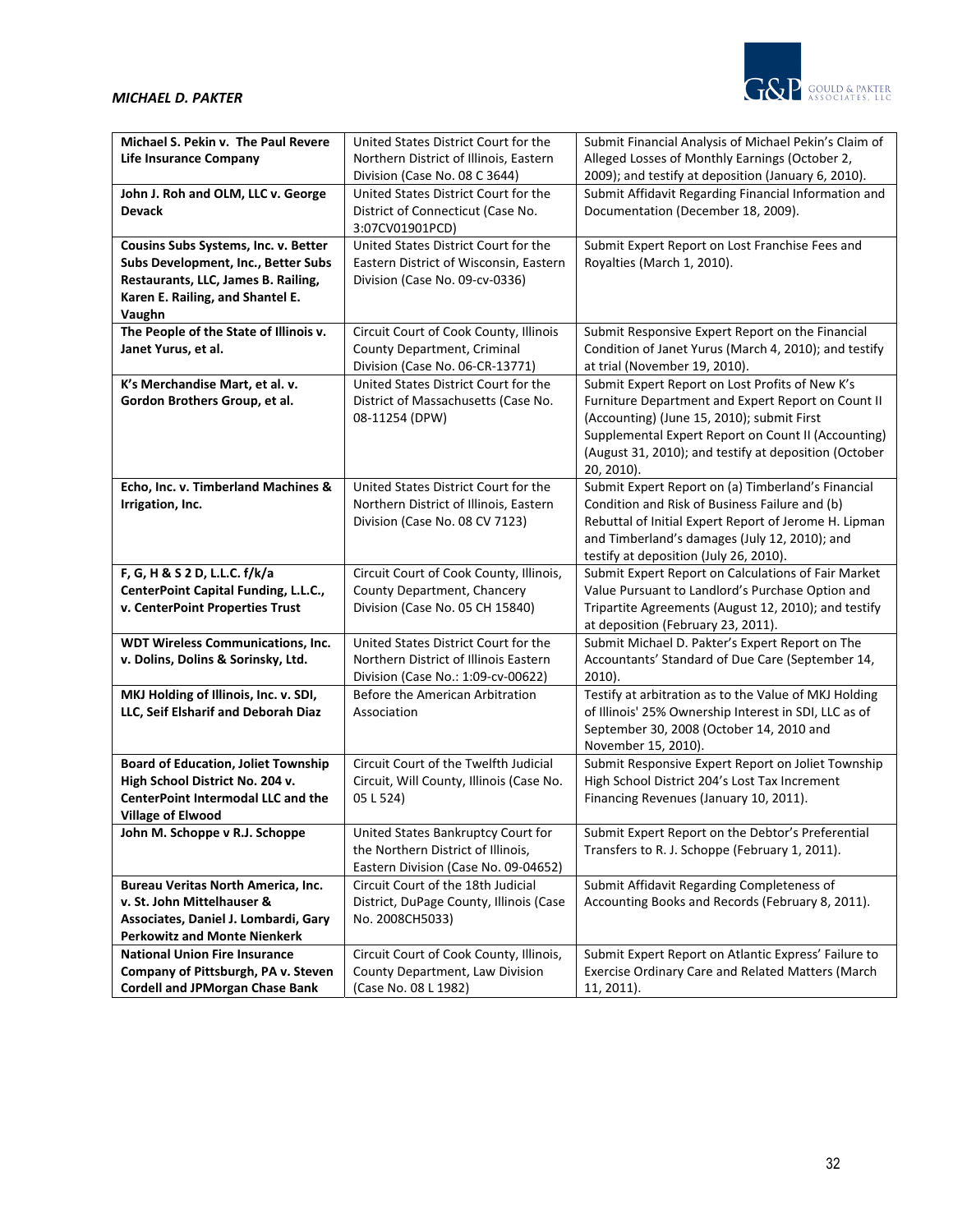| | | |
|---|---|---|
| **Michael S. Pekin v. The Paul Revere Life Insurance Company** | United States District Court for the Northern District of Illinois, Eastern Division (Case No. 08 C 3644) | Submit Financial Analysis of Michael Pekin's Claim of Alleged Losses of Monthly Earnings (October 2, 2009); and testify at deposition (January 6, 2010). |
| **John J. Roh and OLM, LLC v. George Devack** | United States District Court for the District of Connecticut (Case No. 3:07CV01901PCD) | Submit Affidavit Regarding Financial Information and Documentation (December 18, 2009). |
| **Cousins Subs Systems, Inc. v. Better Subs Development, Inc., Better Subs Restaurants, LLC, James B. Railing, Karen E. Railing, and Shantel E. Vaughn** | United States District Court for the Eastern District of Wisconsin, Eastern Division (Case No. 09-cv-0336) | Submit Expert Report on Lost Franchise Fees and Royalties (March 1, 2010). |
| **The People of the State of Illinois v. Janet Yurus, et al.** | Circuit Court of Cook County, Illinois County Department, Criminal Division (Case No. 06-CR-13771) | Submit Responsive Expert Report on the Financial Condition of Janet Yurus (March 4, 2010); and testify at trial (November 19, 2010). |
| **K's Merchandise Mart, et al. v. Gordon Brothers Group, et al.** | United States District Court for the District of Massachusetts (Case No. 08-11254 (DPW) | Submit Expert Report on Lost Profits of New K's Furniture Department and Expert Report on Count II (Accounting) (June 15, 2010); submit First Supplemental Expert Report on Count II (Accounting) (August 31, 2010); and testify at deposition (October 20, 2010). |
| **Echo, Inc. v. Timberland Machines & Irrigation, Inc.** | United States District Court for the Northern District of Illinois, Eastern Division (Case No. 08 CV 7123) | Submit Expert Report on (a) Timberland's Financial Condition and Risk of Business Failure and (b) Rebuttal of Initial Expert Report of Jerome H. Lipman and Timberland's damages (July 12, 2010); and testify at deposition (July 26, 2010). |
| **F, G, H & S 2 D, L.L.C. f/k/a CenterPoint Capital Funding, L.L.C., v. CenterPoint Properties Trust** | Circuit Court of Cook County, Illinois, County Department, Chancery Division (Case No. 05 CH 15840) | Submit Expert Report on Calculations of Fair Market Value Pursuant to Landlord's Purchase Option and Tripartite Agreements (August 12, 2010); and testify at deposition (February 23, 2011). |
| **WDT Wireless Communications, Inc. v. Dolins, Dolins & Sorinsky, Ltd.** | United States District Court for the Northern District of Illinois Eastern Division (Case No.: 1:09-cv-00622) | Submit Michael D. Pakter's Expert Report on The Accountants' Standard of Due Care (September 14, 2010). |
| **MKJ Holding of Illinois, Inc. v. SDI, LLC, Seif Elsharif and Deborah Diaz** | Before the American Arbitration Association | Testify at arbitration as to the Value of MKJ Holding of Illinois' 25% Ownership Interest in SDI, LLC as of September 30, 2008 (October 14, 2010 and November 15, 2010). |
| **Board of Education, Joliet Township High School District No. 204 v. CenterPoint Intermodal LLC and the Village of Elwood** | Circuit Court of the Twelfth Judicial Circuit, Will County, Illinois (Case No. 05 L 524) | Submit Responsive Expert Report on Joliet Township High School District 204's Lost Tax Increment Financing Revenues (January 10, 2011). |
| **John M. Schoppe v R.J. Schoppe** | United States Bankruptcy Court for the Northern District of Illinois, Eastern Division (Case No. 09-04652) | Submit Expert Report on the Debtor's Preferential Transfers to R. J. Schoppe (February 1, 2011). |
| **Bureau Veritas North America, Inc. v. St. John Mittelhauser & Associates, Daniel J. Lombardi, Gary Perkowitz and Monte Nienkerk** | Circuit Court of the 18th Judicial District, DuPage County, Illinois (Case No. 2008CH5033) | Submit Affidavit Regarding Completeness of Accounting Books and Records (February 8, 2011). |
| **National Union Fire Insurance Company of Pittsburgh, PA v. Steven Cordell and JPMorgan Chase Bank** | Circuit Court of Cook County, Illinois, County Department, Law Division (Case No. 08 L 1982) | Submit Expert Report on Atlantic Express' Failure to Exercise Ordinary Care and Related Matters (March 11, 2011). |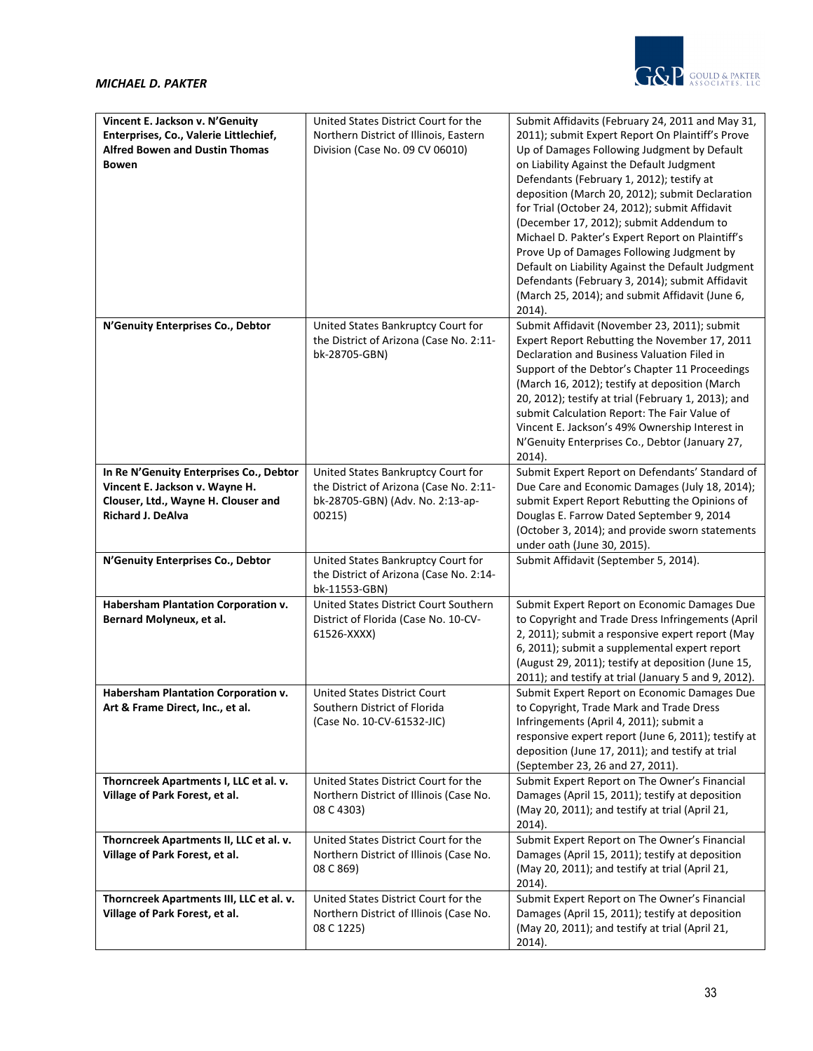| **Vincent E. Jackson v. N'Genuity Enterprises, Co., Valerie Littlechief, Alfred Bowen and Dustin Thomas Bowen** | United States District Court for the Northern District of Illinois, Eastern Division (Case No. 09 CV 06010) | Submit Affidavits (February 24, 2011 and May 31, 2011); submit Expert Report On Plaintiff's Prove Up of Damages Following Judgment by Default on Liability Against the Default Judgment Defendants (February 1, 2012); testify at deposition (March 20, 2012); submit Declaration for Trial (October 24, 2012); submit Affidavit (December 17, 2012); submit Addendum to Michael D. Pakter's Expert Report on Plaintiff's Prove Up of Damages Following Judgment by Default on Liability Against the Default Judgment Defendants (February 3, 2014); submit Affidavit (March 25, 2014); and submit Affidavit (June 6, 2014). |
|---|---|---|
| **N'Genuity Enterprises Co., Debtor** | United States Bankruptcy Court for the District of Arizona (Case No. 2:11-bk-28705-GBN) | Submit Affidavit (November 23, 2011); submit Expert Report Rebutting the November 17, 2011 Declaration and Business Valuation Filed in Support of the Debtor's Chapter 11 Proceedings (March 16, 2012); testify at deposition (March 20, 2012); testify at trial (February 1, 2013); and submit Calculation Report: The Fair Value of Vincent E. Jackson's 49% Ownership Interest in N'Genuity Enterprises Co., Debtor (January 27, 2014). |
| **In Re N'Genuity Enterprises Co., Debtor Vincent E. Jackson v. Wayne H. Clouser, Ltd., Wayne H. Clouser and Richard J. DeAlva** | United States Bankruptcy Court for the District of Arizona (Case No. 2:11-bk-28705-GBN) (Adv. No. 2:13-ap-00215) | Submit Expert Report on Defendants' Standard of Due Care and Economic Damages (July 18, 2014); submit Expert Report Rebutting the Opinions of Douglas E. Farrow Dated September 9, 2014 (October 3, 2014); and provide sworn statements under oath (June 30, 2015). |
| **N'Genuity Enterprises Co., Debtor** | United States Bankruptcy Court for the District of Arizona (Case No. 2:14-bk-11553-GBN) | Submit Affidavit (September 5, 2014). |
| **Habersham Plantation Corporation v. Bernard Molyneux, et al.** | United States District Court Southern District of Florida (Case No. 10-CV-61526-XXXX) | Submit Expert Report on Economic Damages Due to Copyright and Trade Dress Infringements (April 2, 2011); submit a responsive expert report (May 6, 2011); submit a supplemental expert report (August 29, 2011); testify at deposition (June 15, 2011); and testify at trial (January 5 and 9, 2012). |
| **Habersham Plantation Corporation v. Art & Frame Direct, Inc., et al.** | United States District Court Southern District of Florida (Case No. 10-CV-61532-JIC) | Submit Expert Report on Economic Damages Due to Copyright, Trade Mark and Trade Dress Infringements (April 4, 2011); submit a responsive expert report (June 6, 2011); testify at deposition (June 17, 2011); and testify at trial (September 23, 26 and 27, 2011). |
| **Thorncreek Apartments I, LLC et al. v. Village of Park Forest, et al.** | United States District Court for the Northern District of Illinois (Case No. 08 C 4303) | Submit Expert Report on The Owner's Financial Damages (April 15, 2011); testify at deposition (May 20, 2011); and testify at trial (April 21, 2014). |
| **Thorncreek Apartments II, LLC et al. v. Village of Park Forest, et al.** | United States District Court for the Northern District of Illinois (Case No. 08 C 869) | Submit Expert Report on The Owner's Financial Damages (April 15, 2011); testify at deposition (May 20, 2011); and testify at trial (April 21, 2014). |
| **Thorncreek Apartments III, LLC et al. v. Village of Park Forest, et al.** | United States District Court for the Northern District of Illinois (Case No. 08 C 1225) | Submit Expert Report on The Owner's Financial Damages (April 15, 2011); testify at deposition (May 20, 2011); and testify at trial (April 21, 2014). |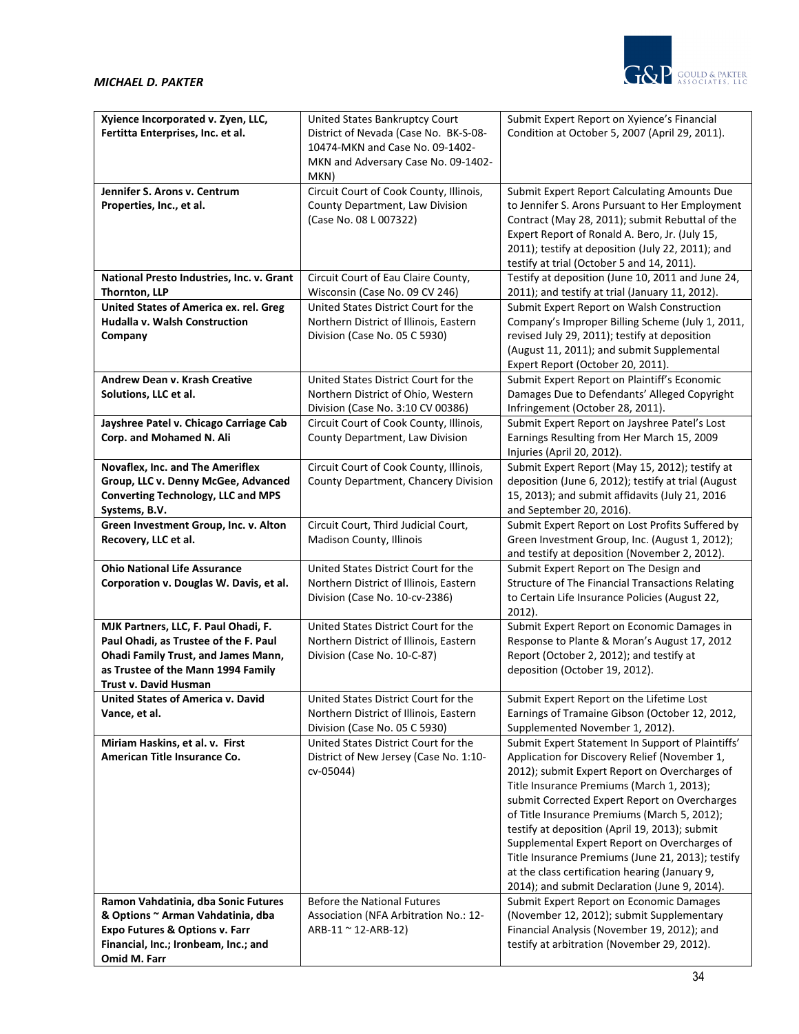| | | |
|---|---|---|
| **Xyience Incorporated v. Zyen, LLC, Fertitta Enterprises, Inc. et al.** | United States Bankruptcy Court District of Nevada (Case No. BK-S-08-10474-MKN and Case No. 09-1402-MKN and Adversary Case No. 09-1402-MKN) | Submit Expert Report on Xyience's Financial Condition at October 5, 2007 (April 29, 2011). |
| **Jennifer S. Arons v. Centrum Properties, Inc., et al.** | Circuit Court of Cook County, Illinois, County Department, Law Division (Case No. 08 L 007322) | Submit Expert Report Calculating Amounts Due to Jennifer S. Arons Pursuant to Her Employment Contract (May 28, 2011); submit Rebuttal of the Expert Report of Ronald A. Bero, Jr. (July 15, 2011); testify at deposition (July 22, 2011); and testify at trial (October 5 and 14, 2011). |
| **National Presto Industries, Inc. v. Grant Thornton, LLP** | Circuit Court of Eau Claire County, Wisconsin (Case No. 09 CV 246) | Testify at deposition (June 10, 2011 and June 24, 2011); and testify at trial (January 11, 2012). |
| **United States of America ex. rel. Greg Hudalla v. Walsh Construction Company** | United States District Court for the Northern District of Illinois, Eastern Division (Case No. 05 C 5930) | Submit Expert Report on Walsh Construction Company's Improper Billing Scheme (July 1, 2011, revised July 29, 2011); testify at deposition (August 11, 2011); and submit Supplemental Expert Report (October 20, 2011). |
| **Andrew Dean v. Krash Creative Solutions, LLC et al.** | United States District Court for the Northern District of Ohio, Western Division (Case No. 3:10 CV 00386) | Submit Expert Report on Plaintiff's Economic Damages Due to Defendants' Alleged Copyright Infringement (October 28, 2011). |
| **Jayshree Patel v. Chicago Carriage Cab Corp. and Mohamed N. Ali** | Circuit Court of Cook County, Illinois, County Department, Law Division | Submit Expert Report on Jayshree Patel's Lost Earnings Resulting from Her March 15, 2009 Injuries (April 20, 2012). |
| **Novaflex, Inc. and The Ameriflex Group, LLC v. Denny McGee, Advanced Converting Technology, LLC and MPS Systems, B.V.** | Circuit Court of Cook County, Illinois, County Department, Chancery Division | Submit Expert Report (May 15, 2012); testify at deposition (June 6, 2012); testify at trial (August 15, 2013); and submit affidavits (July 21, 2016 and September 20, 2016). |
| **Green Investment Group, Inc. v. Alton Recovery, LLC et al.** | Circuit Court, Third Judicial Court, Madison County, Illinois | Submit Expert Report on Lost Profits Suffered by Green Investment Group, Inc. (August 1, 2012); and testify at deposition (November 2, 2012). |
| **Ohio National Life Assurance Corporation v. Douglas W. Davis, et al.** | United States District Court for the Northern District of Illinois, Eastern Division (Case No. 10-cv-2386) | Submit Expert Report on The Design and Structure of The Financial Transactions Relating to Certain Life Insurance Policies (August 22, 2012). |
| **MJK Partners, LLC, F. Paul Ohadi, F. Paul Ohadi, as Trustee of the F. Paul Ohadi Family Trust, and James Mann, as Trustee of the Mann 1994 Family Trust v. David Husman** | United States District Court for the Northern District of Illinois, Eastern Division (Case No. 10-C-87) | Submit Expert Report on Economic Damages in Response to Plante & Moran's August 17, 2012 Report (October 2, 2012); and testify at deposition (October 19, 2012). |
| **United States of America v. David Vance, et al.** | United States District Court for the Northern District of Illinois, Eastern Division (Case No. 05 C 5930) | Submit Expert Report on the Lifetime Lost Earnings of Tramaine Gibson (October 12, 2012, Supplemented November 1, 2012). |
| **Miriam Haskins, et al. v. First American Title Insurance Co.** | United States District Court for the District of New Jersey (Case No. 1:10-cv-05044) | Submit Expert Statement In Support of Plaintiffs' Application for Discovery Relief (November 1, 2012); submit Expert Report on Overcharges of Title Insurance Premiums (March 1, 2013); submit Corrected Expert Report on Overcharges of Title Insurance Premiums (March 5, 2012); testify at deposition (April 19, 2013); submit Supplemental Expert Report on Overcharges of Title Insurance Premiums (June 21, 2013); testify at the class certification hearing (January 9, 2014); and submit Declaration (June 9, 2014). |
| **Ramon Vahdatinia, dba Sonic Futures & Options ~ Arman Vahdatinia, dba Expo Futures & Options v. Farr Financial, Inc.; Ironbeam, Inc.; and Omid M. Farr** | Before the National Futures Association (NFA Arbitration No.: 12-ARB-11 ~ 12-ARB-12) | Submit Expert Report on Economic Damages (November 12, 2012); submit Supplementary Financial Analysis (November 19, 2012); and testify at arbitration (November 29, 2012). |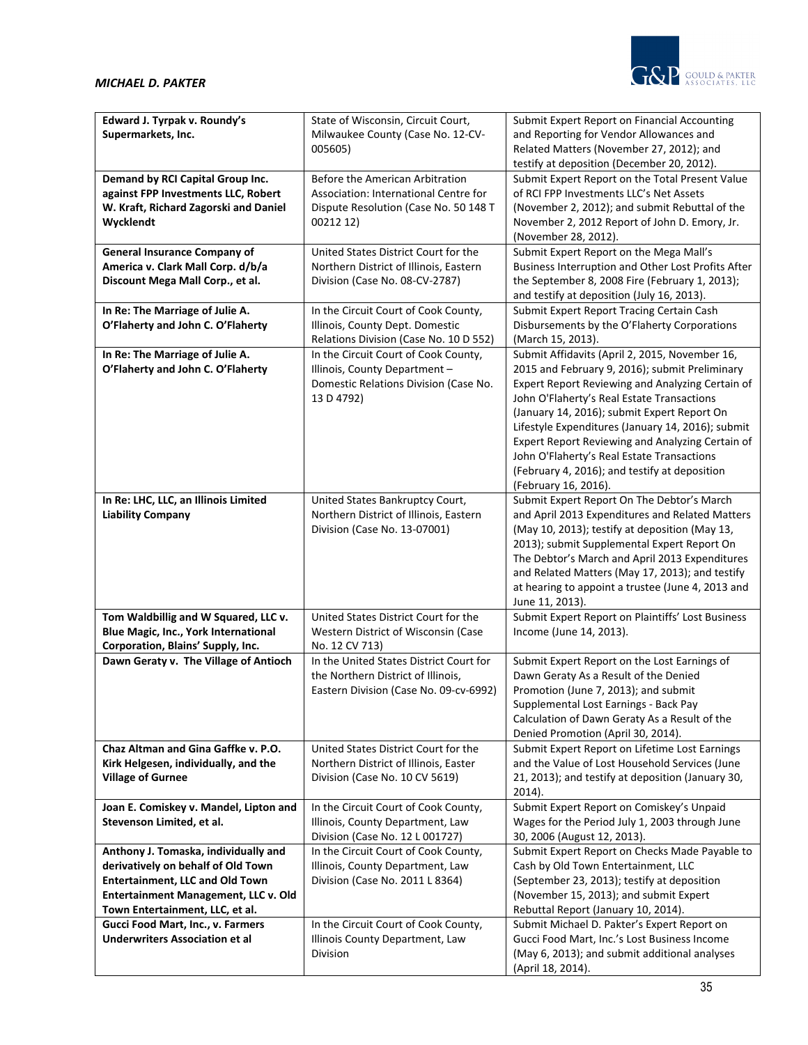| | | |
|---|---|---|
| **Edward J. Tyrpak v. Roundy's Supermarkets, Inc.** | State of Wisconsin, Circuit Court, Milwaukee County (Case No. 12-CV-005605) | Submit Expert Report on Financial Accounting and Reporting for Vendor Allowances and Related Matters (November 27, 2012); and testify at deposition (December 20, 2012). |
| **Demand by RCI Capital Group Inc. against FPP Investments LLC, Robert W. Kraft, Richard Zagorski and Daniel Wycklendt** | Before the American Arbitration Association: International Centre for Dispute Resolution (Case No. 50 148 T 00212 12) | Submit Expert Report on the Total Present Value of RCI FPP Investments LLC's Net Assets (November 2, 2012); and submit Rebuttal of the November 2, 2012 Report of John D. Emory, Jr. (November 28, 2012). |
| **General Insurance Company of America v. Clark Mall Corp. d/b/a Discount Mega Mall Corp., et al.** | United States District Court for the Northern District of Illinois, Eastern Division (Case No. 08-CV-2787) | Submit Expert Report on the Mega Mall's Business Interruption and Other Lost Profits After the September 8, 2008 Fire (February 1, 2013); and testify at deposition (July 16, 2013). |
| **In Re: The Marriage of Julie A. O'Flaherty and John C. O'Flaherty** | In the Circuit Court of Cook County, Illinois, County Dept. Domestic Relations Division (Case No. 10 D 552) | Submit Expert Report Tracing Certain Cash Disbursements by the O'Flaherty Corporations (March 15, 2013). |
| **In Re: The Marriage of Julie A. O'Flaherty and John C. O'Flaherty** | In the Circuit Court of Cook County, Illinois, County Department – Domestic Relations Division (Case No. 13 D 4792) | Submit Affidavits (April 2, 2015, November 16, 2015 and February 9, 2016); submit Preliminary Expert Report Reviewing and Analyzing Certain of John O'Flaherty's Real Estate Transactions (January 14, 2016); submit Expert Report On Lifestyle Expenditures (January 14, 2016); submit Expert Report Reviewing and Analyzing Certain of John O'Flaherty's Real Estate Transactions (February 4, 2016); and testify at deposition (February 16, 2016). |
| **In Re: LHC, LLC, an Illinois Limited Liability Company** | United States Bankruptcy Court, Northern District of Illinois, Eastern Division (Case No. 13-07001) | Submit Expert Report On The Debtor's March and April 2013 Expenditures and Related Matters (May 10, 2013); testify at deposition (May 13, 2013); submit Supplemental Expert Report On The Debtor's March and April 2013 Expenditures and Related Matters (May 17, 2013); and testify at hearing to appoint a trustee (June 4, 2013 and June 11, 2013). |
| **Tom Waldbillig and W Squared, LLC v. Blue Magic, Inc., York International Corporation, Blains' Supply, Inc.** | United States District Court for the Western District of Wisconsin (Case No. 12 CV 713) | Submit Expert Report on Plaintiffs' Lost Business Income (June 14, 2013). |
| **Dawn Geraty v. The Village of Antioch** | In the United States District Court for the Northern District of Illinois, Eastern Division (Case No. 09-cv-6992) | Submit Expert Report on the Lost Earnings of Dawn Geraty As a Result of the Denied Promotion (June 7, 2013); and submit Supplemental Lost Earnings - Back Pay Calculation of Dawn Geraty As a Result of the Denied Promotion (April 30, 2014). |
| **Chaz Altman and Gina Gaffke v. P.O. Kirk Helgesen, individually, and the Village of Gurnee** | United States District Court for the Northern District of Illinois, Easter Division (Case No. 10 CV 5619) | Submit Expert Report on Lifetime Lost Earnings and the Value of Lost Household Services (June 21, 2013); and testify at deposition (January 30, 2014). |
| **Joan E. Comiskey v. Mandel, Lipton and Stevenson Limited, et al.** | In the Circuit Court of Cook County, Illinois, County Department, Law Division (Case No. 12 L 001727) | Submit Expert Report on Comiskey's Unpaid Wages for the Period July 1, 2003 through June 30, 2006 (August 12, 2013). |
| **Anthony J. Tomaska, individually and derivatively on behalf of Old Town Entertainment, LLC and Old Town Entertainment Management, LLC v. Old Town Entertainment, LLC, et al.** | In the Circuit Court of Cook County, Illinois, County Department, Law Division (Case No. 2011 L 8364) | Submit Expert Report on Checks Made Payable to Cash by Old Town Entertainment, LLC (September 23, 2013); testify at deposition (November 15, 2013); and submit Expert Rebuttal Report (January 10, 2014). |
| **Gucci Food Mart, Inc., v. Farmers Underwriters Association et al** | In the Circuit Court of Cook County, Illinois County Department, Law Division | Submit Michael D. Pakter's Expert Report on Gucci Food Mart, Inc.'s Lost Business Income (May 6, 2013); and submit additional analyses (April 18, 2014). |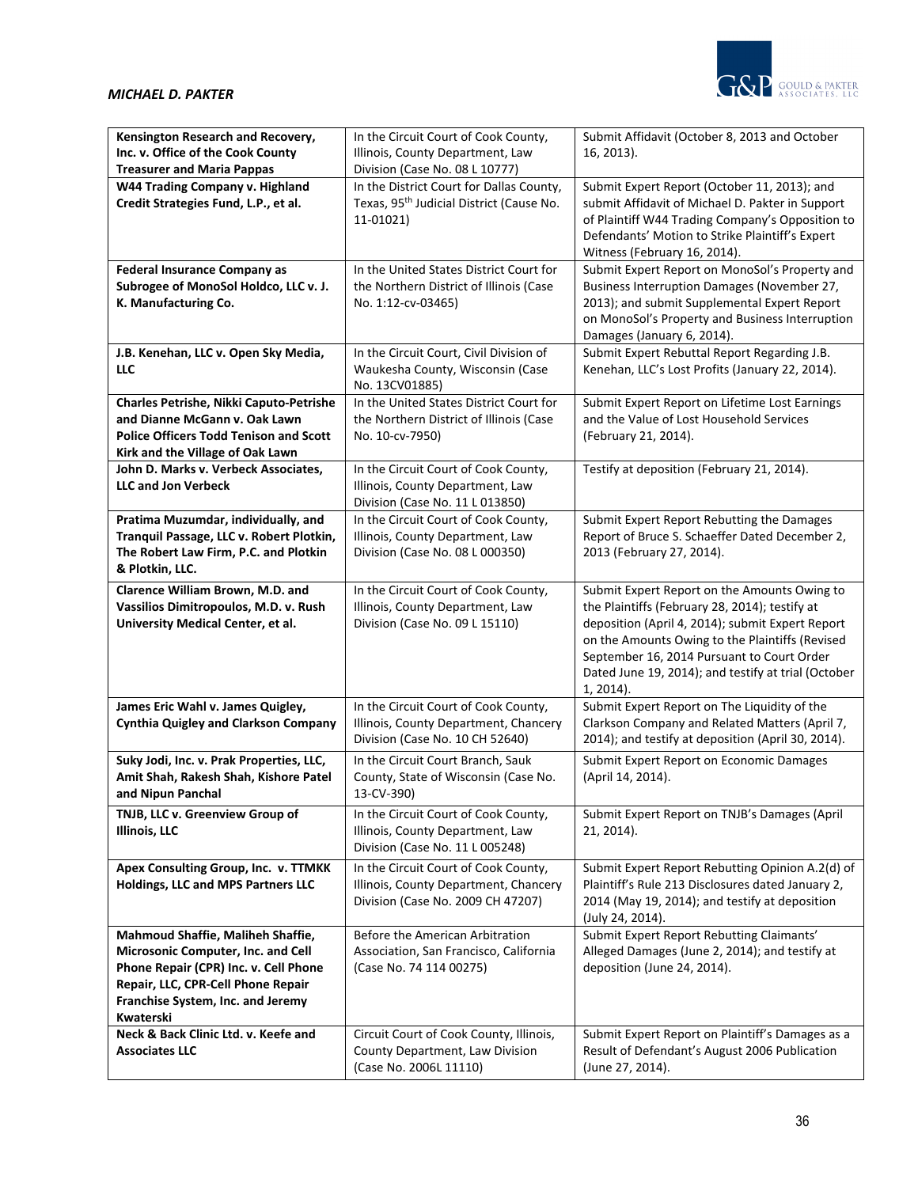| | | |
|---|---|---|
| **Kensington Research and Recovery, Inc. v. Office of the Cook County Treasurer and Maria Pappas** | In the Circuit Court of Cook County, Illinois, County Department, Law Division (Case No. 08 L 10777) | Submit Affidavit (October 8, 2013 and October 16, 2013). |
| **W44 Trading Company v. Highland Credit Strategies Fund, L.P., et al.** | In the District Court for Dallas County, Texas, 95th Judicial District (Cause No. 11-01021) | Submit Expert Report (October 11, 2013); and submit Affidavit of Michael D. Pakter in Support of Plaintiff W44 Trading Company's Opposition to Defendants' Motion to Strike Plaintiff's Expert Witness (February 16, 2014). |
| **Federal Insurance Company as Subrogee of MonoSol Holdco, LLC v. J. K. Manufacturing Co.** | In the United States District Court for the Northern District of Illinois (Case No. 1:12-cv-03465) | Submit Expert Report on MonoSol's Property and Business Interruption Damages (November 27, 2013); and submit Supplemental Expert Report on MonoSol's Property and Business Interruption Damages (January 6, 2014). |
| **J.B. Kenehan, LLC v. Open Sky Media, LLC** | In the Circuit Court, Civil Division of Waukesha County, Wisconsin (Case No. 13CV01885) | Submit Expert Rebuttal Report Regarding J.B. Kenehan, LLC's Lost Profits (January 22, 2014). |
| **Charles Petrishe, Nikki Caputo-Petrishe and Dianne McGann v. Oak Lawn Police Officers Todd Tenison and Scott Kirk and the Village of Oak Lawn** | In the United States District Court for the Northern District of Illinois (Case No. 10-cv-7950) | Submit Expert Report on Lifetime Lost Earnings and the Value of Lost Household Services (February 21, 2014). |
| **John D. Marks v. Verbeck Associates, LLC and Jon Verbeck** | In the Circuit Court of Cook County, Illinois, County Department, Law Division (Case No. 11 L 013850) | Testify at deposition (February 21, 2014). |
| **Pratima Muzumdar, individually, and Tranquil Passage, LLC v. Robert Plotkin, The Robert Law Firm, P.C. and Plotkin & Plotkin, LLC.** | In the Circuit Court of Cook County, Illinois, County Department, Law Division (Case No. 08 L 000350) | Submit Expert Report Rebutting the Damages Report of Bruce S. Schaeffer Dated December 2, 2013 (February 27, 2014). |
| **Clarence William Brown, M.D. and Vassilios Dimitropoulos, M.D. v. Rush University Medical Center, et al.** | In the Circuit Court of Cook County, Illinois, County Department, Law Division (Case No. 09 L 15110) | Submit Expert Report on the Amounts Owing to the Plaintiffs (February 28, 2014); testify at deposition (April 4, 2014); submit Expert Report on the Amounts Owing to the Plaintiffs (Revised September 16, 2014 Pursuant to Court Order Dated June 19, 2014); and testify at trial (October 1, 2014). |
| **James Eric Wahl v. James Quigley, Cynthia Quigley and Clarkson Company** | In the Circuit Court of Cook County, Illinois, County Department, Chancery Division (Case No. 10 CH 52640) | Submit Expert Report on The Liquidity of the Clarkson Company and Related Matters (April 7, 2014); and testify at deposition (April 30, 2014). |
| **Suky Jodi, Inc. v. Prak Properties, LLC, Amit Shah, Rakesh Shah, Kishore Patel and Nipun Panchal** | In the Circuit Court Branch, Sauk County, State of Wisconsin (Case No. 13-CV-390) | Submit Expert Report on Economic Damages (April 14, 2014). |
| **TNJB, LLC v. Greenview Group of Illinois, LLC** | In the Circuit Court of Cook County, Illinois, County Department, Law Division (Case No. 11 L 005248) | Submit Expert Report on TNJB's Damages (April 21, 2014). |
| **Apex Consulting Group, Inc. v. TTMKK Holdings, LLC and MPS Partners LLC** | In the Circuit Court of Cook County, Illinois, County Department, Chancery Division (Case No. 2009 CH 47207) | Submit Expert Report Rebutting Opinion A.2(d) of Plaintiff's Rule 213 Disclosures dated January 2, 2014 (May 19, 2014); and testify at deposition (July 24, 2014). |
| **Mahmoud Shaffie, Maliheh Shaffie, Microsonic Computer, Inc. and Cell Phone Repair (CPR) Inc. v. Cell Phone Repair, LLC, CPR-Cell Phone Repair Franchise System, Inc. and Jeremy Kwaterski** | Before the American Arbitration Association, San Francisco, California (Case No. 74 114 00275) | Submit Expert Report Rebutting Claimants' Alleged Damages (June 2, 2014); and testify at deposition (June 24, 2014). |
| **Neck & Back Clinic Ltd. v. Keefe and Associates LLC** | Circuit Court of Cook County, Illinois, County Department, Law Division (Case No. 2006L 11110) | Submit Expert Report on Plaintiff's Damages as a Result of Defendant's August 2006 Publication (June 27, 2014). |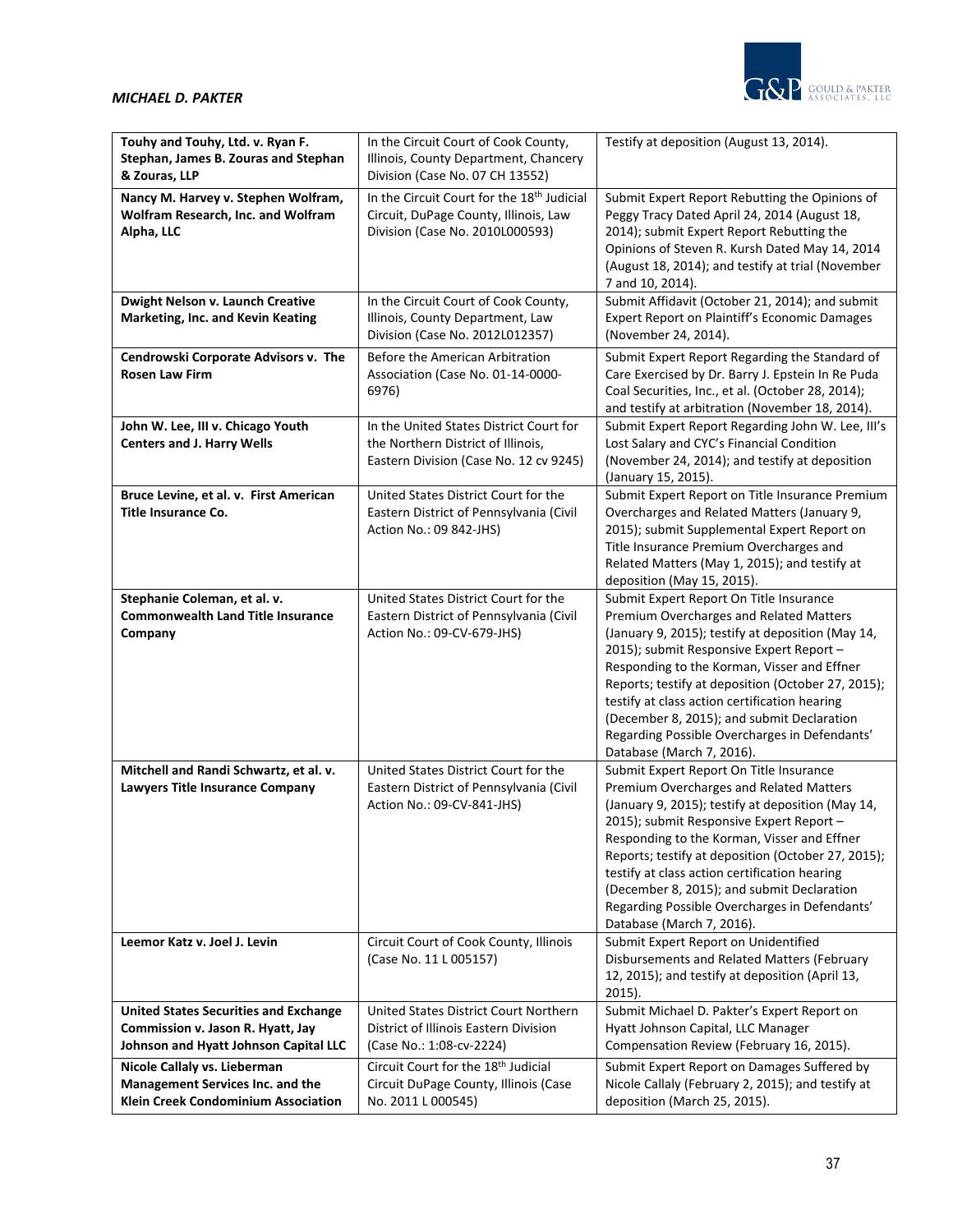| | | |
|---|---|---|
| **Touhy and Touhy, Ltd. v. Ryan F. Stephan, James B. Zouras and Stephan & Zouras, LLP** | In the Circuit Court of Cook County, Illinois, County Department, Chancery Division (Case No. 07 CH 13552) | Testify at deposition (August 13, 2014). |
| **Nancy M. Harvey v. Stephen Wolfram, Wolfram Research, Inc. and Wolfram Alpha, LLC** | In the Circuit Court for the 18th Judicial Circuit, DuPage County, Illinois, Law Division (Case No. 2010L000593) | Submit Expert Report Rebutting the Opinions of Peggy Tracy Dated April 24, 2014 (August 18, 2014); submit Expert Report Rebutting the Opinions of Steven R. Kursh Dated May 14, 2014 (August 18, 2014); and testify at trial (November 7 and 10, 2014). |
| **Dwight Nelson v. Launch Creative Marketing, Inc. and Kevin Keating** | In the Circuit Court of Cook County, Illinois, County Department, Law Division (Case No. 2012L012357) | Submit Affidavit (October 21, 2014); and submit Expert Report on Plaintiff's Economic Damages (November 24, 2014). |
| **Cendrowski Corporate Advisors v. The Rosen Law Firm** | Before the American Arbitration Association (Case No. 01-14-0000-6976) | Submit Expert Report Regarding the Standard of Care Exercised by Dr. Barry J. Epstein In Re Puda Coal Securities, Inc., et al. (October 28, 2014); and testify at arbitration (November 18, 2014). |
| **John W. Lee, III v. Chicago Youth Centers and J. Harry Wells** | In the United States District Court for the Northern District of Illinois, Eastern Division (Case No. 12 cv 9245) | Submit Expert Report Regarding John W. Lee, III's Lost Salary and CYC's Financial Condition (November 24, 2014); and testify at deposition (January 15, 2015). |
| **Bruce Levine, et al. v. First American Title Insurance Co.** | United States District Court for the Eastern District of Pennsylvania (Civil Action No.: 09 842-JHS) | Submit Expert Report on Title Insurance Premium Overcharges and Related Matters (January 9, 2015); submit Supplemental Expert Report on Title Insurance Premium Overcharges and Related Matters (May 1, 2015); and testify at deposition (May 15, 2015). |
| **Stephanie Coleman, et al. v. Commonwealth Land Title Insurance Company** | United States District Court for the Eastern District of Pennsylvania (Civil Action No.: 09-CV-679-JHS) | Submit Expert Report On Title Insurance Premium Overcharges and Related Matters (January 9, 2015); testify at deposition (May 14, 2015); submit Responsive Expert Report – Responding to the Korman, Visser and Effner Reports; testify at deposition (October 27, 2015); testify at class action certification hearing (December 8, 2015); and submit Declaration Regarding Possible Overcharges in Defendants' Database (March 7, 2016). |
| **Mitchell and Randi Schwartz, et al. v. Lawyers Title Insurance Company** | United States District Court for the Eastern District of Pennsylvania (Civil Action No.: 09-CV-841-JHS) | Submit Expert Report On Title Insurance Premium Overcharges and Related Matters (January 9, 2015); testify at deposition (May 14, 2015); submit Responsive Expert Report – Responding to the Korman, Visser and Effner Reports; testify at deposition (October 27, 2015); testify at class action certification hearing (December 8, 2015); and submit Declaration Regarding Possible Overcharges in Defendants' Database (March 7, 2016). |
| **Leemor Katz v. Joel J. Levin** | Circuit Court of Cook County, Illinois (Case No. 11 L 005157) | Submit Expert Report on Unidentified Disbursements and Related Matters (February 12, 2015); and testify at deposition (April 13, 2015). |
| **United States Securities and Exchange Commission v. Jason R. Hyatt, Jay Johnson and Hyatt Johnson Capital LLC** | United States District Court Northern District of Illinois Eastern Division (Case No.: 1:08-cv-2224) | Submit Michael D. Pakter's Expert Report on Hyatt Johnson Capital, LLC Manager Compensation Review (February 16, 2015). |
| **Nicole Callaly vs. Lieberman Management Services Inc. and the Klein Creek Condominium Association** | Circuit Court for the 18th Judicial Circuit DuPage County, Illinois (Case No. 2011 L 000545) | Submit Expert Report on Damages Suffered by Nicole Callaly (February 2, 2015); and testify at deposition (March 25, 2015). |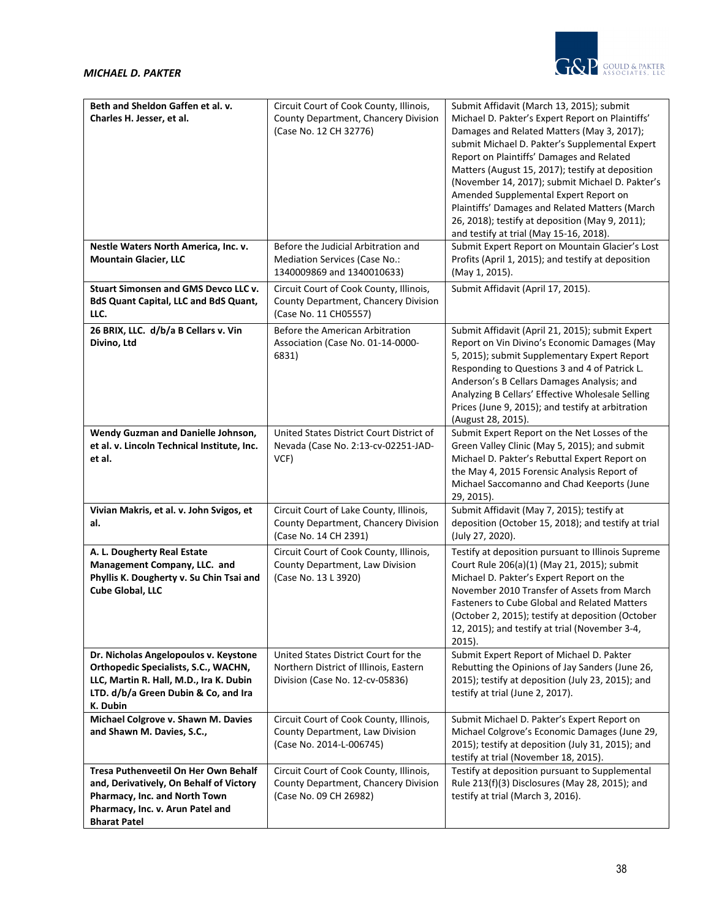| | | |
|---|---|---|
| **Beth and Sheldon Gaffen et al. v. Charles H. Jesser, et al.** | Circuit Court of Cook County, Illinois, County Department, Chancery Division (Case No. 12 CH 32776) | Submit Affidavit (March 13, 2015); submit Michael D. Pakter's Expert Report on Plaintiffs' Damages and Related Matters (May 3, 2017); submit Michael D. Pakter's Supplemental Expert Report on Plaintiffs' Damages and Related Matters (August 15, 2017); testify at deposition (November 14, 2017); submit Michael D. Pakter's Amended Supplemental Expert Report on Plaintiffs' Damages and Related Matters (March 26, 2018); testify at deposition (May 9, 2011); and testify at trial (May 15-16, 2018). |
| **Nestle Waters North America, Inc. v. Mountain Glacier, LLC** | Before the Judicial Arbitration and Mediation Services (Case No.: 1340009869 and 1340010633) | Submit Expert Report on Mountain Glacier's Lost Profits (April 1, 2015); and testify at deposition (May 1, 2015). |
| **Stuart Simonsen and GMS Devco LLC v. BdS Quant Capital, LLC and BdS Quant, LLC.** | Circuit Court of Cook County, Illinois, County Department, Chancery Division (Case No. 11 CH05557) | Submit Affidavit (April 17, 2015). |
| **26 BRIX, LLC. d/b/a B Cellars v. Vin Divino, Ltd** | Before the American Arbitration Association (Case No. 01-14-0000-6831) | Submit Affidavit (April 21, 2015); submit Expert Report on Vin Divino's Economic Damages (May 5, 2015); submit Supplementary Expert Report Responding to Questions 3 and 4 of Patrick L. Anderson's B Cellars Damages Analysis; and Analyzing B Cellars' Effective Wholesale Selling Prices (June 9, 2015); and testify at arbitration (August 28, 2015). |
| **Wendy Guzman and Danielle Johnson, et al. v. Lincoln Technical Institute, Inc. et al.** | United States District Court District of Nevada (Case No. 2:13-cv-02251-JAD-VCF) | Submit Expert Report on the Net Losses of the Green Valley Clinic (May 5, 2015); and submit Michael D. Pakter's Rebuttal Expert Report on the May 4, 2015 Forensic Analysis Report of Michael Saccomanno and Chad Keeports (June 29, 2015). |
| **Vivian Makris, et al. v. John Svigos, et al.** | Circuit Court of Lake County, Illinois, County Department, Chancery Division (Case No. 14 CH 2391) | Submit Affidavit (May 7, 2015); testify at deposition (October 15, 2018); and testify at trial (July 27, 2020). |
| **A. L. Dougherty Real Estate Management Company, LLC. and Phyllis K. Dougherty v. Su Chin Tsai and Cube Global, LLC** | Circuit Court of Cook County, Illinois, County Department, Law Division (Case No. 13 L 3920) | Testify at deposition pursuant to Illinois Supreme Court Rule 206(a)(1) (May 21, 2015); submit Michael D. Pakter's Expert Report on the November 2010 Transfer of Assets from March Fasteners to Cube Global and Related Matters (October 2, 2015); testify at deposition (October 12, 2015); and testify at trial (November 3-4, 2015). |
| **Dr. Nicholas Angelopoulos v. Keystone Orthopedic Specialists, S.C., WACHN, LLC, Martin R. Hall, M.D., Ira K. Dubin LTD. d/b/a Green Dubin & Co, and Ira K. Dubin** | United States District Court for the Northern District of Illinois, Eastern Division (Case No. 12-cv-05836) | Submit Expert Report of Michael D. Pakter Rebutting the Opinions of Jay Sanders (June 26, 2015); testify at deposition (July 23, 2015); and testify at trial (June 2, 2017). |
| **Michael Colgrove v. Shawn M. Davies and Shawn M. Davies, S.C.,** | Circuit Court of Cook County, Illinois, County Department, Law Division (Case No. 2014-L-006745) | Submit Michael D. Pakter's Expert Report on Michael Colgrove's Economic Damages (June 29, 2015); testify at deposition (July 31, 2015); and testify at trial (November 18, 2015). |
| **Tresa Puthenveetil On Her Own Behalf and, Derivatively, On Behalf of Victory Pharmacy, Inc. and North Town Pharmacy, Inc. v. Arun Patel and Bharat Patel** | Circuit Court of Cook County, Illinois, County Department, Chancery Division (Case No. 09 CH 26982) | Testify at deposition pursuant to Supplemental Rule 213(f)(3) Disclosures (May 28, 2015); and testify at trial (March 3, 2016). |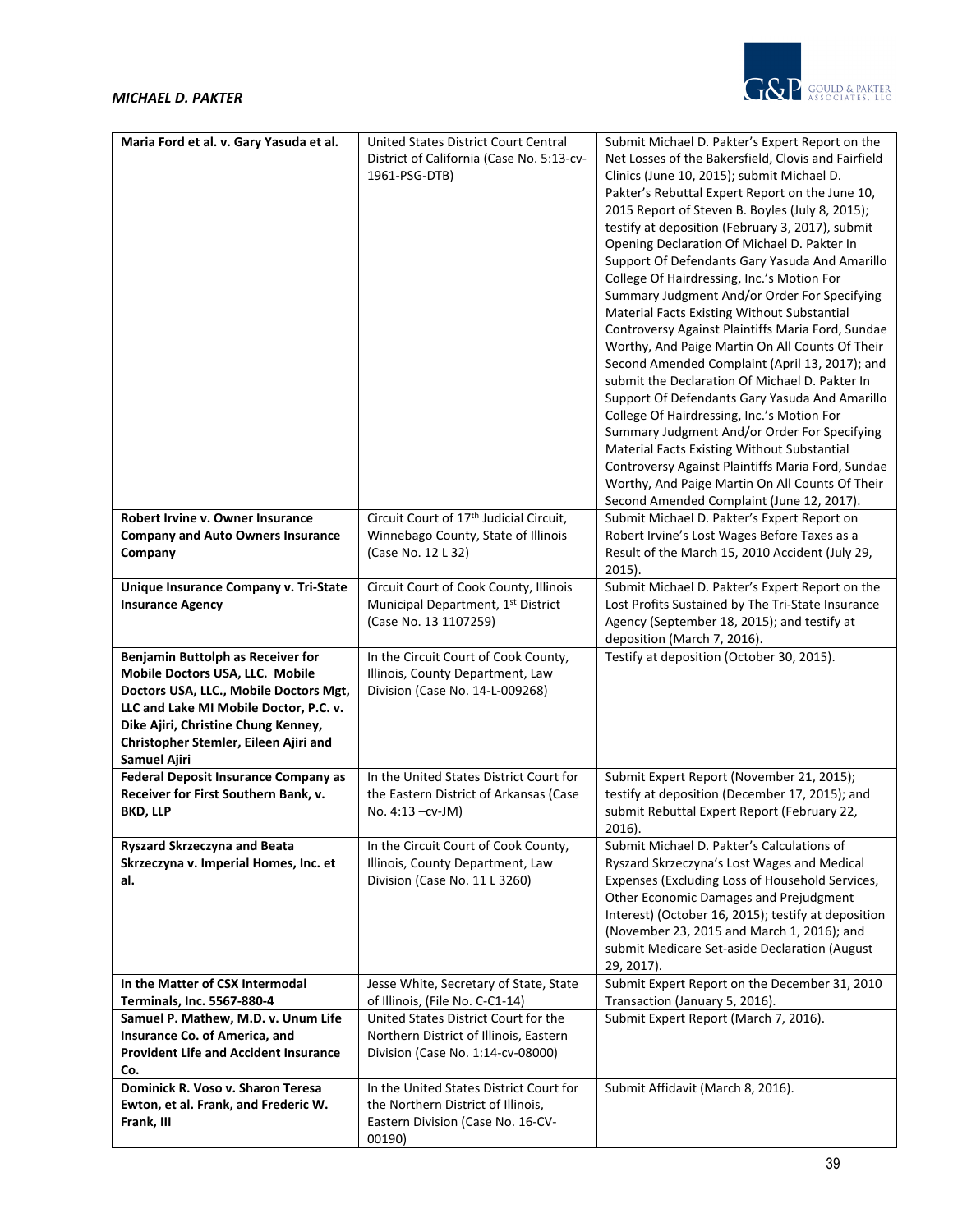| **Maria Ford et al. v. Gary Yasuda et al.** | United States District Court Central District of California (Case No. 5:13-cv-1961-PSG-DTB) | Submit Michael D. Pakter's Expert Report on the Net Losses of the Bakersfield, Clovis and Fairfield Clinics (June 10, 2015); submit Michael D. Pakter's Rebuttal Expert Report on the June 10, 2015 Report of Steven B. Boyles (July 8, 2015); testify at deposition (February 3, 2017), submit Opening Declaration Of Michael D. Pakter In Support Of Defendants Gary Yasuda And Amarillo College Of Hairdressing, Inc.'s Motion For Summary Judgment And/or Order For Specifying Material Facts Existing Without Substantial Controversy Against Plaintiffs Maria Ford, Sundae Worthy, And Paige Martin On All Counts Of Their Second Amended Complaint (April 13, 2017); and submit the Declaration Of Michael D. Pakter In Support Of Defendants Gary Yasuda And Amarillo College Of Hairdressing, Inc.'s Motion For Summary Judgment And/or Order For Specifying Material Facts Existing Without Substantial Controversy Against Plaintiffs Maria Ford, Sundae Worthy, And Paige Martin On All Counts Of Their Second Amended Complaint (June 12, 2017). |
|---|---|---|
| **Robert Irvine v. Owner Insurance Company and Auto Owners Insurance Company** | Circuit Court of 17th Judicial Circuit, Winnebago County, State of Illinois (Case No. 12 L 32) | Submit Michael D. Pakter's Expert Report on Robert Irvine's Lost Wages Before Taxes as a Result of the March 15, 2010 Accident (July 29, 2015). |
| **Unique Insurance Company v. Tri-State Insurance Agency** | Circuit Court of Cook County, Illinois Municipal Department, 1st District (Case No. 13 1107259) | Submit Michael D. Pakter's Expert Report on the Lost Profits Sustained by The Tri-State Insurance Agency (September 18, 2015); and testify at deposition (March 7, 2016). |
| **Benjamin Buttolph as Receiver for Mobile Doctors USA, LLC. Mobile Doctors USA, LLC., Mobile Doctors Mgt, LLC and Lake MI Mobile Doctor, P.C. v. Dike Ajiri, Christine Chung Kenney, Christopher Stemler, Eileen Ajiri and Samuel Ajiri** | In the Circuit Court of Cook County, Illinois, County Department, Law Division (Case No. 14-L-009268) | Testify at deposition (October 30, 2015). |
| **Federal Deposit Insurance Company as Receiver for First Southern Bank, v. BKD, LLP** | In the United States District Court for the Eastern District of Arkansas (Case No. 4:13 –cv-JM) | Submit Expert Report (November 21, 2015); testify at deposition (December 17, 2015); and submit Rebuttal Expert Report (February 22, 2016). |
| **Ryszard Skrzeczyna and Beata Skrzeczyna v. Imperial Homes, Inc. et al.** | In the Circuit Court of Cook County, Illinois, County Department, Law Division (Case No. 11 L 3260) | Submit Michael D. Pakter's Calculations of Ryszard Skrzeczyna's Lost Wages and Medical Expenses (Excluding Loss of Household Services, Other Economic Damages and Prejudgment Interest) (October 16, 2015); testify at deposition (November 23, 2015 and March 1, 2016); and submit Medicare Set-aside Declaration (August 29, 2017). |
| **In the Matter of CSX Intermodal Terminals, Inc. 5567-880-4** | Jesse White, Secretary of State, State of Illinois, (File No. C-C1-14) | Submit Expert Report on the December 31, 2010 Transaction (January 5, 2016). |
| **Samuel P. Mathew, M.D. v. Unum Life Insurance Co. of America, and Provident Life and Accident Insurance Co.** | United States District Court for the Northern District of Illinois, Eastern Division (Case No. 1:14-cv-08000) | Submit Expert Report (March 7, 2016). |
| **Dominick R. Voso v. Sharon Teresa Ewton, et al. Frank, and Frederic W. Frank, III** | In the United States District Court for the Northern District of Illinois, Eastern Division (Case No. 16-CV-00190) | Submit Affidavit (March 8, 2016). |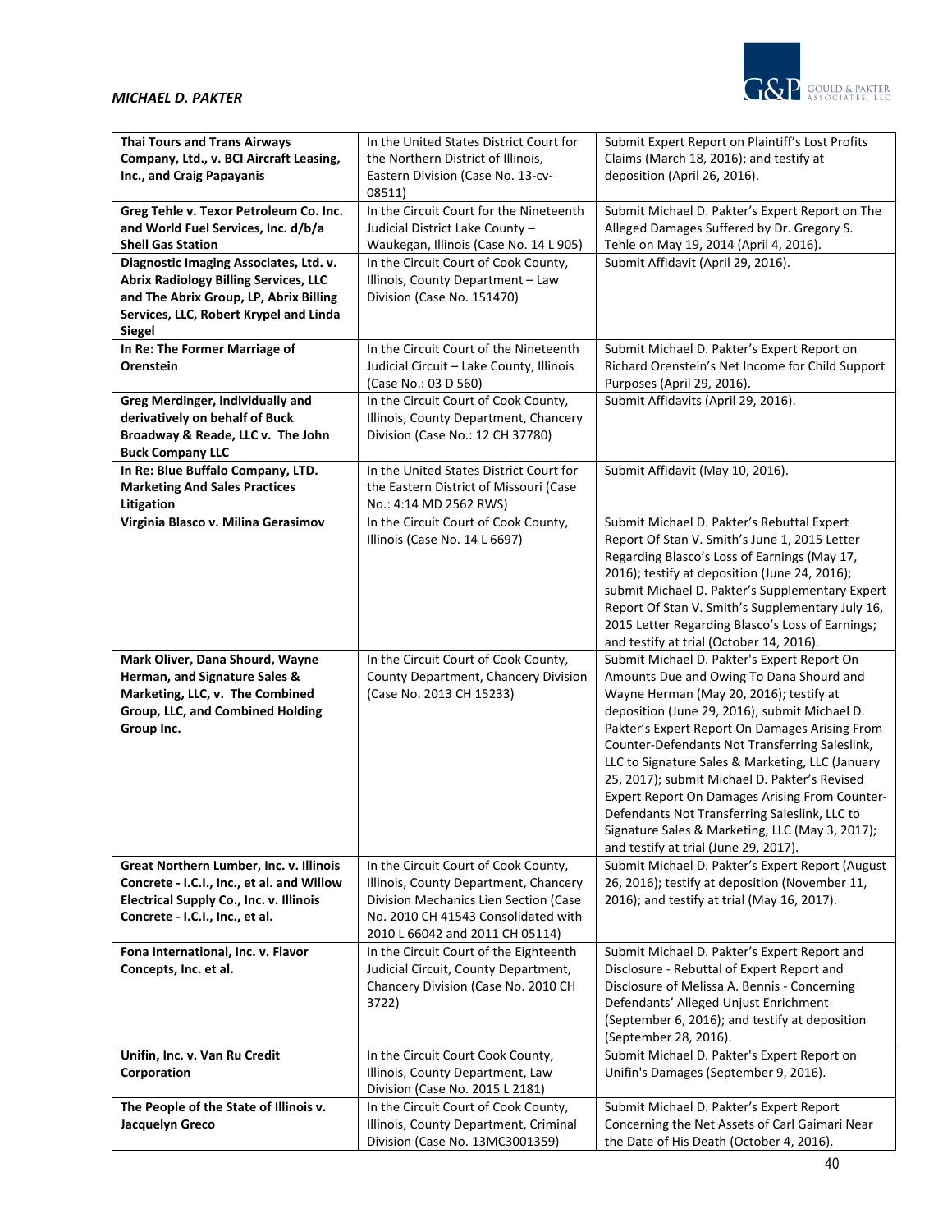| **Thai Tours and Trans Airways Company, Ltd., v. BCI Aircraft Leasing, Inc., and Craig Papayanis** | In the United States District Court for the Northern District of Illinois, Eastern Division (Case No. 13-cv-08511) | Submit Expert Report on Plaintiff's Lost Profits Claims (March 18, 2016); and testify at deposition (April 26, 2016). |
|---|---|---|
| **Greg Tehle v. Texor Petroleum Co. Inc. and World Fuel Services, Inc. d/b/a Shell Gas Station** | In the Circuit Court for the Nineteenth Judicial District Lake County – Waukegan, Illinois (Case No. 14 L 905) | Submit Michael D. Pakter's Expert Report on The Alleged Damages Suffered by Dr. Gregory S. Tehle on May 19, 2014 (April 4, 2016). |
| **Diagnostic Imaging Associates, Ltd. v. Abrix Radiology Billing Services, LLC and The Abrix Group, LP, Abrix Billing Services, LLC, Robert Krypel and Linda Siegel** | In the Circuit Court of Cook County, Illinois, County Department – Law Division (Case No. 151470) | Submit Affidavit (April 29, 2016). |
| **In Re: The Former Marriage of Orenstein** | In the Circuit Court of the Nineteenth Judicial Circuit – Lake County, Illinois (Case No.: 03 D 560) | Submit Michael D. Pakter's Expert Report on Richard Orenstein's Net Income for Child Support Purposes (April 29, 2016). |
| **Greg Merdinger, individually and derivatively on behalf of Buck Broadway & Reade, LLC v. The John Buck Company LLC** | In the Circuit Court of Cook County, Illinois, County Department, Chancery Division (Case No.: 12 CH 37780) | Submit Affidavits (April 29, 2016). |
| **In Re: Blue Buffalo Company, LTD. Marketing And Sales Practices Litigation** | In the United States District Court for the Eastern District of Missouri (Case No.: 4:14 MD 2562 RWS) | Submit Affidavit (May 10, 2016). |
| **Virginia Blasco v. Milina Gerasimov** | In the Circuit Court of Cook County, Illinois (Case No. 14 L 6697) | Submit Michael D. Pakter's Rebuttal Expert Report Of Stan V. Smith's June 1, 2015 Letter Regarding Blasco's Loss of Earnings (May 17, 2016); testify at deposition (June 24, 2016); submit Michael D. Pakter's Supplementary Expert Report Of Stan V. Smith's Supplementary July 16, 2015 Letter Regarding Blasco's Loss of Earnings; and testify at trial (October 14, 2016). |
| **Mark Oliver, Dana Shourd, Wayne Herman, and Signature Sales & Marketing, LLC, v. The Combined Group, LLC, and Combined Holding Group Inc.** | In the Circuit Court of Cook County, County Department, Chancery Division (Case No. 2013 CH 15233) | Submit Michael D. Pakter's Expert Report On Amounts Due and Owing To Dana Shourd and Wayne Herman (May 20, 2016); testify at deposition (June 29, 2016); submit Michael D. Pakter's Expert Report On Damages Arising From Counter-Defendants Not Transferring Saleslink, LLC to Signature Sales & Marketing, LLC (January 25, 2017); submit Michael D. Pakter's Revised Expert Report On Damages Arising From Counter-Defendants Not Transferring Saleslink, LLC to Signature Sales & Marketing, LLC (May 3, 2017); and testify at trial (June 29, 2017). |
| **Great Northern Lumber, Inc. v. Illinois Concrete - I.C.I., Inc., et al. and Willow Electrical Supply Co., Inc. v. Illinois Concrete - I.C.I., Inc., et al.** | In the Circuit Court of Cook County, Illinois, County Department, Chancery Division Mechanics Lien Section (Case No. 2010 CH 41543 Consolidated with 2010 L 66042 and 2011 CH 05114) | Submit Michael D. Pakter's Expert Report (August 26, 2016); testify at deposition (November 11, 2016); and testify at trial (May 16, 2017). |
| **Fona International, Inc. v. Flavor Concepts, Inc. et al.** | In the Circuit Court of the Eighteenth Judicial Circuit, County Department, Chancery Division (Case No. 2010 CH 3722) | Submit Michael D. Pakter's Expert Report and Disclosure - Rebuttal of Expert Report and Disclosure of Melissa A. Bennis - Concerning Defendants' Alleged Unjust Enrichment (September 6, 2016); and testify at deposition (September 28, 2016). |
| **Unifin, Inc. v. Van Ru Credit Corporation** | In the Circuit Court Cook County, Illinois, County Department, Law Division (Case No. 2015 L 2181) | Submit Michael D. Pakter's Expert Report on Unifin's Damages (September 9, 2016). |
| **The People of the State of Illinois v. Jacquelyn Greco** | In the Circuit Court of Cook County, Illinois, County Department, Criminal Division (Case No. 13MC3001359) | Submit Michael D. Pakter's Expert Report Concerning the Net Assets of Carl Gaimari Near the Date of His Death (October 4, 2016). |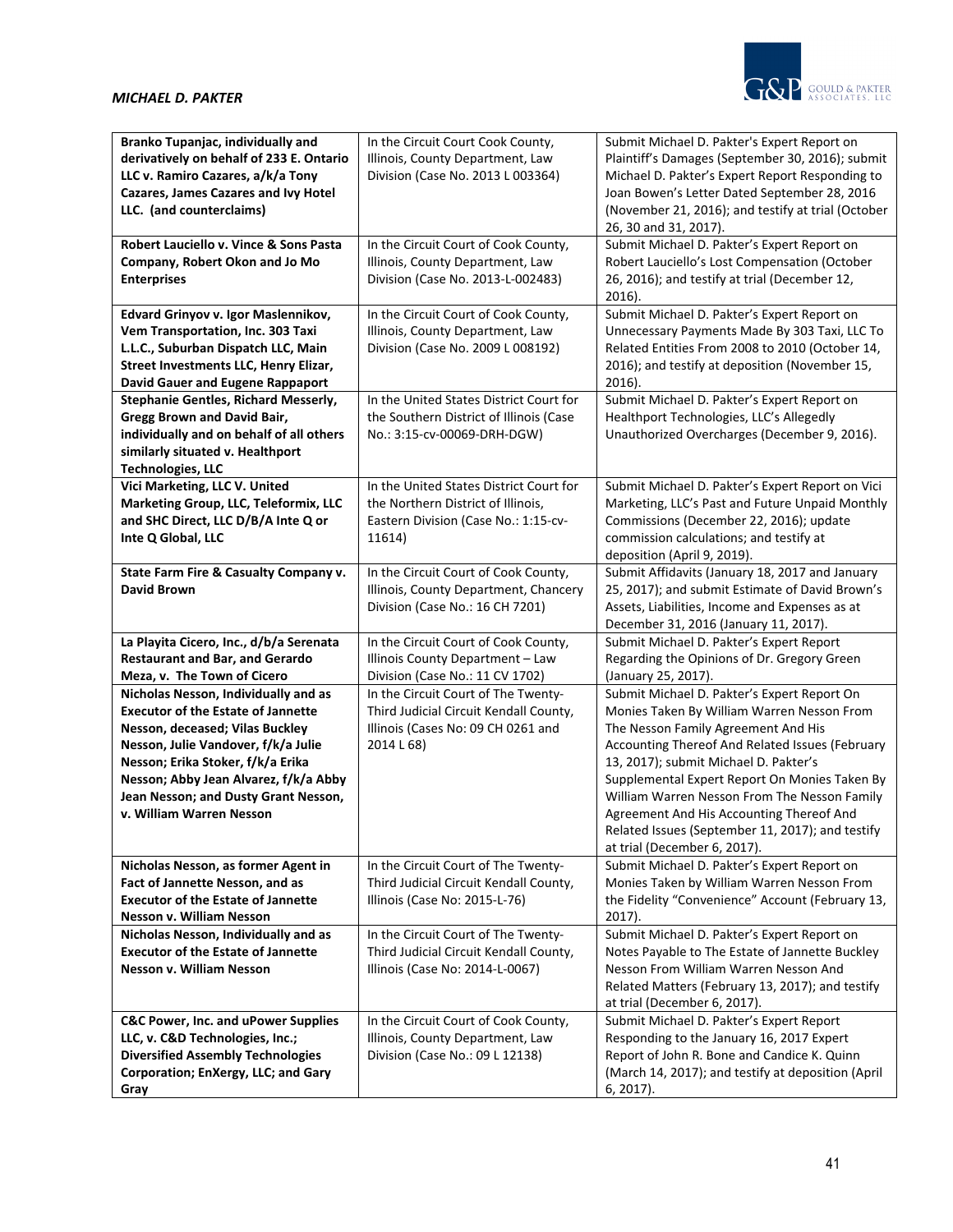| | | |
|---|---|---|
| **Branko Tupanjac, individually and derivatively on behalf of 233 E. Ontario LLC v. Ramiro Cazares, a/k/a Tony Cazares, James Cazares and Ivy Hotel LLC. (and counterclaims)** | In the Circuit Court Cook County, Illinois, County Department, Law Division (Case No. 2013 L 003364) | Submit Michael D. Pakter's Expert Report on Plaintiff's Damages (September 30, 2016); submit Michael D. Pakter's Expert Report Responding to Joan Bowen's Letter Dated September 28, 2016 (November 21, 2016); and testify at trial (October 26, 30 and 31, 2017). |
| **Robert Lauciello v. Vince & Sons Pasta Company, Robert Okon and Jo Mo Enterprises** | In the Circuit Court of Cook County, Illinois, County Department, Law Division (Case No. 2013-L-002483) | Submit Michael D. Pakter's Expert Report on Robert Lauciello's Lost Compensation (October 26, 2016); and testify at trial (December 12, 2016). |
| **Edvard Grinyov v. Igor Maslennikov, Vem Transportation, Inc. 303 Taxi L.L.C., Suburban Dispatch LLC, Main Street Investments LLC, Henry Elizar, David Gauer and Eugene Rappaport** | In the Circuit Court of Cook County, Illinois, County Department, Law Division (Case No. 2009 L 008192) | Submit Michael D. Pakter's Expert Report on Unnecessary Payments Made By 303 Taxi, LLC To Related Entities From 2008 to 2010 (October 14, 2016); and testify at deposition (November 15, 2016). |
| **Stephanie Gentles, Richard Messerly, Gregg Brown and David Bair, individually and on behalf of all others similarly situated v. Healthport Technologies, LLC** | In the United States District Court for the Southern District of Illinois (Case No.: 3:15-cv-00069-DRH-DGW) | Submit Michael D. Pakter's Expert Report on Healthport Technologies, LLC's Allegedly Unauthorized Overcharges (December 9, 2016). |
| **Vici Marketing, LLC V. United Marketing Group, LLC, Teleformix, LLC and SHC Direct, LLC D/B/A Inte Q or Inte Q Global, LLC** | In the United States District Court for the Northern District of Illinois, Eastern Division (Case No.: 1:15-cv-11614) | Submit Michael D. Pakter's Expert Report on Vici Marketing, LLC's Past and Future Unpaid Monthly Commissions (December 22, 2016); update commission calculations; and testify at deposition (April 9, 2019). |
| **State Farm Fire & Casualty Company v. David Brown** | In the Circuit Court of Cook County, Illinois, County Department, Chancery Division (Case No.: 16 CH 7201) | Submit Affidavits (January 18, 2017 and January 25, 2017); and submit Estimate of David Brown's Assets, Liabilities, Income and Expenses as at December 31, 2016 (January 11, 2017). |
| **La Playita Cicero, Inc., d/b/a Serenata Restaurant and Bar, and Gerardo Meza, v. The Town of Cicero** | In the Circuit Court of Cook County, Illinois County Department – Law Division (Case No.: 11 CV 1702) | Submit Michael D. Pakter's Expert Report Regarding the Opinions of Dr. Gregory Green (January 25, 2017). |
| **Nicholas Nesson, Individually and as Executor of the Estate of Jannette Nesson, deceased; Vilas Buckley Nesson, Julie Vandover, f/k/a Julie Nesson; Erika Stoker, f/k/a Erika Nesson; Abby Jean Alvarez, f/k/a Abby Jean Nesson; and Dusty Grant Nesson, v. William Warren Nesson** | In the Circuit Court of The Twenty-Third Judicial Circuit Kendall County, Illinois (Cases No: 09 CH 0261 and 2014 L 68) | Submit Michael D. Pakter's Expert Report On Monies Taken By William Warren Nesson From The Nesson Family Agreement And His Accounting Thereof And Related Issues (February 13, 2017); submit Michael D. Pakter's Supplemental Expert Report On Monies Taken By William Warren Nesson From The Nesson Family Agreement And His Accounting Thereof And Related Issues (September 11, 2017); and testify at trial (December 6, 2017). |
| **Nicholas Nesson, as former Agent in Fact of Jannette Nesson, and as Executor of the Estate of Jannette Nesson v. William Nesson** | In the Circuit Court of The Twenty-Third Judicial Circuit Kendall County, Illinois (Case No: 2015-L-76) | Submit Michael D. Pakter's Expert Report on Monies Taken by William Warren Nesson From the Fidelity "Convenience" Account (February 13, 2017). |
| **Nicholas Nesson, Individually and as Executor of the Estate of Jannette Nesson v. William Nesson** | In the Circuit Court of The Twenty-Third Judicial Circuit Kendall County, Illinois (Case No: 2014-L-0067) | Submit Michael D. Pakter's Expert Report on Notes Payable to The Estate of Jannette Buckley Nesson From William Warren Nesson And Related Matters (February 13, 2017); and testify at trial (December 6, 2017). |
| **C&C Power, Inc. and uPower Supplies LLC, v. C&D Technologies, Inc.; Diversified Assembly Technologies Corporation; EnXergy, LLC; and Gary Gray** | In the Circuit Court of Cook County, Illinois, County Department, Law Division (Case No.: 09 L 12138) | Submit Michael D. Pakter's Expert Report Responding to the January 16, 2017 Expert Report of John R. Bone and Candice K. Quinn (March 14, 2017); and testify at deposition (April 6, 2017). |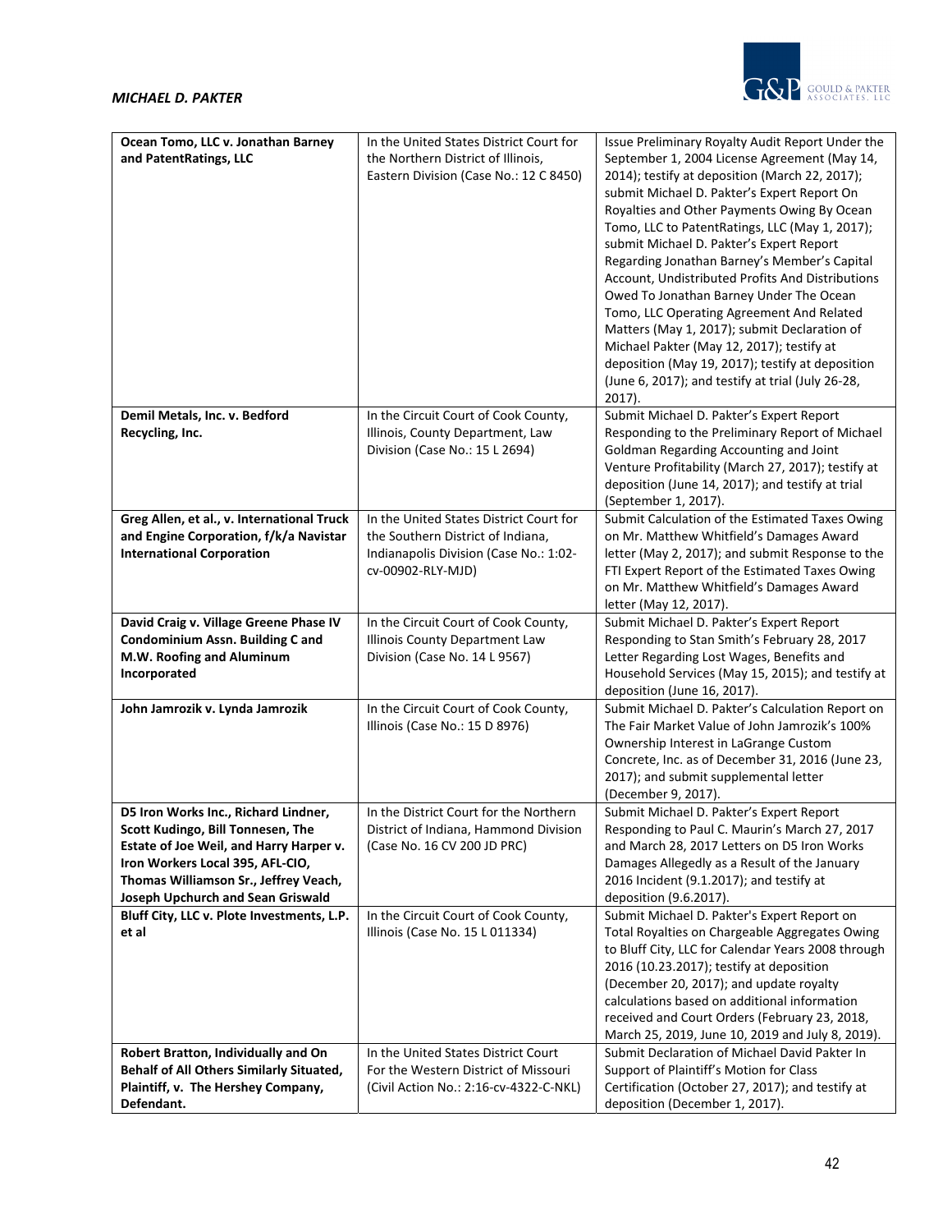| **Ocean Tomo, LLC v. Jonathan Barney and PatentRatings, LLC** | In the United States District Court for the Northern District of Illinois, Eastern Division (Case No.: 12 C 8450) | Issue Preliminary Royalty Audit Report Under the September 1, 2004 License Agreement (May 14, 2014); testify at deposition (March 22, 2017); submit Michael D. Pakter's Expert Report On Royalties and Other Payments Owing By Ocean Tomo, LLC to PatentRatings, LLC (May 1, 2017); submit Michael D. Pakter's Expert Report Regarding Jonathan Barney's Member's Capital Account, Undistributed Profits And Distributions Owed To Jonathan Barney Under The Ocean Tomo, LLC Operating Agreement And Related Matters (May 1, 2017); submit Declaration of Michael Pakter (May 12, 2017); testify at deposition (May 19, 2017); testify at deposition (June 6, 2017); and testify at trial (July 26-28, 2017). |
|---|---|---|
| **Demil Metals, Inc. v. Bedford Recycling, Inc.** | In the Circuit Court of Cook County, Illinois, County Department, Law Division (Case No.: 15 L 2694) | Submit Michael D. Pakter's Expert Report Responding to the Preliminary Report of Michael Goldman Regarding Accounting and Joint Venture Profitability (March 27, 2017); testify at deposition (June 14, 2017); and testify at trial (September 1, 2017). |
| **Greg Allen, et al., v. International Truck and Engine Corporation, f/k/a Navistar International Corporation** | In the United States District Court for the Southern District of Indiana, Indianapolis Division (Case No.: 1:02-cv-00902-RLY-MJD) | Submit Calculation of the Estimated Taxes Owing on Mr. Matthew Whitfield's Damages Award letter (May 2, 2017); and submit Response to the FTI Expert Report of the Estimated Taxes Owing on Mr. Matthew Whitfield's Damages Award letter (May 12, 2017). |
| **David Craig v. Village Greene Phase IV Condominium Assn. Building C and M.W. Roofing and Aluminum Incorporated** | In the Circuit Court of Cook County, Illinois County Department Law Division (Case No. 14 L 9567) | Submit Michael D. Pakter's Expert Report Responding to Stan Smith's February 28, 2017 Letter Regarding Lost Wages, Benefits and Household Services (May 15, 2015); and testify at deposition (June 16, 2017). |
| **John Jamrozik v. Lynda Jamrozik** | In the Circuit Court of Cook County, Illinois (Case No.: 15 D 8976) | Submit Michael D. Pakter's Calculation Report on The Fair Market Value of John Jamrozik's 100% Ownership Interest in LaGrange Custom Concrete, Inc. as of December 31, 2016 (June 23, 2017); and submit supplemental letter (December 9, 2017). |
| **D5 Iron Works Inc., Richard Lindner, Scott Kudingo, Bill Tonnesen, The Estate of Joe Weil, and Harry Harper v. Iron Workers Local 395, AFL-CIO, Thomas Williamson Sr., Jeffrey Veach, Joseph Upchurch and Sean Griswald** | In the District Court for the Northern District of Indiana, Hammond Division (Case No. 16 CV 200 JD PRC) | Submit Michael D. Pakter's Expert Report Responding to Paul C. Maurin's March 27, 2017 and March 28, 2017 Letters on D5 Iron Works Damages Allegedly as a Result of the January 2016 Incident (9.1.2017); and testify at deposition (9.6.2017). |
| **Bluff City, LLC v. Plote Investments, L.P. et al** | In the Circuit Court of Cook County, Illinois (Case No. 15 L 011334) | Submit Michael D. Pakter's Expert Report on Total Royalties on Chargeable Aggregates Owing to Bluff City, LLC for Calendar Years 2008 through 2016 (10.23.2017); testify at deposition (December 20, 2017); and update royalty calculations based on additional information received and Court Orders (February 23, 2018, March 25, 2019, June 10, 2019 and July 8, 2019). |
| **Robert Bratton, Individually and On Behalf of All Others Similarly Situated, Plaintiff, v. The Hershey Company, Defendant.** | In the United States District Court For the Western District of Missouri (Civil Action No.: 2:16-cv-4322-C-NKL) | Submit Declaration of Michael David Pakter In Support of Plaintiff's Motion for Class Certification (October 27, 2017); and testify at deposition (December 1, 2017). |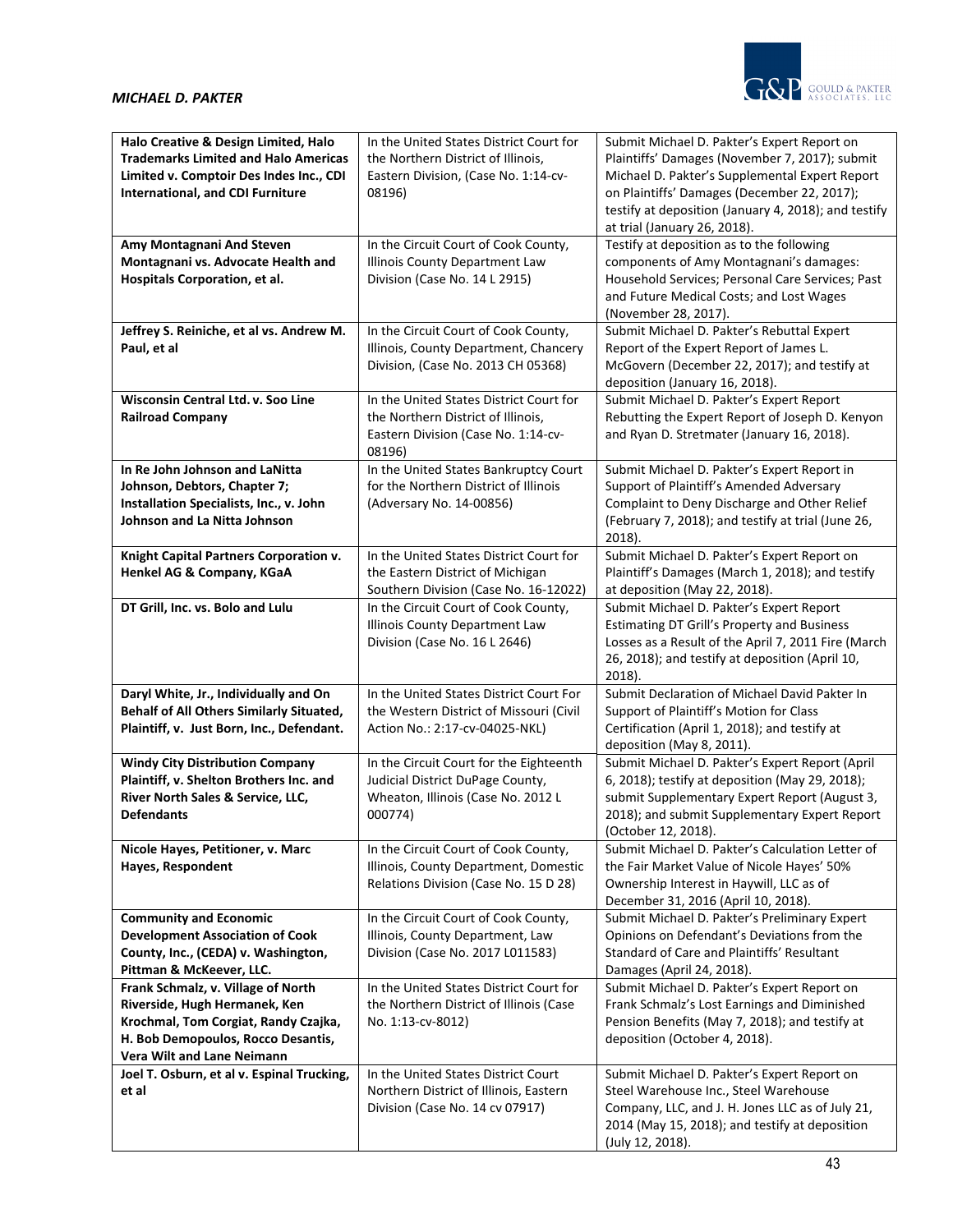| **Halo Creative & Design Limited, Halo Trademarks Limited and Halo Americas Limited v. Comptoir Des Indes Inc., CDI International, and CDI Furniture** | In the United States District Court for the Northern District of Illinois, Eastern Division, (Case No. 1:14-cv-08196) | Submit Michael D. Pakter's Expert Report on Plaintiffs' Damages (November 7, 2017); submit Michael D. Pakter's Supplemental Expert Report on Plaintiffs' Damages (December 22, 2017); testify at deposition (January 4, 2018); and testify at trial (January 26, 2018). |
|---|---|---|
| **Amy Montagnani And Steven Montagnani vs. Advocate Health and Hospitals Corporation, et al.** | In the Circuit Court of Cook County, Illinois County Department Law Division (Case No. 14 L 2915) | Testify at deposition as to the following components of Amy Montagnani's damages: Household Services; Personal Care Services; Past and Future Medical Costs; and Lost Wages (November 28, 2017). |
| **Jeffrey S. Reiniche, et al vs. Andrew M. Paul, et al** | In the Circuit Court of Cook County, Illinois, County Department, Chancery Division, (Case No. 2013 CH 05368) | Submit Michael D. Pakter's Rebuttal Expert Report of the Expert Report of James L. McGovern (December 22, 2017); and testify at deposition (January 16, 2018). |
| **Wisconsin Central Ltd. v. Soo Line Railroad Company** | In the United States District Court for the Northern District of Illinois, Eastern Division (Case No. 1:14-cv-08196) | Submit Michael D. Pakter's Expert Report Rebutting the Expert Report of Joseph D. Kenyon and Ryan D. Stretmater (January 16, 2018). |
| **In Re John Johnson and LaNitta Johnson, Debtors, Chapter 7; Installation Specialists, Inc., v. John Johnson and La Nitta Johnson** | In the United States Bankruptcy Court for the Northern District of Illinois (Adversary No. 14-00856) | Submit Michael D. Pakter's Expert Report in Support of Plaintiff's Amended Adversary Complaint to Deny Discharge and Other Relief (February 7, 2018); and testify at trial (June 26, 2018). |
| **Knight Capital Partners Corporation v. Henkel AG & Company, KGaA** | In the United States District Court for the Eastern District of Michigan Southern Division (Case No. 16-12022) | Submit Michael D. Pakter's Expert Report on Plaintiff's Damages (March 1, 2018); and testify at deposition (May 22, 2018). |
| **DT Grill, Inc. vs. Bolo and Lulu** | In the Circuit Court of Cook County, Illinois County Department Law Division (Case No. 16 L 2646) | Submit Michael D. Pakter's Expert Report Estimating DT Grill's Property and Business Losses as a Result of the April 7, 2011 Fire (March 26, 2018); and testify at deposition (April 10, 2018). |
| **Daryl White, Jr., Individually and On Behalf of All Others Similarly Situated, Plaintiff, v. Just Born, Inc., Defendant.** | In the United States District Court For the Western District of Missouri (Civil Action No.: 2:17-cv-04025-NKL) | Submit Declaration of Michael David Pakter In Support of Plaintiff's Motion for Class Certification (April 1, 2018); and testify at deposition (May 8, 2011). |
| **Windy City Distribution Company Plaintiff, v. Shelton Brothers Inc. and River North Sales & Service, LLC, Defendants** | In the Circuit Court for the Eighteenth Judicial District DuPage County, Wheaton, Illinois (Case No. 2012 L 000774) | Submit Michael D. Pakter's Expert Report (April 6, 2018); testify at deposition (May 29, 2018); submit Supplementary Expert Report (August 3, 2018); and submit Supplementary Expert Report (October 12, 2018). |
| **Nicole Hayes, Petitioner, v. Marc Hayes, Respondent** | In the Circuit Court of Cook County, Illinois, County Department, Domestic Relations Division (Case No. 15 D 28) | Submit Michael D. Pakter's Calculation Letter of the Fair Market Value of Nicole Hayes' 50% Ownership Interest in Haywill, LLC as of December 31, 2016 (April 10, 2018). |
| **Community and Economic Development Association of Cook County, Inc., (CEDA) v. Washington, Pittman & McKeever, LLC.** | In the Circuit Court of Cook County, Illinois, County Department, Law Division (Case No. 2017 L011583) | Submit Michael D. Pakter's Preliminary Expert Opinions on Defendant's Deviations from the Standard of Care and Plaintiffs' Resultant Damages (April 24, 2018). |
| **Frank Schmalz, v. Village of North Riverside, Hugh Hermanek, Ken Krochmal, Tom Corgiat, Randy Czajka, H. Bob Demopoulos, Rocco Desantis, Vera Wilt and Lane Neimann** | In the United States District Court for the Northern District of Illinois (Case No. 1:13-cv-8012) | Submit Michael D. Pakter's Expert Report on Frank Schmalz's Lost Earnings and Diminished Pension Benefits (May 7, 2018); and testify at deposition (October 4, 2018). |
| **Joel T. Osburn, et al v. Espinal Trucking, et al** | In the United States District Court Northern District of Illinois, Eastern Division (Case No. 14 cv 07917) | Submit Michael D. Pakter's Expert Report on Steel Warehouse Inc., Steel Warehouse Company, LLC, and J. H. Jones LLC as of July 21, 2014 (May 15, 2018); and testify at deposition (July 12, 2018). |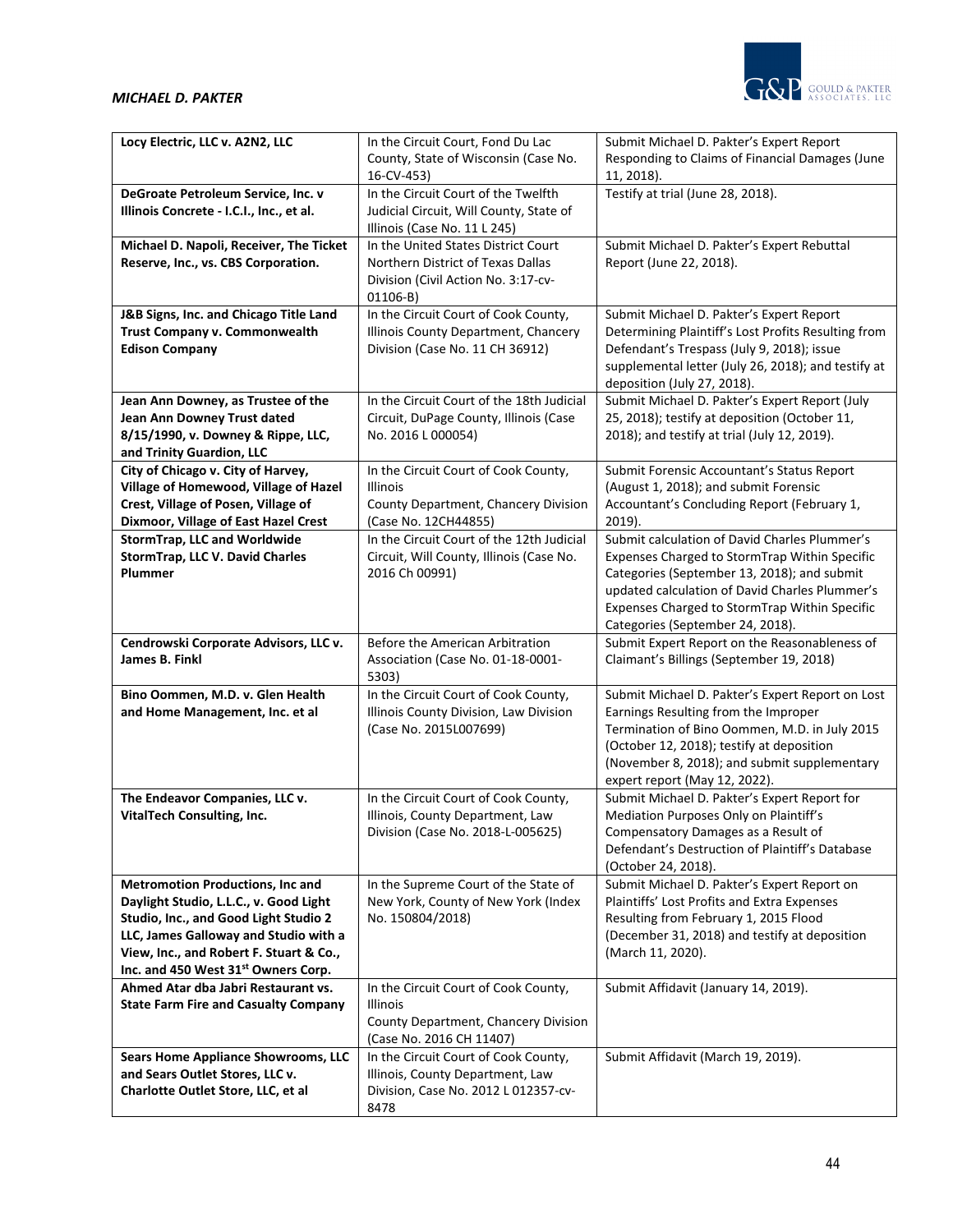| Locy Electric, LLC v. A2N2, LLC | In the Circuit Court, Fond Du Lac County, State of Wisconsin (Case No. 16-CV-453) | Submit Michael D. Pakter's Expert Report Responding to Claims of Financial Damages (June 11, 2018). |
|---|---|---|
| **DeGroate Petroleum Service, Inc. v Illinois Concrete - I.C.I., Inc., et al.** | In the Circuit Court of the Twelfth Judicial Circuit, Will County, State of Illinois (Case No. 11 L 245) | Testify at trial (June 28, 2018). |
| **Michael D. Napoli, Receiver, The Ticket Reserve, Inc., vs. CBS Corporation.** | In the United States District Court Northern District of Texas Dallas Division (Civil Action No. 3:17-cv-01106-B) | Submit Michael D. Pakter's Expert Rebuttal Report (June 22, 2018). |
| **J&B Signs, Inc. and Chicago Title Land Trust Company v. Commonwealth Edison Company** | In the Circuit Court of Cook County, Illinois County Department, Chancery Division (Case No. 11 CH 36912) | Submit Michael D. Pakter's Expert Report Determining Plaintiff's Lost Profits Resulting from Defendant's Trespass (July 9, 2018); issue supplemental letter (July 26, 2018); and testify at deposition (July 27, 2018). |
| **Jean Ann Downey, as Trustee of the Jean Ann Downey Trust dated 8/15/1990, v. Downey & Rippe, LLC, and Trinity Guardion, LLC** | In the Circuit Court of the 18th Judicial Circuit, DuPage County, Illinois (Case No. 2016 L 000054) | Submit Michael D. Pakter's Expert Report (July 25, 2018); testify at deposition (October 11, 2018); and testify at trial (July 12, 2019). |
| **City of Chicago v. City of Harvey, Village of Homewood, Village of Hazel Crest, Village of Posen, Village of Dixmoor, Village of East Hazel Crest** | In the Circuit Court of Cook County, Illinois County Department, Chancery Division (Case No. 12CH44855) | Submit Forensic Accountant's Status Report (August 1, 2018); and submit Forensic Accountant's Concluding Report (February 1, 2019). |
| **StormTrap, LLC and Worldwide StormTrap, LLC V. David Charles Plummer** | In the Circuit Court of the 12th Judicial Circuit, Will County, Illinois (Case No. 2016 Ch 00991) | Submit calculation of David Charles Plummer's Expenses Charged to StormTrap Within Specific Categories (September 13, 2018); and submit updated calculation of David Charles Plummer's Expenses Charged to StormTrap Within Specific Categories (September 24, 2018). |
| **Cendrowski Corporate Advisors, LLC v. James B. Finkl** | Before the American Arbitration Association (Case No. 01-18-0001-5303) | Submit Expert Report on the Reasonableness of Claimant's Billings (September 19, 2018) |
| **Bino Oommen, M.D. v. Glen Health and Home Management, Inc. et al** | In the Circuit Court of Cook County, Illinois County Division, Law Division (Case No. 2015L007699) | Submit Michael D. Pakter's Expert Report on Lost Earnings Resulting from the Improper Termination of Bino Oommen, M.D. in July 2015 (October 12, 2018); testify at deposition (November 8, 2018); and submit supplementary expert report (May 12, 2022). |
| **The Endeavor Companies, LLC v. VitalTech Consulting, Inc.** | In the Circuit Court of Cook County, Illinois, County Department, Law Division (Case No. 2018-L-005625) | Submit Michael D. Pakter's Expert Report for Mediation Purposes Only on Plaintiff's Compensatory Damages as a Result of Defendant's Destruction of Plaintiff's Database (October 24, 2018). |
| **Metromotion Productions, Inc and Daylight Studio, L.L.C., v. Good Light Studio, Inc., and Good Light Studio 2 LLC, James Galloway and Studio with a View, Inc., and Robert F. Stuart & Co., Inc. and 450 West 31st Owners Corp.** | In the Supreme Court of the State of New York, County of New York (Index No. 150804/2018) | Submit Michael D. Pakter's Expert Report on Plaintiffs' Lost Profits and Extra Expenses Resulting from February 1, 2015 Flood (December 31, 2018) and testify at deposition (March 11, 2020). |
| **Ahmed Atar dba Jabri Restaurant vs. State Farm Fire and Casualty Company** | In the Circuit Court of Cook County, Illinois County Department, Chancery Division (Case No. 2016 CH 11407) | Submit Affidavit (January 14, 2019). |
| **Sears Home Appliance Showrooms, LLC and Sears Outlet Stores, LLC v. Charlotte Outlet Store, LLC, et al** | In the Circuit Court of Cook County, Illinois, County Department, Law Division, Case No. 2012 L 012357-cv-8478 | Submit Affidavit (March 19, 2019). |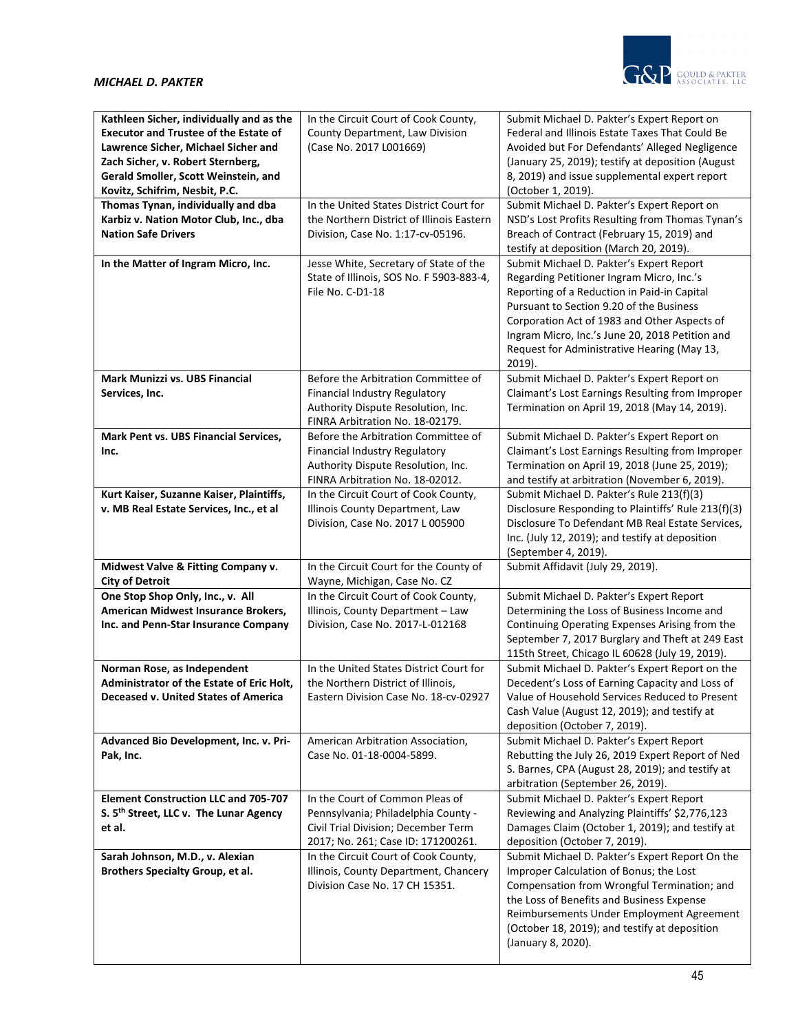| **Kathleen Sicher, individually and as the Executor and Trustee of the Estate of Lawrence Sicher, Michael Sicher and Zach Sicher, v. Robert Sternberg, Gerald Smoller, Scott Weinstein, and Kovitz, Schifrim, Nesbit, P.C.** | In the Circuit Court of Cook County, County Department, Law Division (Case No. 2017 L001669) | Submit Michael D. Pakter's Expert Report on Federal and Illinois Estate Taxes That Could Be Avoided but For Defendants' Alleged Negligence (January 25, 2019); testify at deposition (August 8, 2019) and issue supplemental expert report (October 1, 2019). |
|---|---|---|
| **Thomas Tynan, individually and dba Karbiz v. Nation Motor Club, Inc., dba Nation Safe Drivers** | In the United States District Court for the Northern District of Illinois Eastern Division, Case No. 1:17-cv-05196. | Submit Michael D. Pakter's Expert Report on NSD's Lost Profits Resulting from Thomas Tynan's Breach of Contract (February 15, 2019) and testify at deposition (March 20, 2019). |
| **In the Matter of Ingram Micro, Inc.** | Jesse White, Secretary of State of the State of Illinois, SOS No. F 5903-883-4, File No. C-D1-18 | Submit Michael D. Pakter's Expert Report Regarding Petitioner Ingram Micro, Inc.'s Reporting of a Reduction in Paid-in Capital Pursuant to Section 9.20 of the Business Corporation Act of 1983 and Other Aspects of Ingram Micro, Inc.'s June 20, 2018 Petition and Request for Administrative Hearing (May 13, 2019). |
| **Mark Munizzi vs. UBS Financial Services, Inc.** | Before the Arbitration Committee of Financial Industry Regulatory Authority Dispute Resolution, Inc. FINRA Arbitration No. 18-02179. | Submit Michael D. Pakter's Expert Report on Claimant's Lost Earnings Resulting from Improper Termination on April 19, 2018 (May 14, 2019). |
| **Mark Pent vs. UBS Financial Services, Inc.** | Before the Arbitration Committee of Financial Industry Regulatory Authority Dispute Resolution, Inc. FINRA Arbitration No. 18-02012. | Submit Michael D. Pakter's Expert Report on Claimant's Lost Earnings Resulting from Improper Termination on April 19, 2018 (June 25, 2019); and testify at arbitration (November 6, 2019). |
| **Kurt Kaiser, Suzanne Kaiser, Plaintiffs, v. MB Real Estate Services, Inc., et al** | In the Circuit Court of Cook County, Illinois County Department, Law Division, Case No. 2017 L 005900 | Submit Michael D. Pakter's Rule 213(f)(3) Disclosure Responding to Plaintiffs' Rule 213(f)(3) Disclosure To Defendant MB Real Estate Services, Inc. (July 12, 2019); and testify at deposition (September 4, 2019). |
| **Midwest Valve & Fitting Company v. City of Detroit** | In the Circuit Court for the County of Wayne, Michigan, Case No. CZ | Submit Affidavit (July 29, 2019). |
| **One Stop Shop Only, Inc., v. All American Midwest Insurance Brokers, Inc. and Penn-Star Insurance Company** | In the Circuit Court of Cook County, Illinois, County Department – Law Division, Case No. 2017-L-012168 | Submit Michael D. Pakter's Expert Report Determining the Loss of Business Income and Continuing Operating Expenses Arising from the September 7, 2017 Burglary and Theft at 249 East 115th Street, Chicago IL 60628 (July 19, 2019). |
| **Norman Rose, as Independent Administrator of the Estate of Eric Holt, Deceased v. United States of America** | In the United States District Court for the Northern District of Illinois, Eastern Division Case No. 18-cv-02927 | Submit Michael D. Pakter's Expert Report on the Decedent's Loss of Earning Capacity and Loss of Value of Household Services Reduced to Present Cash Value (August 12, 2019); and testify at deposition (October 7, 2019). |
| **Advanced Bio Development, Inc. v. Pri-Pak, Inc.** | American Arbitration Association, Case No. 01-18-0004-5899. | Submit Michael D. Pakter's Expert Report Rebutting the July 26, 2019 Expert Report of Ned S. Barnes, CPA (August 28, 2019); and testify at arbitration (September 26, 2019). |
| **Element Construction LLC and 705-707 S. 5th Street, LLC v. The Lunar Agency et al.** | In the Court of Common Pleas of Pennsylvania; Philadelphia County - Civil Trial Division; December Term 2017; No. 261; Case ID: 171200261. | Submit Michael D. Pakter's Expert Report Reviewing and Analyzing Plaintiffs' $2,776,123 Damages Claim (October 1, 2019); and testify at deposition (October 7, 2019). |
| **Sarah Johnson, M.D., v. Alexian Brothers Specialty Group, et al.** | In the Circuit Court of Cook County, Illinois, County Department, Chancery Division Case No. 17 CH 15351. | Submit Michael D. Pakter's Expert Report On the Improper Calculation of Bonus; the Lost Compensation from Wrongful Termination; and the Loss of Benefits and Business Expense Reimbursements Under Employment Agreement (October 18, 2019); and testify at deposition (January 8, 2020). |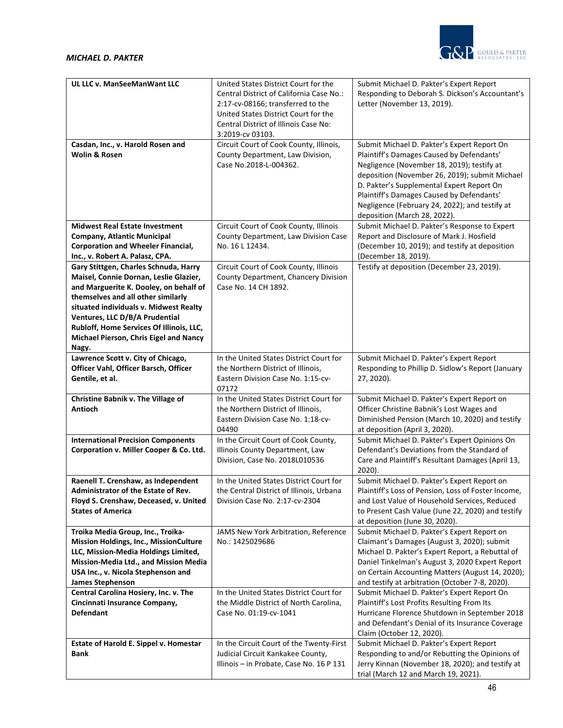| **UL LLC v. ManSeeManWant LLC** | United States District Court for the Central District of California Case No.: 2:17-cv-08166; transferred to the United States District Court for the Central District of Illinois Case No: 3:2019-cv 03103. | Submit Michael D. Pakter's Expert Report Responding to Deborah S. Dickson's Accountant's Letter (November 13, 2019). |
|---|---|---|
| **Casdan, Inc., v. Harold Rosen and Wolin & Rosen** | Circuit Court of Cook County, Illinois, County Department, Law Division, Case No.2018-L-004362. | Submit Michael D. Pakter's Expert Report On Plaintiff's Damages Caused by Defendants' Negligence (November 18, 2019); testify at deposition (November 26, 2019); submit Michael D. Pakter's Supplemental Expert Report On Plaintiff's Damages Caused by Defendants' Negligence (February 24, 2022); and testify at deposition (March 28, 2022). |
| **Midwest Real Estate Investment Company, Atlantic Municipal Corporation and Wheeler Financial, Inc., v. Robert A. Palasz, CPA.** | Circuit Court of Cook County, Illinois County Department, Law Division Case No. 16 L 12434. | Submit Michael D. Pakter's Response to Expert Report and Disclosure of Mark J. Hosfield (December 10, 2019); and testify at deposition (December 18, 2019). |
| **Gary Stittgen, Charles Schnuda, Harry Maisel, Connie Dornan, Leslie Glazier, and Marguerite K. Dooley, on behalf of themselves and all other similarly situated individuals v. Midwest Realty Ventures, LLC D/B/A Prudential Rubloff, Home Services Of Illinois, LLC, Michael Pierson, Chris Eigel and Nancy Nagy.** | Circuit Court of Cook County, Illinois County Department, Chancery Division Case No. 14 CH 1892. | Testify at deposition (December 23, 2019). |
| **Lawrence Scott v. City of Chicago, Officer Vahl, Officer Barsch, Officer Gentile, et al.** | In the United States District Court for the Northern District of Illinois, Eastern Division Case No. 1:15-cv-07172 | Submit Michael D. Pakter's Expert Report Responding to Phillip D. Sidlow's Report (January 27, 2020). |
| **Christine Babnik v. The Village of Antioch** | In the United States District Court for the Northern District of Illinois, Eastern Division Case No. 1:18-cv-04490 | Submit Michael D. Pakter's Expert Report on Officer Christine Babnik's Lost Wages and Diminished Pension (March 10, 2020) and testify at deposition (April 3, 2020). |
| **International Precision Components Corporation v. Miller Cooper & Co. Ltd.** | In the Circuit Court of Cook County, Illinois County Department, Law Division, Case No. 2018L010536 | Submit Michael D. Pakter's Expert Opinions On Defendant's Deviations from the Standard of Care and Plaintiff's Resultant Damages (April 13, 2020). |
| **Raenell T. Crenshaw, as Independent Administrator of the Estate of Rev. Floyd S. Crenshaw, Deceased, v. United States of America** | In the United States District Court for the Central District of Illinois, Urbana Division Case No. 2:17-cv-2304 | Submit Michael D. Pakter's Expert Report on Plaintiff's Loss of Pension, Loss of Foster Income, and Lost Value of Household Services, Reduced to Present Cash Value (June 22, 2020) and testify at deposition (June 30, 2020). |
| **Troika Media Group, Inc., Troika-Mission Holdings, Inc., MissionCulture LLC, Mission-Media Holdings Limited, Mission-Media Ltd., and Mission Media USA Inc., v. Nicola Stephenson and James Stephenson** | JAMS New York Arbitration, Reference No.: 1425029686 | Submit Michael D. Pakter's Expert Report on Claimant's Damages (August 3, 2020); submit Michael D. Pakter's Expert Report, a Rebuttal of Daniel Tinkelman's August 3, 2020 Expert Report on Certain Accounting Matters (August 14, 2020); and testify at arbitration (October 7-8, 2020). |
| **Central Carolina Hosiery, Inc. v. The Cincinnati Insurance Company, Defendant** | In the United States District Court for the Middle District of North Carolina, Case No. 01:19-cv-1041 | Submit Michael D. Pakter's Expert Report On Plaintiff's Lost Profits Resulting From Its Hurricane Florence Shutdown in September 2018 and Defendant's Denial of its Insurance Coverage Claim (October 12, 2020). |
| **Estate of Harold E. Sippel v. Homestar Bank** | In the Circuit Court of the Twenty-First Judicial Circuit Kankakee County, Illinois – in Probate, Case No. 16 P 131 | Submit Michael D. Pakter's Expert Report Responding to and/or Rebutting the Opinions of Jerry Kinnan (November 18, 2020); and testify at trial (March 12 and March 19, 2021). |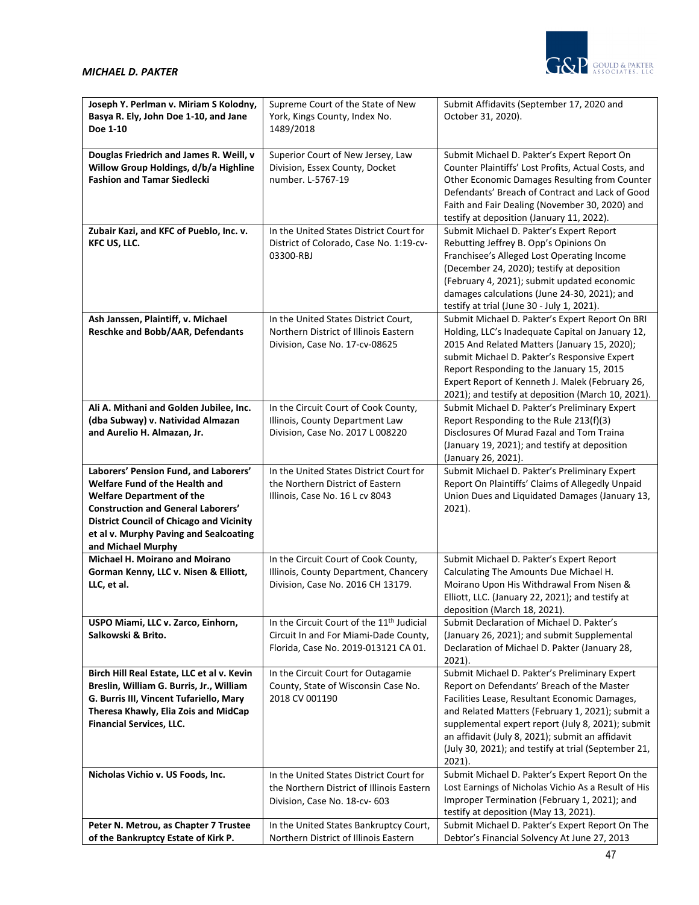| | | |
|---|---|---|
| **Joseph Y. Perlman v. Miriam S Kolodny, Basya R. Ely, John Doe 1-10, and Jane Doe 1-10** | Supreme Court of the State of New York, Kings County, Index No. 1489/2018 | Submit Affidavits (September 17, 2020 and October 31, 2020). |
| **Douglas Friedrich and James R. Weill, v Willow Group Holdings, d/b/a Highline Fashion and Tamar Siedlecki** | Superior Court of New Jersey, Law Division, Essex County, Docket number. L-5767-19 | Submit Michael D. Pakter's Expert Report On Counter Plaintiffs' Lost Profits, Actual Costs, and Other Economic Damages Resulting from Counter Defendants' Breach of Contract and Lack of Good Faith and Fair Dealing (November 30, 2020) and testify at deposition (January 11, 2022). |
| **Zubair Kazi, and KFC of Pueblo, Inc. v. KFC US, LLC.** | In the United States District Court for District of Colorado, Case No. 1:19-cv-03300-RBJ | Submit Michael D. Pakter's Expert Report Rebutting Jeffrey B. Opp's Opinions On Franchisee's Alleged Lost Operating Income (December 24, 2020); testify at deposition (February 4, 2021); submit updated economic damages calculations (June 24-30, 2021); and testify at trial (June 30 - July 1, 2021). |
| **Ash Janssen, Plaintiff, v. Michael Reschke and Bobb/AAR, Defendants** | In the United States District Court, Northern District of Illinois Eastern Division, Case No. 17-cv-08625 | Submit Michael D. Pakter's Expert Report On BRI Holding, LLC's Inadequate Capital on January 12, 2015 And Related Matters (January 15, 2020); submit Michael D. Pakter's Responsive Expert Report Responding to the January 15, 2015 Expert Report of Kenneth J. Malek (February 26, 2021); and testify at deposition (March 10, 2021). |
| **Ali A. Mithani and Golden Jubilee, Inc. (dba Subway) v. Natividad Almazan and Aurelio H. Almazan, Jr.** | In the Circuit Court of Cook County, Illinois, County Department Law Division, Case No. 2017 L 008220 | Submit Michael D. Pakter's Preliminary Expert Report Responding to the Rule 213(f)(3) Disclosures Of Murad Fazal and Tom Traina (January 19, 2021); and testify at deposition (January 26, 2021). |
| **Laborers' Pension Fund, and Laborers' Welfare Fund of the Health and Welfare Department of the Construction and General Laborers' District Council of Chicago and Vicinity et al v. Murphy Paving and Sealcoating and Michael Murphy** | In the United States District Court for the Northern District of Eastern Illinois, Case No. 16 L cv 8043 | Submit Michael D. Pakter's Preliminary Expert Report On Plaintiffs' Claims of Allegedly Unpaid Union Dues and Liquidated Damages (January 13, 2021). |
| **Michael H. Moirano and Moirano Gorman Kenny, LLC v. Nisen & Elliott, LLC, et al.** | In the Circuit Court of Cook County, Illinois, County Department, Chancery Division, Case No. 2016 CH 13179. | Submit Michael D. Pakter's Expert Report Calculating The Amounts Due Michael H. Moirano Upon His Withdrawal From Nisen & Elliott, LLC. (January 22, 2021); and testify at deposition (March 18, 2021). |
| **USPO Miami, LLC v. Zarco, Einhorn, Salkowski & Brito.** | In the Circuit Court of the 11th Judicial Circuit In and For Miami-Dade County, Florida, Case No. 2019-013121 CA 01. | Submit Declaration of Michael D. Pakter's (January 26, 2021); and submit Supplemental Declaration of Michael D. Pakter (January 28, 2021). |
| **Birch Hill Real Estate, LLC et al v. Kevin Breslin, William G. Burris, Jr., William G. Burris III, Vincent Tufariello, Mary Theresa Khawly, Elia Zois and MidCap Financial Services, LLC.** | In the Circuit Court for Outagamie County, State of Wisconsin Case No. 2018 CV 001190 | Submit Michael D. Pakter's Preliminary Expert Report on Defendants' Breach of the Master Facilities Lease, Resultant Economic Damages, and Related Matters (February 1, 2021); submit a supplemental expert report (July 8, 2021); submit an affidavit (July 8, 2021); submit an affidavit (July 30, 2021); and testify at trial (September 21, 2021). |
| **Nicholas Vichio v. US Foods, Inc.** | In the United States District Court for the Northern District of Illinois Eastern Division, Case No. 18-cv- 603 | Submit Michael D. Pakter's Expert Report On the Lost Earnings of Nicholas Vichio As a Result of His Improper Termination (February 1, 2021); and testify at deposition (May 13, 2021). |
| **Peter N. Metrou, as Chapter 7 Trustee of the Bankruptcy Estate of Kirk P.** | In the United States Bankruptcy Court, Northern District of Illinois Eastern | Submit Michael D. Pakter's Expert Report On The Debtor's Financial Solvency At June 27, 2013 |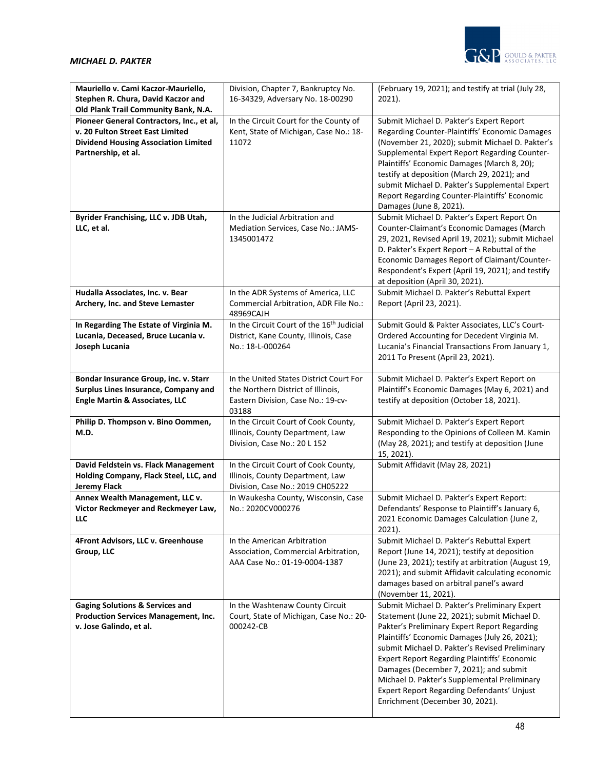| **Mauriello v. Cami Kaczor-Mauriello, Stephen R. Chura, David Kaczor and Old Plank Trail Community Bank, N.A.** | Division, Chapter 7, Bankruptcy No. 16-34329, Adversary No. 18-00290 | (February 19, 2021); and testify at trial (July 28, 2021). |
|---|---|---|
| **Pioneer General Contractors, Inc., et al, v. 20 Fulton Street East Limited Dividend Housing Association Limited Partnership, et al.** | In the Circuit Court for the County of Kent, State of Michigan, Case No.: 18-11072 | Submit Michael D. Pakter's Expert Report Regarding Counter-Plaintiffs' Economic Damages (November 21, 2020); submit Michael D. Pakter's Supplemental Expert Report Regarding Counter-Plaintiffs' Economic Damages (March 8, 20); testify at deposition (March 29, 2021); and submit Michael D. Pakter's Supplemental Expert Report Regarding Counter-Plaintiffs' Economic Damages (June 8, 2021). |
| **Byrider Franchising, LLC v. JDB Utah, LLC, et al.** | In the Judicial Arbitration and Mediation Services, Case No.: JAMS-1345001472 | Submit Michael D. Pakter's Expert Report On Counter-Claimant's Economic Damages (March 29, 2021, Revised April 19, 2021); submit Michael D. Pakter's Expert Report – A Rebuttal of the Economic Damages Report of Claimant/Counter-Respondent's Expert (April 19, 2021); and testify at deposition (April 30, 2021). |
| **Hudalla Associates, Inc. v. Bear Archery, Inc. and Steve Lemaster** | In the ADR Systems of America, LLC Commercial Arbitration, ADR File No.: 48969CAJH | Submit Michael D. Pakter's Rebuttal Expert Report (April 23, 2021). |
| **In Regarding The Estate of Virginia M. Lucania, Deceased, Bruce Lucania v. Joseph Lucania** | In the Circuit Court of the 16th Judicial District, Kane County, Illinois, Case No.: 18-L-000264 | Submit Gould & Pakter Associates, LLC's Court-Ordered Accounting for Decedent Virginia M. Lucania's Financial Transactions From January 1, 2011 To Present (April 23, 2021). |
| **Bondar Insurance Group, inc. v. Starr Surplus Lines Insurance, Company and Engle Martin & Associates, LLC** | In the United States District Court For the Northern District of Illinois, Eastern Division, Case No.: 19-cv-03188 | Submit Michael D. Pakter's Expert Report on Plaintiff's Economic Damages (May 6, 2021) and testify at deposition (October 18, 2021). |
| **Philip D. Thompson v. Bino Oommen, M.D.** | In the Circuit Court of Cook County, Illinois, County Department, Law Division, Case No.: 20 L 152 | Submit Michael D. Pakter's Expert Report Responding to the Opinions of Colleen M. Kamin (May 28, 2021); and testify at deposition (June 15, 2021). |
| **David Feldstein vs. Flack Management Holding Company, Flack Steel, LLC, and Jeremy Flack** | In the Circuit Court of Cook County, Illinois, County Department, Law Division, Case No.: 2019 CH05222 | Submit Affidavit (May 28, 2021) |
| **Annex Wealth Management, LLC v. Victor Reckmeyer and Reckmeyer Law, LLC** | In Waukesha County, Wisconsin, Case No.: 2020CV000276 | Submit Michael D. Pakter's Expert Report: Defendants' Response to Plaintiff's January 6, 2021 Economic Damages Calculation (June 2, 2021). |
| **4Front Advisors, LLC v. Greenhouse Group, LLC** | In the American Arbitration Association, Commercial Arbitration, AAA Case No.: 01-19-0004-1387 | Submit Michael D. Pakter's Rebuttal Expert Report (June 14, 2021); testify at deposition (June 23, 2021); testify at arbitration (August 19, 2021); and submit Affidavit calculating economic damages based on arbitral panel's award (November 11, 2021). |
| **Gaging Solutions & Services and Production Services Management, Inc. v. Jose Galindo, et al.** | In the Washtenaw County Circuit Court, State of Michigan, Case No.: 20-000242-CB | Submit Michael D. Pakter's Preliminary Expert Statement (June 22, 2021); submit Michael D. Pakter's Preliminary Expert Report Regarding Plaintiffs' Economic Damages (July 26, 2021); submit Michael D. Pakter's Revised Preliminary Expert Report Regarding Plaintiffs' Economic Damages (December 7, 2021); and submit Michael D. Pakter's Supplemental Preliminary Expert Report Regarding Defendants' Unjust Enrichment (December 30, 2021). |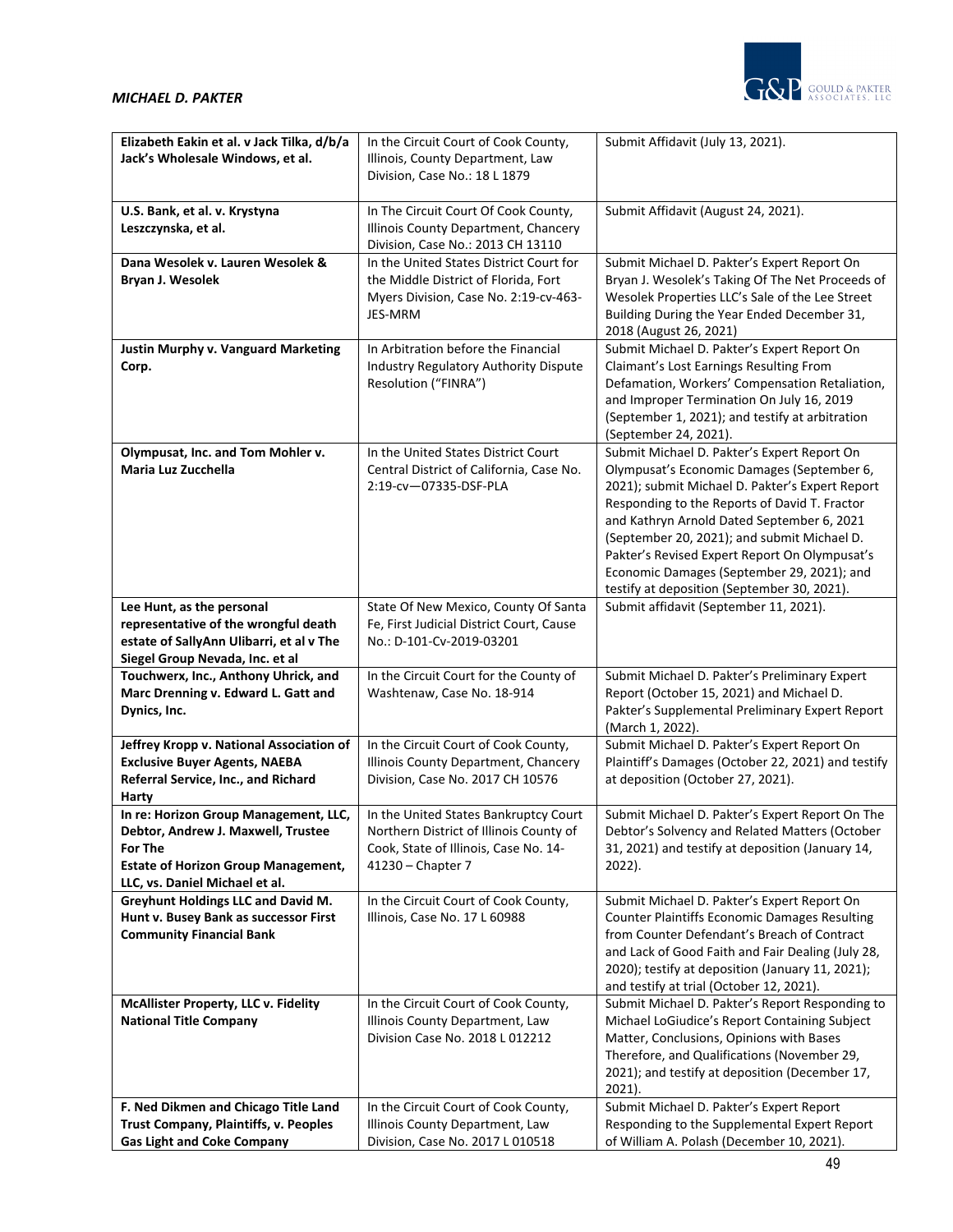| | | |
|---|---|---|
| **Elizabeth Eakin et al. v Jack Tilka, d/b/a Jack's Wholesale Windows, et al.** | In the Circuit Court of Cook County, Illinois, County Department, Law Division, Case No.: 18 L 1879 | Submit Affidavit (July 13, 2021). |
| **U.S. Bank, et al. v. Krystyna Leszczynska, et al.** | In The Circuit Court Of Cook County, Illinois County Department, Chancery Division, Case No.: 2013 CH 13110 | Submit Affidavit (August 24, 2021). |
| **Dana Wesolek v. Lauren Wesolek & Bryan J. Wesolek** | In the United States District Court for the Middle District of Florida, Fort Myers Division, Case No. 2:19-cv-463-JES-MRM | Submit Michael D. Pakter's Expert Report On Bryan J. Wesolek's Taking Of The Net Proceeds of Wesolek Properties LLC's Sale of the Lee Street Building During the Year Ended December 31, 2018 (August 26, 2021) |
| **Justin Murphy v. Vanguard Marketing Corp.** | In Arbitration before the Financial Industry Regulatory Authority Dispute Resolution ("FINRA") | Submit Michael D. Pakter's Expert Report On Claimant's Lost Earnings Resulting From Defamation, Workers' Compensation Retaliation, and Improper Termination On July 16, 2019 (September 1, 2021); and testify at arbitration (September 24, 2021). |
| **Olympusat, Inc. and Tom Mohler v. Maria Luz Zucchella** | In the United States District Court Central District of California, Case No. 2:19-cv—07335-DSF-PLA | Submit Michael D. Pakter's Expert Report On Olympusat's Economic Damages (September 6, 2021); submit Michael D. Pakter's Expert Report Responding to the Reports of David T. Fractor and Kathryn Arnold Dated September 6, 2021 (September 20, 2021); and submit Michael D. Pakter's Revised Expert Report On Olympusat's Economic Damages (September 29, 2021); and testify at deposition (September 30, 2021). |
| **Lee Hunt, as the personal representative of the wrongful death estate of SallyAnn Ulibarri, et al v The Siegel Group Nevada, Inc. et al** | State Of New Mexico, County Of Santa Fe, First Judicial District Court, Cause No.: D-101-Cv-2019-03201 | Submit affidavit (September 11, 2021). |
| **Touchwerx, Inc., Anthony Uhrick, and Marc Drenning v. Edward L. Gatt and Dynics, Inc.** | In the Circuit Court for the County of Washtenaw, Case No. 18-914 | Submit Michael D. Pakter's Preliminary Expert Report (October 15, 2021) and Michael D. Pakter's Supplemental Preliminary Expert Report (March 1, 2022). |
| **Jeffrey Kropp v. National Association of Exclusive Buyer Agents, NAEBA Referral Service, Inc., and Richard Harty** | In the Circuit Court of Cook County, Illinois County Department, Chancery Division, Case No. 2017 CH 10576 | Submit Michael D. Pakter's Expert Report On Plaintiff's Damages (October 22, 2021) and testify at deposition (October 27, 2021). |
| **In re: Horizon Group Management, LLC, Debtor, Andrew J. Maxwell, Trustee For The Estate of Horizon Group Management, LLC, vs. Daniel Michael et al.** | In the United States Bankruptcy Court Northern District of Illinois County of Cook, State of Illinois, Case No. 14-41230 – Chapter 7 | Submit Michael D. Pakter's Expert Report On The Debtor's Solvency and Related Matters (October 31, 2021) and testify at deposition (January 14, 2022). |
| **Greyhunt Holdings LLC and David M. Hunt v. Busey Bank as successor First Community Financial Bank** | In the Circuit Court of Cook County, Illinois, Case No. 17 L 60988 | Submit Michael D. Pakter's Expert Report On Counter Plaintiffs Economic Damages Resulting from Counter Defendant's Breach of Contract and Lack of Good Faith and Fair Dealing (July 28, 2020); testify at deposition (January 11, 2021); and testify at trial (October 12, 2021). |
| **McAllister Property, LLC v. Fidelity National Title Company** | In the Circuit Court of Cook County, Illinois County Department, Law Division Case No. 2018 L 012212 | Submit Michael D. Pakter's Report Responding to Michael LoGiudice's Report Containing Subject Matter, Conclusions, Opinions with Bases Therefore, and Qualifications (November 29, 2021); and testify at deposition (December 17, 2021). |
| **F. Ned Dikmen and Chicago Title Land Trust Company, Plaintiffs, v. Peoples Gas Light and Coke Company** | In the Circuit Court of Cook County, Illinois County Department, Law Division, Case No. 2017 L 010518 | Submit Michael D. Pakter's Expert Report Responding to the Supplemental Expert Report of William A. Polash (December 10, 2021). |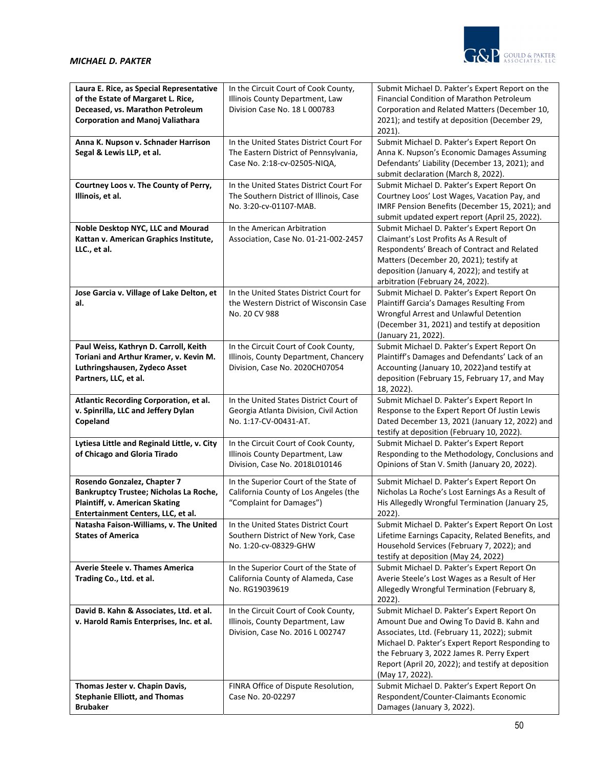| **Laura E. Rice, as Special Representative of the Estate of Margaret L. Rice, Deceased, vs. Marathon Petroleum Corporation and Manoj Valiathara** | In the Circuit Court of Cook County, Illinois County Department, Law Division Case No. 18 L 000783 | Submit Michael D. Pakter's Expert Report on the Financial Condition of Marathon Petroleum Corporation and Related Matters (December 10, 2021); and testify at deposition (December 29, 2021). |
|---|---|---|
| **Anna K. Nupson v. Schnader Harrison Segal & Lewis LLP, et al.** | In the United States District Court For The Eastern District of Pennsylvania, Case No. 2:18-cv-02505-NIQA, | Submit Michael D. Pakter's Expert Report On Anna K. Nupson's Economic Damages Assuming Defendants' Liability (December 13, 2021); and submit declaration (March 8, 2022). |
| **Courtney Loos v. The County of Perry, Illinois, et al.** | In the United States District Court For The Southern District of Illinois, Case No. 3:20-cv-01107-MAB. | Submit Michael D. Pakter's Expert Report On Courtney Loos' Lost Wages, Vacation Pay, and IMRF Pension Benefits (December 15, 2021); and submit updated expert report (April 25, 2022). |
| **Noble Desktop NYC, LLC and Mourad Kattan v. American Graphics Institute, LLC., et al.** | In the American Arbitration Association, Case No. 01-21-002-2457 | Submit Michael D. Pakter's Expert Report On Claimant's Lost Profits As A Result of Respondents' Breach of Contract and Related Matters (December 20, 2021); testify at deposition (January 4, 2022); and testify at arbitration (February 24, 2022). |
| **Jose Garcia v. Village of Lake Delton, et al.** | In the United States District Court for the Western District of Wisconsin Case No. 20 CV 988 | Submit Michael D. Pakter's Expert Report On Plaintiff Garcia's Damages Resulting From Wrongful Arrest and Unlawful Detention (December 31, 2021) and testify at deposition (January 21, 2022). |
| **Paul Weiss, Kathryn D. Carroll, Keith Toriani and Arthur Kramer, v. Kevin M. Luthringshausen, Zydeco Asset Partners, LLC, et al.** | In the Circuit Court of Cook County, Illinois, County Department, Chancery Division, Case No. 2020CH07054 | Submit Michael D. Pakter's Expert Report On Plaintiff's Damages and Defendants' Lack of an Accounting (January 10, 2022)and testify at deposition (February 15, February 17, and May 18, 2022). |
| **Atlantic Recording Corporation, et al. v. Spinrilla, LLC and Jeffery Dylan Copeland** | In the United States District Court of Georgia Atlanta Division, Civil Action No. 1:17-CV-00431-AT. | Submit Michael D. Pakter's Expert Report In Response to the Expert Report Of Justin Lewis Dated December 13, 2021 (January 12, 2022) and testify at deposition (February 10, 2022). |
| **Lytiesa Little and Reginald Little, v. City of Chicago and Gloria Tirado** | In the Circuit Court of Cook County, Illinois County Department, Law Division, Case No. 2018L010146 | Submit Michael D. Pakter's Expert Report Responding to the Methodology, Conclusions and Opinions of Stan V. Smith (January 20, 2022). |
| **Rosendo Gonzalez, Chapter 7 Bankruptcy Trustee; Nicholas La Roche, Plaintiff, v. American Skating Entertainment Centers, LLC, et al.** | In the Superior Court of the State of California County of Los Angeles (the "Complaint for Damages") | Submit Michael D. Pakter's Expert Report On Nicholas La Roche's Lost Earnings As a Result of His Allegedly Wrongful Termination (January 25, 2022). |
| **Natasha Faison-Williams, v. The United States of America** | In the United States District Court Southern District of New York, Case No. 1:20-cv-08329-GHW | Submit Michael D. Pakter's Expert Report On Lost Lifetime Earnings Capacity, Related Benefits, and Household Services (February 7, 2022); and testify at deposition (May 24, 2022) |
| **Averie Steele v. Thames America Trading Co., Ltd. et al.** | In the Superior Court of the State of California County of Alameda, Case No. RG19039619 | Submit Michael D. Pakter's Expert Report On Averie Steele's Lost Wages as a Result of Her Allegedly Wrongful Termination (February 8, 2022). |
| **David B. Kahn & Associates, Ltd. et al. v. Harold Ramis Enterprises, Inc. et al.** | In the Circuit Court of Cook County, Illinois, County Department, Law Division, Case No. 2016 L 002747 | Submit Michael D. Pakter's Expert Report On Amount Due and Owing To David B. Kahn and Associates, Ltd. (February 11, 2022); submit Michael D. Pakter's Expert Report Responding to the February 3, 2022 James R. Perry Expert Report (April 20, 2022); and testify at deposition (May 17, 2022). |
| **Thomas Jester v. Chapin Davis, Stephanie Elliott, and Thomas Brubaker** | FINRA Office of Dispute Resolution, Case No. 20-02297 | Submit Michael D. Pakter's Expert Report On Respondent/Counter-Claimants Economic Damages (January 3, 2022). |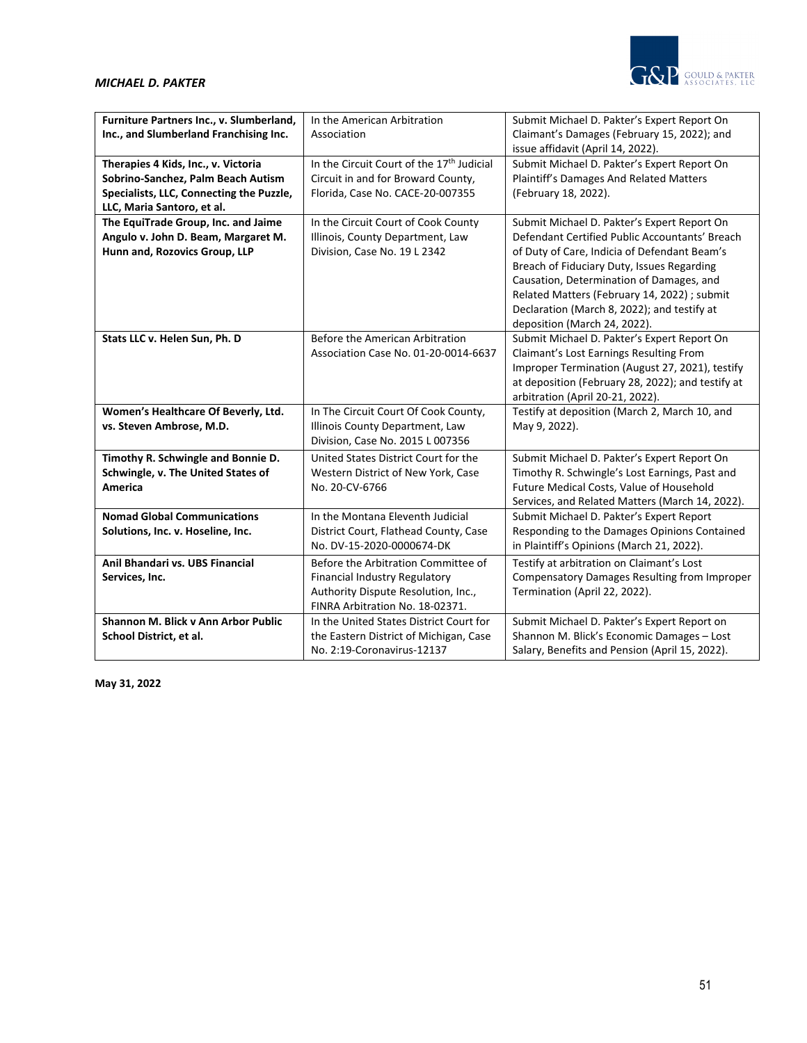| | | |
|---|---|---|
| **Furniture Partners Inc., v. Slumberland, Inc., and Slumberland Franchising Inc.** | In the American Arbitration Association | Submit Michael D. Pakter's Expert Report On Claimant's Damages (February 15, 2022); and issue affidavit (April 14, 2022). |
| **Therapies 4 Kids, Inc., v. Victoria Sobrino-Sanchez, Palm Beach Autism Specialists, LLC, Connecting the Puzzle, LLC, Maria Santoro, et al.** | In the Circuit Court of the 17th Judicial Circuit in and for Broward County, Florida, Case No. CACE-20-007355 | Submit Michael D. Pakter's Expert Report On Plaintiff's Damages And Related Matters (February 18, 2022). |
| **The EquiTrade Group, Inc. and Jaime Angulo v. John D. Beam, Margaret M. Hunn and, Rozovics Group, LLP** | In the Circuit Court of Cook County Illinois, County Department, Law Division, Case No. 19 L 2342 | Submit Michael D. Pakter's Expert Report On Defendant Certified Public Accountants' Breach of Duty of Care, Indicia of Defendant Beam's Breach of Fiduciary Duty, Issues Regarding Causation, Determination of Damages, and Related Matters (February 14, 2022) ; submit Declaration (March 8, 2022); and testify at deposition (March 24, 2022). |
| **Stats LLC v. Helen Sun, Ph. D** | Before the American Arbitration Association Case No. 01-20-0014-6637 | Submit Michael D. Pakter's Expert Report On Claimant's Lost Earnings Resulting From Improper Termination (August 27, 2021), testify at deposition (February 28, 2022); and testify at arbitration (April 20-21, 2022). |
| **Women's Healthcare Of Beverly, Ltd. vs. Steven Ambrose, M.D.** | In The Circuit Court Of Cook County, Illinois County Department, Law Division, Case No. 2015 L 007356 | Testify at deposition (March 2, March 10, and May 9, 2022). |
| **Timothy R. Schwingle and Bonnie D. Schwingle, v. The United States of America** | United States District Court for the Western District of New York, Case No. 20-CV-6766 | Submit Michael D. Pakter's Expert Report On Timothy R. Schwingle's Lost Earnings, Past and Future Medical Costs, Value of Household Services, and Related Matters (March 14, 2022). |
| **Nomad Global Communications Solutions, Inc. v. Hoseline, Inc.** | In the Montana Eleventh Judicial District Court, Flathead County, Case No. DV-15-2020-0000674-DK | Submit Michael D. Pakter's Expert Report Responding to the Damages Opinions Contained in Plaintiff's Opinions (March 21, 2022). |
| **Anil Bhandari vs. UBS Financial Services, Inc.** | Before the Arbitration Committee of Financial Industry Regulatory Authority Dispute Resolution, Inc., FINRA Arbitration No. 18-02371. | Testify at arbitration on Claimant's Lost Compensatory Damages Resulting from Improper Termination (April 22, 2022). |
| **Shannon M. Blick v Ann Arbor Public School District, et al.** | In the United States District Court for the Eastern District of Michigan, Case No. 2:19-Coronavirus-12137 | Submit Michael D. Pakter's Expert Report on Shannon M. Blick's Economic Damages – Lost Salary, Benefits and Pension (April 15, 2022). |

**May 31, 2022**